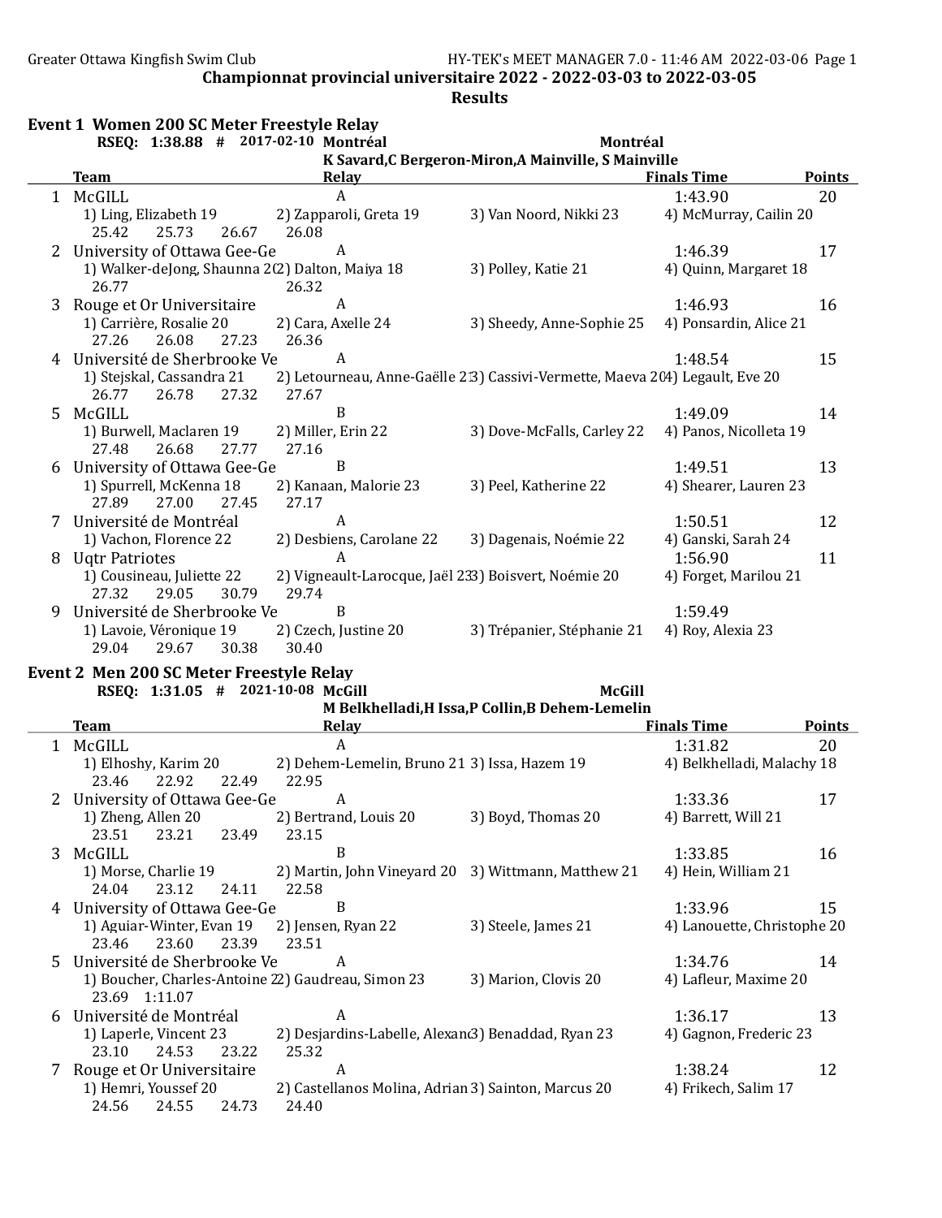**Championnat provincial universitaire 2022 - 2022-03-03 to 2022-03-05**

**Results**

## Event 1 Women 200 SC Meter Freestyle Relay

**RSEQ: 1:38.88 # 2017-02-10 Montréal** Montréal
K Savard,C Bergeron-Miron,A Mainville, S Mainville

| | Team | Relay | | | Finals Time | Points |
|---|---|---|---|---|---|---|
| 1 | McGILL | A | | | 1:43.90 | 20 |
| | 1) Ling, Elizabeth 19 | 2) Zapparoli, Greta 19 | 3) Van Noord, Nikki 23 | 4) McMurray, Cailin 20 | | |
| | 25.42 25.73 26.67 26.08 | | | | | |
| 2 | University of Ottawa Gee-Ge | A | | | 1:46.39 | 17 |
| | 1) Walker-deJong, Shaunna 2 | 2) Dalton, Maiya 18 | 3) Polley, Katie 21 | 4) Quinn, Margaret 18 | | |
| | 26.77 26.32 | | | | | |
| 3 | Rouge et Or Universitaire | A | | | 1:46.93 | 16 |
| | 1) Carrière, Rosalie 20 | 2) Cara, Axelle 24 | 3) Sheedy, Anne-Sophie 25 | 4) Ponsardin, Alice 21 | | |
| | 27.26 26.08 27.23 26.36 | | | | | |
| 4 | Université de Sherbrooke Ve | A | | | 1:48.54 | 15 |
| | 1) Stejskal, Cassandra 21 | 2) Letourneau, Anne-Gaëlle 2 | 3) Cassivi-Vermette, Maeva 2 | 4) Legault, Eve 20 | | |
| | 26.77 26.78 27.32 27.67 | | | | | |
| 5 | McGILL | B | | | 1:49.09 | 14 |
| | 1) Burwell, Maclaren 19 | 2) Miller, Erin 22 | 3) Dove-McFalls, Carley 22 | 4) Panos, Nicolleta 19 | | |
| | 27.48 26.68 27.77 27.16 | | | | | |
| 6 | University of Ottawa Gee-Ge | B | | | 1:49.51 | 13 |
| | 1) Spurrell, McKenna 18 | 2) Kanaan, Malorie 23 | 3) Peel, Katherine 22 | 4) Shearer, Lauren 23 | | |
| | 27.89 27.00 27.45 27.17 | | | | | |
| 7 | Université de Montréal | A | | | 1:50.51 | 12 |
| | 1) Vachon, Florence 22 | 2) Desbiens, Carolane 22 | 3) Dagenais, Noémie 22 | 4) Ganski, Sarah 24 | | |
| 8 | Uqtr Patriotes | A | | | 1:56.90 | 11 |
| | 1) Cousineau, Juliette 22 | 2) Vigneault-Larocque, Jaël 23 | 3) Boisvert, Noémie 20 | 4) Forget, Marilou 21 | | |
| | 27.32 29.05 30.79 29.74 | | | | | |
| 9 | Université de Sherbrooke Ve | B | | | 1:59.49 | |
| | 1) Lavoie, Véronique 19 | 2) Czech, Justine 20 | 3) Trépanier, Stéphanie 21 | 4) Roy, Alexia 23 | | |
| | 29.04 29.67 30.38 30.40 | | | | | |

## Event 2 Men 200 SC Meter Freestyle Relay

**RSEQ: 1:31.05 # 2021-10-08 McGill** McGill
M Belkhelladi,H Issa,P Collin,B Dehem-Lemelin

| | Team | Relay | | | Finals Time | Points |
|---|---|---|---|---|---|---|
| 1 | McGILL | A | | | 1:31.82 | 20 |
| | 1) Elhoshy, Karim 20 | 2) Dehem-Lemelin, Bruno 21 | 3) Issa, Hazem 19 | 4) Belkhelladi, Malachy 18 | | |
| | 23.46 22.92 22.49 22.95 | | | | | |
| 2 | University of Ottawa Gee-Ge | A | | | 1:33.36 | 17 |
| | 1) Zheng, Allen 20 | 2) Bertrand, Louis 20 | 3) Boyd, Thomas 20 | 4) Barrett, Will 21 | | |
| | 23.51 23.21 23.49 23.15 | | | | | |
| 3 | McGILL | B | | | 1:33.85 | 16 |
| | 1) Morse, Charlie 19 | 2) Martin, John Vineyard 20 | 3) Wittmann, Matthew 21 | 4) Hein, William 21 | | |
| | 24.04 23.12 24.11 22.58 | | | | | |
| 4 | University of Ottawa Gee-Ge | B | | | 1:33.96 | 15 |
| | 1) Aguiar-Winter, Evan 19 | 2) Jensen, Ryan 22 | 3) Steele, James 21 | 4) Lanouette, Christophe 20 | | |
| | 23.46 23.60 23.39 23.51 | | | | | |
| 5 | Université de Sherbrooke Ve | A | | | 1:34.76 | 14 |
| | 1) Boucher, Charles-Antoine 2 | 2) Gaudreau, Simon 23 | 3) Marion, Clovis 20 | 4) Lafleur, Maxime 20 | | |
| | 23.69 1:11.07 | | | | | |
| 6 | Université de Montréal | A | | | 1:36.17 | 13 |
| | 1) Laperle, Vincent 23 | 2) Desjardins-Labelle, Alexan | 3) Benaddad, Ryan 23 | 4) Gagnon, Frederic 23 | | |
| | 23.10 24.53 23.22 25.32 | | | | | |
| 7 | Rouge et Or Universitaire | A | | | 1:38.24 | 12 |
| | 1) Hemri, Youssef 20 | 2) Castellanos Molina, Adrian | 3) Sainton, Marcus 20 | 4) Frikech, Salim 17 | | |
| | 24.56 24.55 24.73 24.40 | | | | | |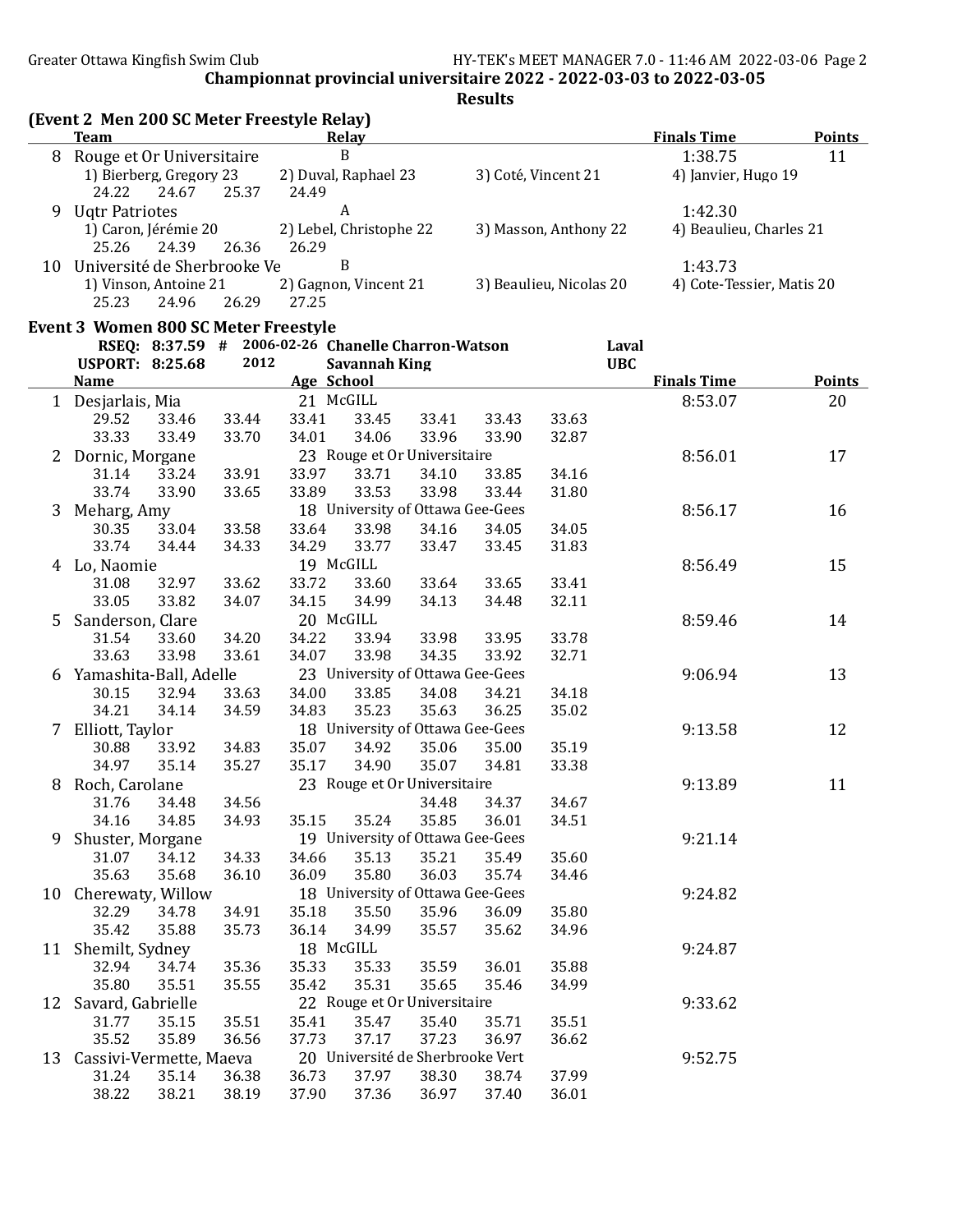## Championnat provincial universitaire 2022 - 2022-03-03 to 2022-03-05

### Results

### (Event 2 Men 200 SC Meter Freestyle Relay)

| | Team | Relay | | | Finals Time | Points |
|---|---|---|---|---|---|---|
| 8 | Rouge et Or Universitaire | B | | | 1:38.75 | 11 |
| | 1) Bierberg, Gregory 23 | 2) Duval, Raphael 23 | 3) Coté, Vincent 21 | 4) Janvier, Hugo 19 | | |
| | 24.22 24.67 25.37 24.49 | | | | | |
| 9 | Uqtr Patriotes | A | | | 1:42.30 | |
| | 1) Caron, Jérémie 20 | 2) Lebel, Christophe 22 | 3) Masson, Anthony 22 | 4) Beaulieu, Charles 21 | | |
| | 25.26 24.39 26.36 26.29 | | | | | |
| 10 | Université de Sherbrooke Ve | B | | | 1:43.73 | |
| | 1) Vinson, Antoine 21 | 2) Gagnon, Vincent 21 | 3) Beaulieu, Nicolas 20 | 4) Cote-Tessier, Matis 20 | | |
| | 25.23 24.96 26.29 27.25 | | | | | |

### Event 3 Women 800 SC Meter Freestyle

RSEQ: 8:37.59 # 2006-02-26 Chanelle Charron-Watson Laval
USPORT: 8:25.68 2012 Savannah King UBC

| | Name | Age | School | Finals Time | Points |
|---|---|---|---|---|---|
| 1 | Desjarlais, Mia | 21 | McGILL | 8:53.07 | 20 |
| | 29.52 33.46 33.44 33.41 33.45 33.41 33.43 33.63 | | | | |
| | 33.33 33.49 33.70 34.01 34.06 33.96 33.90 32.87 | | | | |
| 2 | Dornic, Morgane | 23 | Rouge et Or Universitaire | 8:56.01 | 17 |
| | 31.14 33.24 33.91 33.97 33.71 34.10 33.85 34.16 | | | | |
| | 33.74 33.90 33.65 33.89 33.53 33.98 33.44 31.80 | | | | |
| 3 | Meharg, Amy | 18 | University of Ottawa Gee-Gees | 8:56.17 | 16 |
| | 30.35 33.04 33.58 33.64 33.98 34.16 34.05 34.05 | | | | |
| | 33.74 34.44 34.33 34.29 33.77 33.47 33.45 31.83 | | | | |
| 4 | Lo, Naomie | 19 | McGILL | 8:56.49 | 15 |
| | 31.08 32.97 33.62 33.72 33.60 33.64 33.65 33.41 | | | | |
| | 33.05 33.82 34.07 34.15 34.99 34.13 34.48 32.11 | | | | |
| 5 | Sanderson, Clare | 20 | McGILL | 8:59.46 | 14 |
| | 31.54 33.60 34.20 34.22 33.94 33.98 33.95 33.78 | | | | |
| | 33.63 33.98 33.61 34.07 33.98 34.35 33.92 32.71 | | | | |
| 6 | Yamashita-Ball, Adelle | 23 | University of Ottawa Gee-Gees | 9:06.94 | 13 |
| | 30.15 32.94 33.63 34.00 33.85 34.08 34.21 34.18 | | | | |
| | 34.21 34.14 34.59 34.83 35.23 35.63 36.25 35.02 | | | | |
| 7 | Elliott, Taylor | 18 | University of Ottawa Gee-Gees | 9:13.58 | 12 |
| | 30.88 33.92 34.83 35.07 34.92 35.06 35.00 35.19 | | | | |
| | 34.97 35.14 35.27 35.17 34.90 35.07 34.81 33.38 | | | | |
| 8 | Roch, Carolane | 23 | Rouge et Or Universitaire | 9:13.89 | 11 |
| | 31.76 34.48 34.56 34.48 34.37 34.67 | | | | |
| | 34.16 34.85 34.93 35.15 35.24 35.85 36.01 34.51 | | | | |
| 9 | Shuster, Morgane | 19 | University of Ottawa Gee-Gees | 9:21.14 | |
| | 31.07 34.12 34.33 34.66 35.13 35.21 35.49 35.60 | | | | |
| | 35.63 35.68 36.10 36.09 35.80 36.03 35.74 34.46 | | | | |
| 10 | Cherewaty, Willow | 18 | University of Ottawa Gee-Gees | 9:24.82 | |
| | 32.29 34.78 34.91 35.18 35.50 35.96 36.09 35.80 | | | | |
| | 35.42 35.88 35.73 36.14 34.99 35.57 35.62 34.96 | | | | |
| 11 | Shemilt, Sydney | 18 | McGILL | 9:24.87 | |
| | 32.94 34.74 35.36 35.33 35.33 35.59 36.01 35.88 | | | | |
| | 35.80 35.51 35.55 35.42 35.31 35.65 35.46 34.99 | | | | |
| 12 | Savard, Gabrielle | 22 | Rouge et Or Universitaire | 9:33.62 | |
| | 31.77 35.15 35.51 35.41 35.47 35.40 35.71 35.51 | | | | |
| | 35.52 35.89 36.56 37.73 37.17 37.23 36.97 36.62 | | | | |
| 13 | Cassivi-Vermette, Maeva | 20 | Université de Sherbrooke Vert | 9:52.75 | |
| | 31.24 35.14 36.38 36.73 37.97 38.30 38.74 37.99 | | | | |
| | 38.22 38.21 38.19 37.90 37.36 36.97 37.40 36.01 | | | | |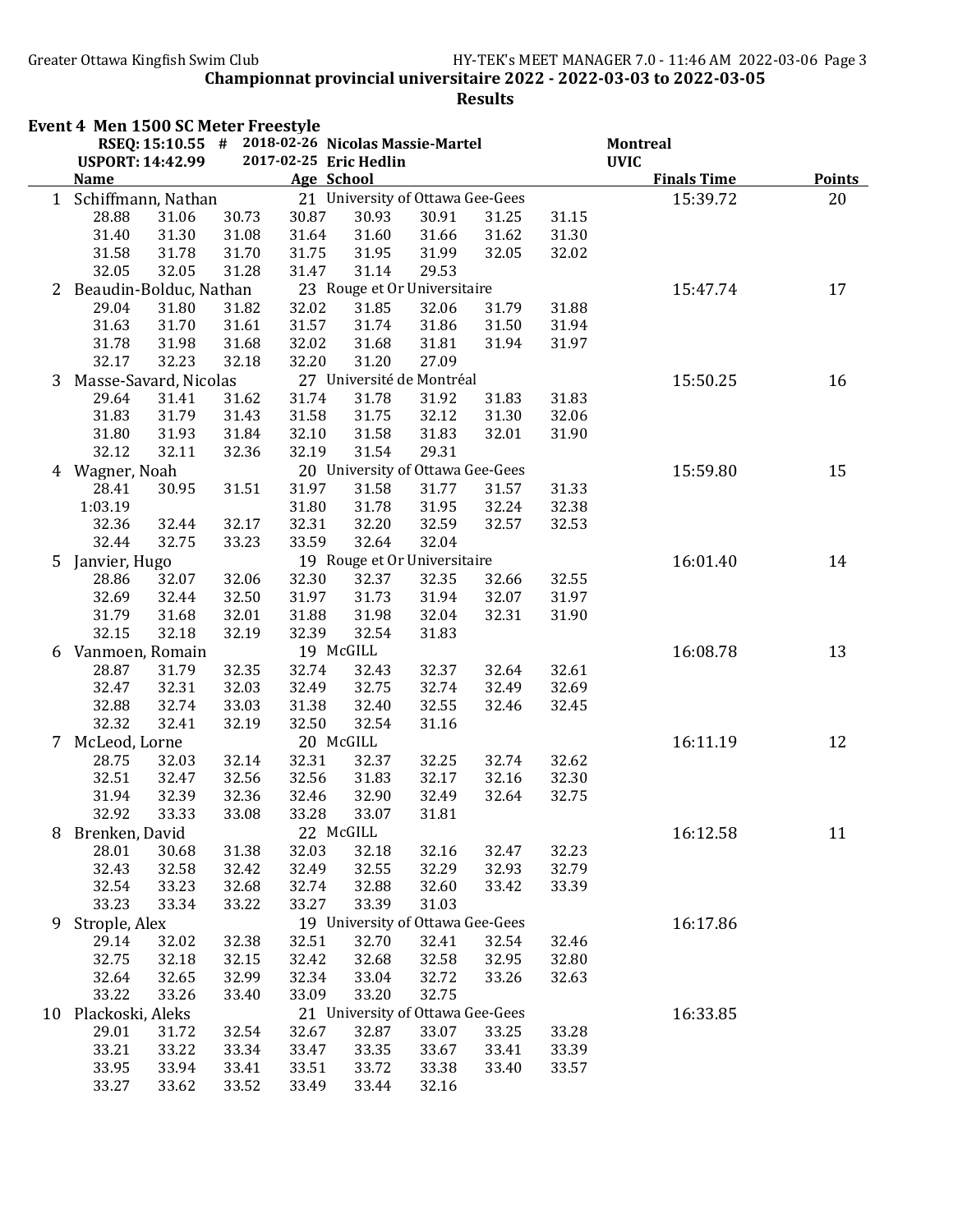Championnat provincial universitaire 2022 - 2022-03-03 to 2022-03-05

Results

## Event 4 Men 1500 SC Meter Freestyle

RSEQ: 15:10.55 # 2018-02-26 Nicolas Massie-Martel Montreal
USPORT: 14:42.99 2017-02-25 Eric Hedlin UVIC

| | Name | Age | School | Finals Time | Points |
|---|---|---|---|---|---|
| 1 | Schiffmann, Nathan | 21 | University of Ottawa Gee-Gees | 15:39.72 | 20 |
| | 28.88 31.06 30.73 30.87 30.93 30.91 31.25 31.15 | | | | |
| | 31.40 31.30 31.08 31.64 31.60 31.66 31.62 31.30 | | | | |
| | 31.58 31.78 31.70 31.75 31.95 31.99 32.05 32.02 | | | | |
| | 32.05 32.05 31.28 31.47 31.14 29.53 | | | | |
| 2 | Beaudin-Bolduc, Nathan | 23 | Rouge et Or Universitaire | 15:47.74 | 17 |
| | 29.04 31.80 31.82 32.02 31.85 32.06 31.79 31.88 | | | | |
| | 31.63 31.70 31.61 31.57 31.74 31.86 31.50 31.94 | | | | |
| | 31.78 31.98 31.68 32.02 31.68 31.81 31.94 31.97 | | | | |
| | 32.17 32.23 32.18 32.20 31.20 27.09 | | | | |
| 3 | Masse-Savard, Nicolas | 27 | Université de Montréal | 15:50.25 | 16 |
| | 29.64 31.41 31.62 31.74 31.78 31.92 31.83 31.83 | | | | |
| | 31.83 31.79 31.43 31.58 31.75 32.12 31.30 32.06 | | | | |
| | 31.80 31.93 31.84 32.10 31.58 31.83 32.01 31.90 | | | | |
| | 32.12 32.11 32.36 32.19 31.54 29.31 | | | | |
| 4 | Wagner, Noah | 20 | University of Ottawa Gee-Gees | 15:59.80 | 15 |
| | 28.41 30.95 31.51 31.97 31.58 31.77 31.57 31.33 | | | | |
| | 1:03.19 31.80 31.78 31.95 32.24 32.38 | | | | |
| | 32.36 32.44 32.17 32.31 32.20 32.59 32.57 32.53 | | | | |
| | 32.44 32.75 33.23 33.59 32.64 32.04 | | | | |
| 5 | Janvier, Hugo | 19 | Rouge et Or Universitaire | 16:01.40 | 14 |
| | 28.86 32.07 32.06 32.30 32.37 32.35 32.66 32.55 | | | | |
| | 32.69 32.44 32.50 31.97 31.73 31.94 32.07 31.97 | | | | |
| | 31.79 31.68 32.01 31.88 31.98 32.04 32.31 31.90 | | | | |
| | 32.15 32.18 32.19 32.39 32.54 31.83 | | | | |
| 6 | Vanmoen, Romain | 19 | McGILL | 16:08.78 | 13 |
| | 28.87 31.79 32.35 32.74 32.43 32.37 32.64 32.61 | | | | |
| | 32.47 32.31 32.03 32.49 32.75 32.74 32.49 32.69 | | | | |
| | 32.88 32.74 33.03 31.38 32.40 32.55 32.46 32.45 | | | | |
| | 32.32 32.41 32.19 32.50 32.54 31.16 | | | | |
| 7 | McLeod, Lorne | 20 | McGILL | 16:11.19 | 12 |
| | 28.75 32.03 32.14 32.31 32.37 32.25 32.74 32.62 | | | | |
| | 32.51 32.47 32.56 32.56 31.83 32.17 32.16 32.30 | | | | |
| | 31.94 32.39 32.36 32.46 32.90 32.49 32.64 32.75 | | | | |
| | 32.92 33.33 33.08 33.28 33.07 31.81 | | | | |
| 8 | Brenken, David | 22 | McGILL | 16:12.58 | 11 |
| | 28.01 30.68 31.38 32.03 32.18 32.16 32.47 32.23 | | | | |
| | 32.43 32.58 32.42 32.49 32.55 32.29 32.93 32.79 | | | | |
| | 32.54 33.23 32.68 32.74 32.88 32.60 33.42 33.39 | | | | |
| | 33.23 33.34 33.22 33.27 33.39 31.03 | | | | |
| 9 | Strople, Alex | 19 | University of Ottawa Gee-Gees | 16:17.86 | |
| | 29.14 32.02 32.38 32.51 32.70 32.41 32.54 32.46 | | | | |
| | 32.75 32.18 32.15 32.42 32.68 32.58 32.95 32.80 | | | | |
| | 32.64 32.65 32.99 32.34 33.04 32.72 33.26 32.63 | | | | |
| | 33.22 33.26 33.40 33.09 33.20 32.75 | | | | |
| 10 | Plackoski, Aleks | 21 | University of Ottawa Gee-Gees | 16:33.85 | |
| | 29.01 31.72 32.54 32.67 32.87 33.07 33.25 33.28 | | | | |
| | 33.21 33.22 33.34 33.47 33.35 33.67 33.41 33.39 | | | | |
| | 33.95 33.94 33.41 33.51 33.72 33.38 33.40 33.57 | | | | |
| | 33.27 33.62 33.52 33.49 33.44 32.16 | | | | |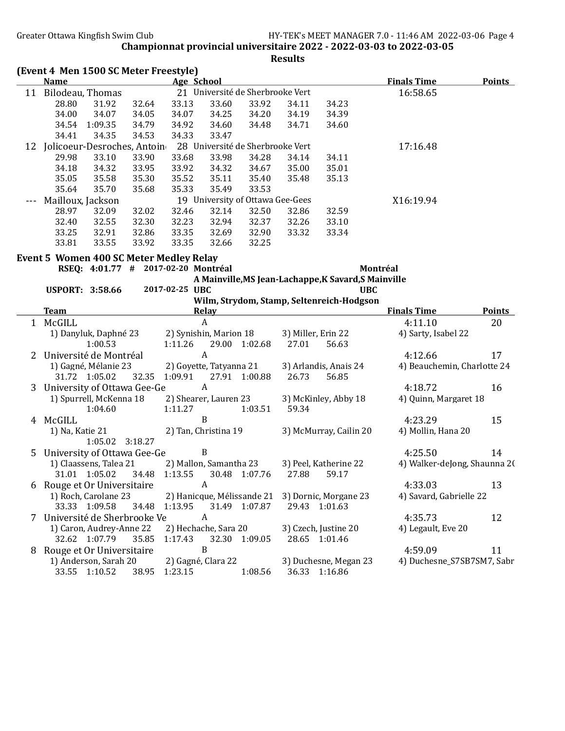Championnat provincial universitaire 2022 - 2022-03-03 to 2022-03-05

**Results**

## (Event 4 Men 1500 SC Meter Freestyle)

| | Name | Age | School | Finals Time | Points |
|---|---|---|---|---|---|
| 11 | Bilodeau, Thomas | 21 | Université de Sherbrooke Vert | 16:58.65 | |
| | 28.80 31.92 32.64 33.13 33.60 33.92 34.11 34.23 | | | | |
| | 34.00 34.07 34.05 34.07 34.25 34.20 34.19 34.39 | | | | |
| | 34.54 1:09.35 34.79 34.92 34.60 34.48 34.71 34.60 | | | | |
| | 34.41 34.35 34.53 34.33 33.47 | | | | |
| 12 | Jolicoeur-Desroches, Antoin | 28 | Université de Sherbrooke Vert | 17:16.48 | |
| | 29.98 33.10 33.90 33.68 33.98 34.28 34.14 34.11 | | | | |
| | 34.18 34.32 33.95 33.92 34.32 34.67 35.00 35.01 | | | | |
| | 35.05 35.58 35.30 35.52 35.11 35.40 35.48 35.13 | | | | |
| | 35.64 35.70 35.68 35.33 35.49 33.53 | | | | |
| --- | Mailloux, Jackson | 19 | University of Ottawa Gee-Gees | X16:19.94 | |
| | 28.97 32.09 32.02 32.46 32.14 32.50 32.86 32.59 | | | | |
| | 32.40 32.55 32.30 32.23 32.94 32.37 32.26 33.10 | | | | |
| | 33.25 32.91 32.86 33.35 32.69 32.90 33.32 33.34 | | | | |
| | 33.81 33.55 33.92 33.35 32.66 32.25 | | | | |

## Event 5 Women 400 SC Meter Medley Relay

RSEQ: 4:01.77 # 2017-02-20 Montréal — Montréal
A Mainville,MS Jean-Lachappe,K Savard,S Mainville

USPORT: 3:58.66 2017-02-25 UBC — UBC
Wilm, Strydom, Stamp, Seltenreich-Hodgson

| | Team | Relay | Finals Time | Points |
|---|---|---|---|---|
| 1 | McGILL | A | 4:11.10 | 20 |
| | 1) Danyluk, Daphné 23; 2) Synishin, Marion 18; 3) Miller, Erin 22; 4) Sarty, Isabel 22 | | | |
| | 1:00.53 1:11.26 29.00 1:02.68 27.01 56.63 | | | |
| 2 | Université de Montréal | A | 4:12.66 | 17 |
| | 1) Gagné, Mélanie 23; 2) Goyette, Tatyanna 21; 3) Arlandis, Anais 24; 4) Beauchemin, Charlotte 24 | | | |
| | 31.72 1:05.02 32.35 1:09.91 27.91 1:00.88 26.73 56.85 | | | |
| 3 | University of Ottawa Gee-Ge | A | 4:18.72 | 16 |
| | 1) Spurrell, McKenna 18; 2) Shearer, Lauren 23; 3) McKinley, Abby 18; 4) Quinn, Margaret 18 | | | |
| | 1:04.60 1:11.27 1:03.51 59.34 | | | |
| 4 | McGILL | B | 4:23.29 | 15 |
| | 1) Na, Katie 21; 2) Tan, Christina 19; 3) McMurray, Cailin 20; 4) Mollin, Hana 20 | | | |
| | 1:05.02 3:18.27 | | | |
| 5 | University of Ottawa Gee-Ge | B | 4:25.50 | 14 |
| | 1) Claassens, Talea 21; 2) Mallon, Samantha 23; 3) Peel, Katherine 22; 4) Walker-deJong, Shaunna 2( | | | |
| | 31.01 1:05.02 34.48 1:13.55 30.48 1:07.76 27.88 59.17 | | | |
| 6 | Rouge et Or Universitaire | A | 4:33.03 | 13 |
| | 1) Roch, Carolane 23; 2) Hanicque, Mélissande 21; 3) Dornic, Morgane 23; 4) Savard, Gabrielle 22 | | | |
| | 33.33 1:09.58 34.48 1:13.95 31.49 1:07.87 29.43 1:01.63 | | | |
| 7 | Université de Sherbrooke Ve | A | 4:35.73 | 12 |
| | 1) Caron, Audrey-Anne 22; 2) Hechache, Sara 20; 3) Czech, Justine 20; 4) Legault, Eve 20 | | | |
| | 32.62 1:07.79 35.85 1:17.43 32.30 1:09.05 28.65 1:01.46 | | | |
| 8 | Rouge et Or Universitaire | B | 4:59.09 | 11 |
| | 1) Anderson, Sarah 20; 2) Gagné, Clara 22; 3) Duchesne, Megan 23; 4) Duchesne_S7SB7SM7, Sabr | | | |
| | 33.55 1:10.52 38.95 1:23.15 1:08.56 36.33 1:16.86 | | | |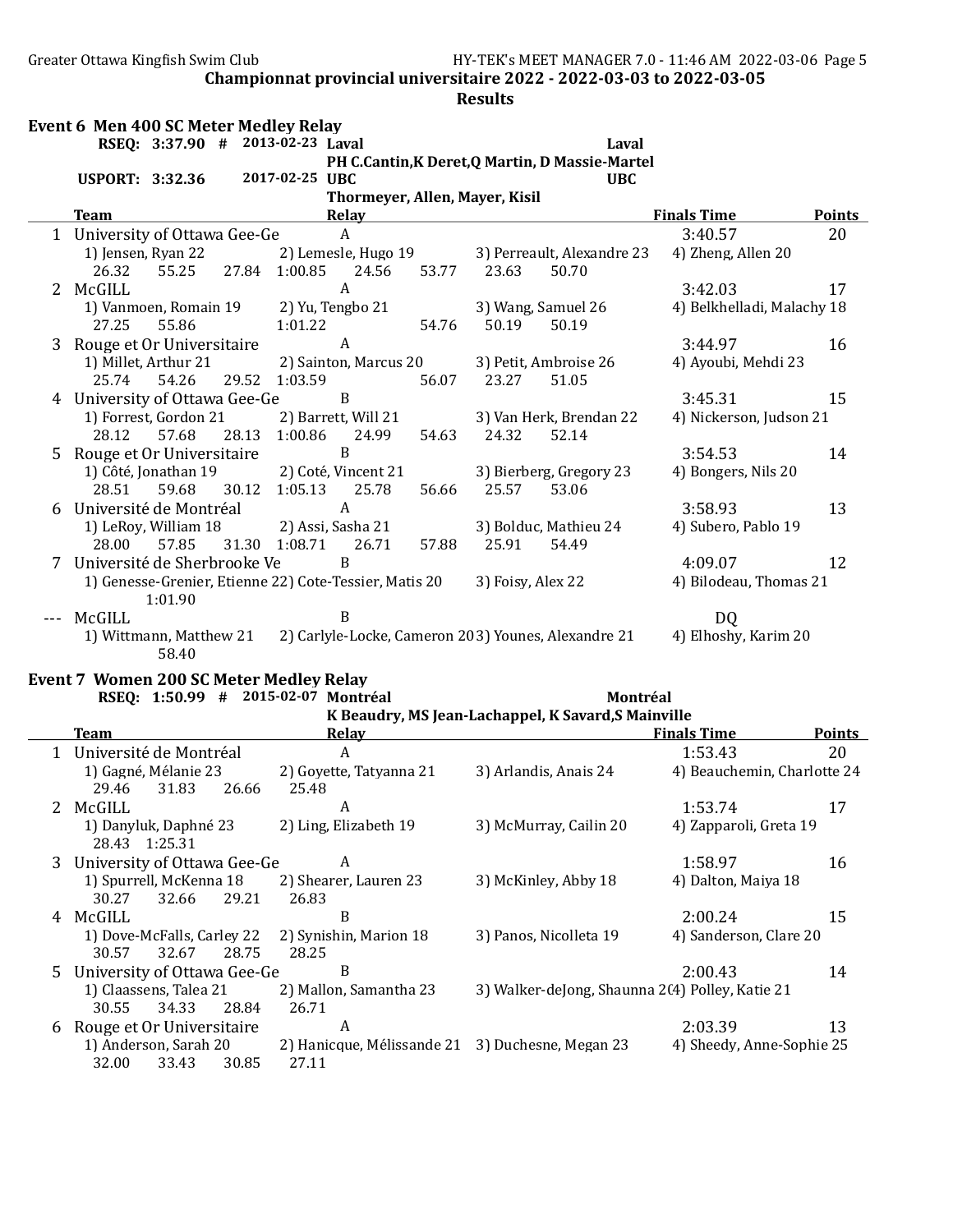Championnat provincial universitaire 2022 - 2022-03-03 to 2022-03-05

**Results**

## Event 6 Men 400 SC Meter Medley Relay

RSEQ: 3:37.90 # 2013-02-23 Laval — Laval
PH C.Cantin,K Deret,Q Martin, D Massie-Martel

USPORT: 3:32.36 2017-02-25 UBC — UBC
Thormeyer, Allen, Mayer, Kisil

| | Team | Relay | Finals Time | Points |
|---|---|---|---|---|
| 1 | University of Ottawa Gee-Ge | A | 3:40.57 | 20 |
| | 1) Jensen, Ryan 22; 2) Lemesle, Hugo 19; 3) Perreault, Alexandre 23; 4) Zheng, Allen 20 | | | |
| | 26.32 55.25 27.84 1:00.85 24.56 53.77 23.63 50.70 | | | |
| 2 | McGILL | A | 3:42.03 | 17 |
| | 1) Vanmoen, Romain 19; 2) Yu, Tengbo 21; 3) Wang, Samuel 26; 4) Belkhelladi, Malachy 18 | | | |
| | 27.25 55.86 1:01.22 54.76 50.19 50.19 | | | |
| 3 | Rouge et Or Universitaire | A | 3:44.97 | 16 |
| | 1) Millet, Arthur 21; 2) Sainton, Marcus 20; 3) Petit, Ambroise 26; 4) Ayoubi, Mehdi 23 | | | |
| | 25.74 54.26 29.52 1:03.59 56.07 23.27 51.05 | | | |
| 4 | University of Ottawa Gee-Ge | B | 3:45.31 | 15 |
| | 1) Forrest, Gordon 21; 2) Barrett, Will 21; 3) Van Herk, Brendan 22; 4) Nickerson, Judson 21 | | | |
| | 28.12 57.68 28.13 1:00.86 24.99 54.63 24.32 52.14 | | | |
| 5 | Rouge et Or Universitaire | B | 3:54.53 | 14 |
| | 1) Côté, Jonathan 19; 2) Coté, Vincent 21; 3) Bierberg, Gregory 23; 4) Bongers, Nils 20 | | | |
| | 28.51 59.68 30.12 1:05.13 25.78 56.66 25.57 53.06 | | | |
| 6 | Université de Montréal | A | 3:58.93 | 13 |
| | 1) LeRoy, William 18; 2) Assi, Sasha 21; 3) Bolduc, Mathieu 24; 4) Subero, Pablo 19 | | | |
| | 28.00 57.85 31.30 1:08.71 26.71 57.88 25.91 54.49 | | | |
| 7 | Université de Sherbrooke Ve | B | 4:09.07 | 12 |
| | 1) Genesse-Grenier, Etienne 22; 2) Cote-Tessier, Matis 20; 3) Foisy, Alex 22; 4) Bilodeau, Thomas 21 | | | |
| | 1:01.90 | | | |
| --- | McGILL | B | DQ | |
| | 1) Wittmann, Matthew 21; 2) Carlyle-Locke, Cameron 20; 3) Younes, Alexandre 21; 4) Elhoshy, Karim 20 | | | |
| | 58.40 | | | |

## Event 7 Women 200 SC Meter Medley Relay

RSEQ: 1:50.99 # 2015-02-07 Montréal — Montréal
K Beaudry, MS Jean-Lachappel, K Savard,S Mainville

| | Team | Relay | Finals Time | Points |
|---|---|---|---|---|
| 1 | Université de Montréal | A | 1:53.43 | 20 |
| | 1) Gagné, Mélanie 23; 2) Goyette, Tatyanna 21; 3) Arlandis, Anais 24; 4) Beauchemin, Charlotte 24 | | | |
| | 29.46 31.83 26.66 25.48 | | | |
| 2 | McGILL | A | 1:53.74 | 17 |
| | 1) Danyluk, Daphné 23; 2) Ling, Elizabeth 19; 3) McMurray, Cailin 20; 4) Zapparoli, Greta 19 | | | |
| | 28.43 1:25.31 | | | |
| 3 | University of Ottawa Gee-Ge | A | 1:58.97 | 16 |
| | 1) Spurrell, McKenna 18; 2) Shearer, Lauren 23; 3) McKinley, Abby 18; 4) Dalton, Maiya 18 | | | |
| | 30.27 32.66 29.21 26.83 | | | |
| 4 | McGILL | B | 2:00.24 | 15 |
| | 1) Dove-McFalls, Carley 22; 2) Synishin, Marion 18; 3) Panos, Nicolleta 19; 4) Sanderson, Clare 20 | | | |
| | 30.57 32.67 28.75 28.25 | | | |
| 5 | University of Ottawa Gee-Ge | B | 2:00.43 | 14 |
| | 1) Claassens, Talea 21; 2) Mallon, Samantha 23; 3) Walker-deJong, Shaunna 2(; 4) Polley, Katie 21 | | | |
| | 30.55 34.33 28.84 26.71 | | | |
| 6 | Rouge et Or Universitaire | A | 2:03.39 | 13 |
| | 1) Anderson, Sarah 20; 2) Hanicque, Mélissande 21; 3) Duchesne, Megan 23; 4) Sheedy, Anne-Sophie 25 | | | |
| | 32.00 33.43 30.85 27.11 | | | |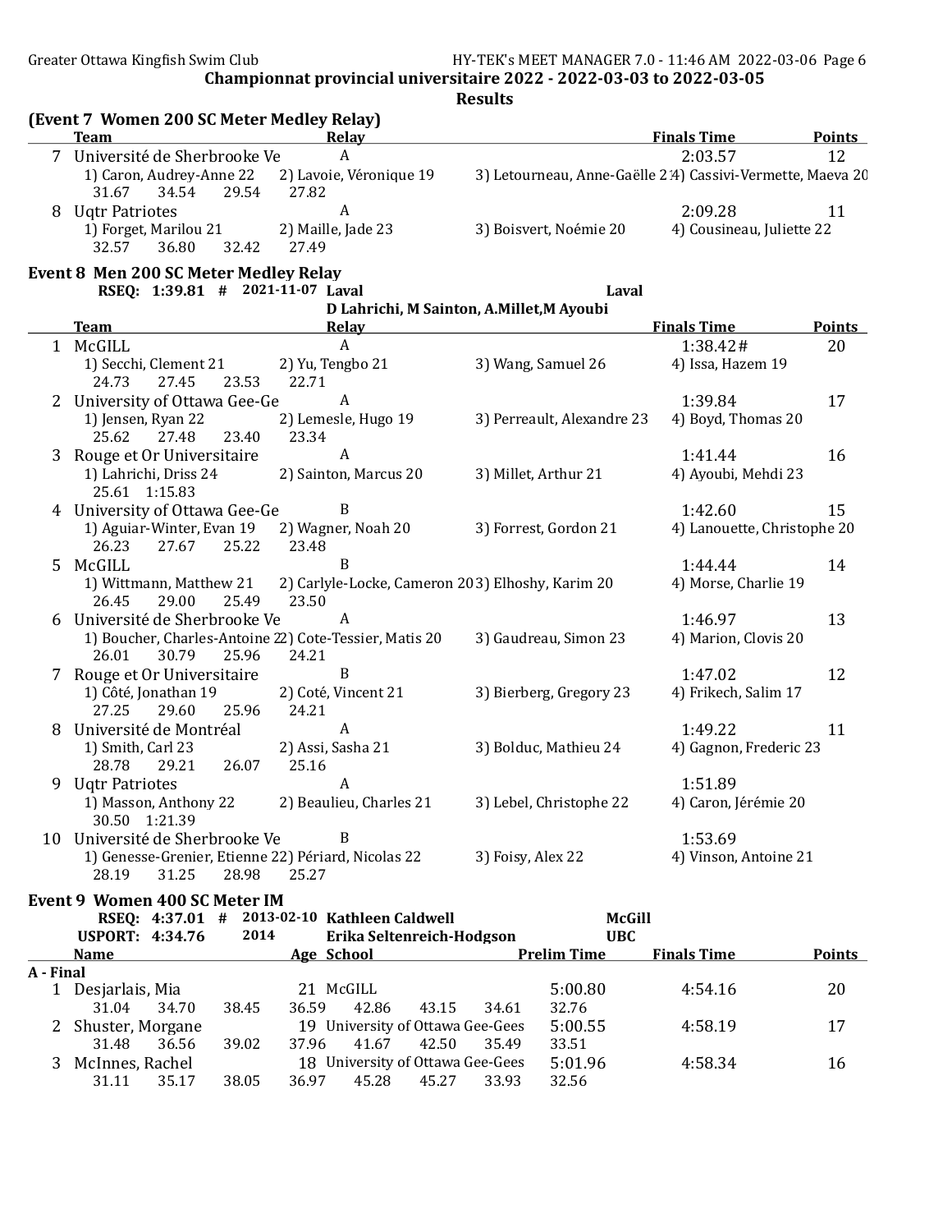Championnat provincial universitaire 2022 - 2022-03-03 to 2022-03-05

**Results**

### (Event 7 Women 200 SC Meter Medley Relay)

| | Team | Relay | Finals Time | Points |
|---|---|---|---|---|
| 7 | Université de Sherbrooke Ve | A | 2:03.57 | 12 |
| | 1) Caron, Audrey-Anne 22; 2) Lavoie, Véronique 19; 3) Letourneau, Anne-Gaëlle 2; 4) Cassivi-Vermette, Maeva 20 | | | |
| | 31.67 34.54 29.54 27.82 | | | |
| 8 | Uqtr Patriotes | A | 2:09.28 | 11 |
| | 1) Forget, Marilou 21; 2) Maille, Jade 23; 3) Boisvert, Noémie 20; 4) Cousineau, Juliette 22 | | | |
| | 32.57 36.80 32.42 27.49 | | | |

### Event 8 Men 200 SC Meter Medley Relay

RSEQ: 1:39.81 # 2021-11-07 Laval — Laval
D Lahrichi, M Sainton, A.Millet,M Ayoubi

| | Team | Relay | Finals Time | Points |
|---|---|---|---|---|
| 1 | McGILL | A | 1:38.42# | 20 |
| | 1) Secchi, Clement 21; 2) Yu, Tengbo 21; 3) Wang, Samuel 26; 4) Issa, Hazem 19 | | | |
| | 24.73 27.45 23.53 22.71 | | | |
| 2 | University of Ottawa Gee-Ge | A | 1:39.84 | 17 |
| | 1) Jensen, Ryan 22; 2) Lemesle, Hugo 19; 3) Perreault, Alexandre 23; 4) Boyd, Thomas 20 | | | |
| | 25.62 27.48 23.40 23.34 | | | |
| 3 | Rouge et Or Universitaire | A | 1:41.44 | 16 |
| | 1) Lahrichi, Driss 24; 2) Sainton, Marcus 20; 3) Millet, Arthur 21; 4) Ayoubi, Mehdi 23 | | | |
| | 25.61 1:15.83 | | | |
| 4 | University of Ottawa Gee-Ge | B | 1:42.60 | 15 |
| | 1) Aguiar-Winter, Evan 19; 2) Wagner, Noah 20; 3) Forrest, Gordon 21; 4) Lanouette, Christophe 20 | | | |
| | 26.23 27.67 25.22 23.48 | | | |
| 5 | McGILL | B | 1:44.44 | 14 |
| | 1) Wittmann, Matthew 21; 2) Carlyle-Locke, Cameron 20; 3) Elhoshy, Karim 20; 4) Morse, Charlie 19 | | | |
| | 26.45 29.00 25.49 23.50 | | | |
| 6 | Université de Sherbrooke Ve | A | 1:46.97 | 13 |
| | 1) Boucher, Charles-Antoine 2; 2) Cote-Tessier, Matis 20; 3) Gaudreau, Simon 23; 4) Marion, Clovis 20 | | | |
| | 26.01 30.79 25.96 24.21 | | | |
| 7 | Rouge et Or Universitaire | B | 1:47.02 | 12 |
| | 1) Côté, Jonathan 19; 2) Coté, Vincent 21; 3) Bierberg, Gregory 23; 4) Frikech, Salim 17 | | | |
| | 27.25 29.60 25.96 24.21 | | | |
| 8 | Université de Montréal | A | 1:49.22 | 11 |
| | 1) Smith, Carl 23; 2) Assi, Sasha 21; 3) Bolduc, Mathieu 24; 4) Gagnon, Frederic 23 | | | |
| | 28.78 29.21 26.07 25.16 | | | |
| 9 | Uqtr Patriotes | A | 1:51.89 | |
| | 1) Masson, Anthony 22; 2) Beaulieu, Charles 21; 3) Lebel, Christophe 22; 4) Caron, Jérémie 20 | | | |
| | 30.50 1:21.39 | | | |
| 10 | Université de Sherbrooke Ve | B | 1:53.69 | |
| | 1) Genesse-Grenier, Etienne 22; 2) Périard, Nicolas 22; 3) Foisy, Alex 22; 4) Vinson, Antoine 21 | | | |
| | 28.19 31.25 28.98 25.27 | | | |

### Event 9 Women 400 SC Meter IM

RSEQ: 4:37.01 # 2013-02-10 Kathleen Caldwell — McGill
USPORT: 4:34.76 2014 Erika Seltenreich-Hodgson — UBC

**A - Final**

| | Name | Age | School | Prelim Time | Finals Time | Points |
|---|---|---|---|---|---|---|
| 1 | Desjarlais, Mia | 21 | McGILL | 5:00.80 | 4:54.16 | 20 |
| | 31.04 34.70 38.45 36.59 42.86 43.15 34.61 32.76 | | | | | |
| 2 | Shuster, Morgane | 19 | University of Ottawa Gee-Gees | 5:00.55 | 4:58.19 | 17 |
| | 31.48 36.56 39.02 37.96 41.67 42.50 35.49 33.51 | | | | | |
| 3 | McInnes, Rachel | 18 | University of Ottawa Gee-Gees | 5:01.96 | 4:58.34 | 16 |
| | 31.11 35.17 38.05 36.97 45.28 45.27 33.93 32.56 | | | | | |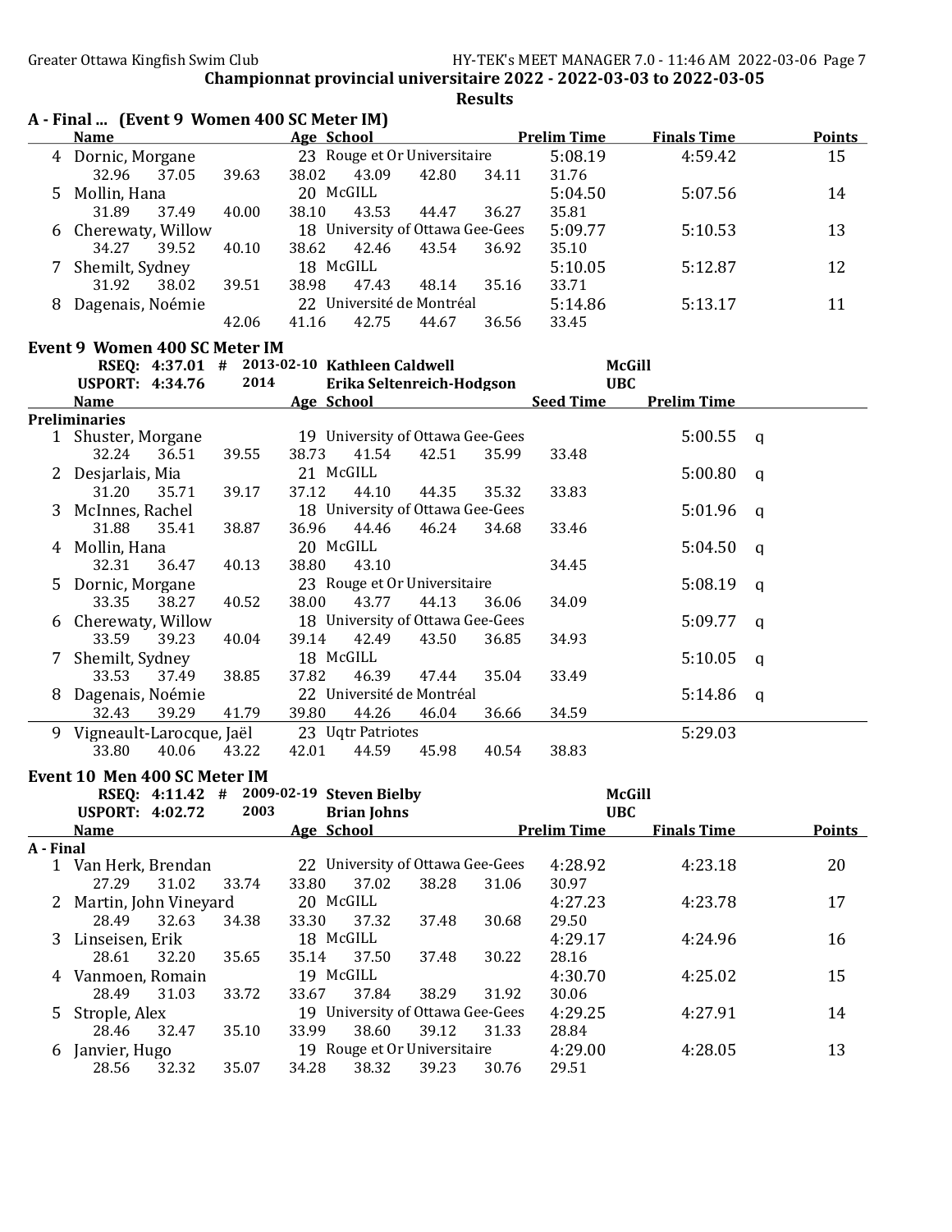## Championnat provincial universitaire 2022 - 2022-03-03 to 2022-03-05

### Results

### A - Final ... (Event 9 Women 400 SC Meter IM)

| | Name | Age | School | Prelim Time | Finals Time | Points |
|---|---|---|---|---|---|---|
| 4 | Dornic, Morgane | 23 | Rouge et Or Universitaire | 5:08.19 | 4:59.42 | 15 |
| | 32.96 37.05 39.63 38.02 43.09 42.80 34.11 31.76 | | | | | |
| 5 | Mollin, Hana | 20 | McGILL | 5:04.50 | 5:07.56 | 14 |
| | 31.89 37.49 40.00 38.10 43.53 44.47 36.27 35.81 | | | | | |
| 6 | Cherewaty, Willow | 18 | University of Ottawa Gee-Gees | 5:09.77 | 5:10.53 | 13 |
| | 34.27 39.52 40.10 38.62 42.46 43.54 36.92 35.10 | | | | | |
| 7 | Shemilt, Sydney | 18 | McGILL | 5:10.05 | 5:12.87 | 12 |
| | 31.92 38.02 39.51 38.98 47.43 48.14 35.16 33.71 | | | | | |
| 8 | Dagenais, Noémie | 22 | Université de Montréal | 5:14.86 | 5:13.17 | 11 |
| | 42.06 41.16 42.75 44.67 36.56 33.45 | | | | | |

### Event 9 Women 400 SC Meter IM

RSEQ: 4:37.01 # 2013-02-10 Kathleen Caldwell — McGill
USPORT: 4:34.76 2014 Erika Seltenreich-Hodgson — UBC

| | Name | Age | School | Seed Time | Prelim Time | |
|---|---|---|---|---|---|---|
| **Preliminaries** | | | | | | |
| 1 | Shuster, Morgane | 19 | University of Ottawa Gee-Gees | | 5:00.55 | q |
| | 32.24 36.51 39.55 38.73 41.54 42.51 35.99 33.48 | | | | | |
| 2 | Desjarlais, Mia | 21 | McGILL | | 5:00.80 | q |
| | 31.20 35.71 39.17 37.12 44.10 44.35 35.32 33.83 | | | | | |
| 3 | McInnes, Rachel | 18 | University of Ottawa Gee-Gees | | 5:01.96 | q |
| | 31.88 35.41 38.87 36.96 44.46 46.24 34.68 33.46 | | | | | |
| 4 | Mollin, Hana | 20 | McGILL | | 5:04.50 | q |
| | 32.31 36.47 40.13 38.80 43.10 34.45 | | | | | |
| 5 | Dornic, Morgane | 23 | Rouge et Or Universitaire | | 5:08.19 | q |
| | 33.35 38.27 40.52 38.00 43.77 44.13 36.06 34.09 | | | | | |
| 6 | Cherewaty, Willow | 18 | University of Ottawa Gee-Gees | | 5:09.77 | q |
| | 33.59 39.23 40.04 39.14 42.49 43.50 36.85 34.93 | | | | | |
| 7 | Shemilt, Sydney | 18 | McGILL | | 5:10.05 | q |
| | 33.53 37.49 38.85 37.82 46.39 47.44 35.04 33.49 | | | | | |
| 8 | Dagenais, Noémie | 22 | Université de Montréal | | 5:14.86 | q |
| | 32.43 39.29 41.79 39.80 44.26 46.04 36.66 34.59 | | | | | |
| 9 | Vigneault-Larocque, Jaël | 23 | Uqtr Patriotes | | 5:29.03 | |
| | 33.80 40.06 43.22 42.01 44.59 45.98 40.54 38.83 | | | | | |

### Event 10 Men 400 SC Meter IM

RSEQ: 4:11.42 # 2009-02-19 Steven Bielby — McGill
USPORT: 4:02.72 2003 Brian Johns — UBC

| | Name | Age | School | Prelim Time | Finals Time | Points |
|---|---|---|---|---|---|---|
| **A - Final** | | | | | | |
| 1 | Van Herk, Brendan | 22 | University of Ottawa Gee-Gees | 4:28.92 | 4:23.18 | 20 |
| | 27.29 31.02 33.74 33.80 37.02 38.28 31.06 30.97 | | | | | |
| 2 | Martin, John Vineyard | 20 | McGILL | 4:27.23 | 4:23.78 | 17 |
| | 28.49 32.63 34.38 33.30 37.32 37.48 30.68 29.50 | | | | | |
| 3 | Linseisen, Erik | 18 | McGILL | 4:29.17 | 4:24.96 | 16 |
| | 28.61 32.20 35.65 35.14 37.50 37.48 30.22 28.16 | | | | | |
| 4 | Vanmoen, Romain | 19 | McGILL | 4:30.70 | 4:25.02 | 15 |
| | 28.49 31.03 33.72 33.67 37.84 38.29 31.92 30.06 | | | | | |
| 5 | Strople, Alex | 19 | University of Ottawa Gee-Gees | 4:29.25 | 4:27.91 | 14 |
| | 28.46 32.47 35.10 33.99 38.60 39.12 31.33 28.84 | | | | | |
| 6 | Janvier, Hugo | 19 | Rouge et Or Universitaire | 4:29.00 | 4:28.05 | 13 |
| | 28.56 32.32 35.07 34.28 38.32 39.23 30.76 29.51 | | | | | |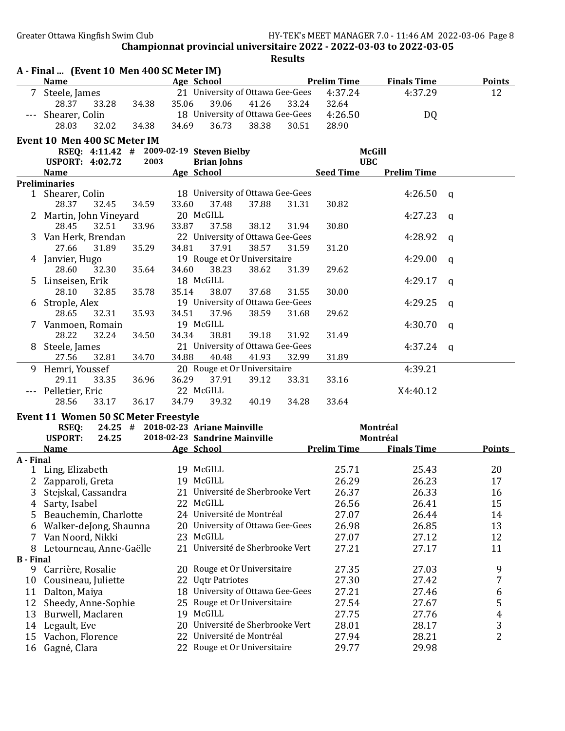Championnat provincial universitaire 2022 - 2022-03-03 to 2022-03-05

**Results**

### A - Final ... (Event 10 Men 400 SC Meter IM)

| | Name | Age | School | Prelim Time | Finals Time | Points |
|---|---|---|---|---|---|---|
| 7 | Steele, James | 21 | University of Ottawa Gee-Gees | 4:37.24 | 4:37.29 | 12 |
| | 28.37 33.28 34.38 35.06 39.06 41.26 33.24 32.64 | | | | | |
| --- | Shearer, Colin | 18 | University of Ottawa Gee-Gees | 4:26.50 | DQ | |
| | 28.03 32.02 34.38 34.69 36.73 38.38 30.51 28.90 | | | | | |

### Event 10 Men 400 SC Meter IM

RSEQ: 4:11.42 # 2009-02-19 **Steven Bielby** **McGill**
USPORT: 4:02.72 2003 **Brian Johns** **UBC**

| | Name | Age | School | Seed Time | Prelim Time | |
|---|---|---|---|---|---|---|
| **Preliminaries** | | | | | | |
| 1 | Shearer, Colin | 18 | University of Ottawa Gee-Gees | | 4:26.50 | q |
| | 28.37 32.45 34.59 33.60 37.48 37.88 31.31 30.82 | | | | | |
| 2 | Martin, John Vineyard | 20 | McGILL | | 4:27.23 | q |
| | 28.45 32.51 33.96 33.87 37.58 38.12 31.94 30.80 | | | | | |
| 3 | Van Herk, Brendan | 22 | University of Ottawa Gee-Gees | | 4:28.92 | q |
| | 27.66 31.89 35.29 34.81 37.91 38.57 31.59 31.20 | | | | | |
| 4 | Janvier, Hugo | 19 | Rouge et Or Universitaire | | 4:29.00 | q |
| | 28.60 32.30 35.64 34.60 38.23 38.62 31.39 29.62 | | | | | |
| 5 | Linseisen, Erik | 18 | McGILL | | 4:29.17 | q |
| | 28.10 32.85 35.78 35.14 38.07 37.68 31.55 30.00 | | | | | |
| 6 | Strople, Alex | 19 | University of Ottawa Gee-Gees | | 4:29.25 | q |
| | 28.65 32.31 35.93 34.51 37.96 38.59 31.68 29.62 | | | | | |
| 7 | Vanmoen, Romain | 19 | McGILL | | 4:30.70 | q |
| | 28.22 32.24 34.50 34.34 38.81 39.18 31.92 31.49 | | | | | |
| 8 | Steele, James | 21 | University of Ottawa Gee-Gees | | 4:37.24 | q |
| | 27.56 32.81 34.70 34.88 40.48 41.93 32.99 31.89 | | | | | |
| 9 | Hemri, Youssef | 20 | Rouge et Or Universitaire | | 4:39.21 | |
| | 29.11 33.35 36.96 36.29 37.91 39.12 33.31 33.16 | | | | | |
| --- | Pelletier, Eric | 22 | McGILL | | X4:40.12 | |
| | 28.56 33.17 36.17 34.79 39.32 40.19 34.28 33.64 | | | | | |

### Event 11 Women 50 SC Meter Freestyle

RSEQ: 24.25 # 2018-02-23 **Ariane Mainville** **Montréal**
USPORT: 24.25 2018-02-23 **Sandrine Mainville** **Montréal**

| | Name | Age | School | Prelim Time | Finals Time | Points |
|---|---|---|---|---|---|---|
| **A - Final** | | | | | | |
| 1 | Ling, Elizabeth | 19 | McGILL | 25.71 | 25.43 | 20 |
| 2 | Zapparoli, Greta | 19 | McGILL | 26.29 | 26.23 | 17 |
| 3 | Stejskal, Cassandra | 21 | Université de Sherbrooke Vert | 26.37 | 26.33 | 16 |
| 4 | Sarty, Isabel | 22 | McGILL | 26.56 | 26.41 | 15 |
| 5 | Beauchemin, Charlotte | 24 | Université de Montréal | 27.07 | 26.44 | 14 |
| 6 | Walker-deJong, Shaunna | 20 | University of Ottawa Gee-Gees | 26.98 | 26.85 | 13 |
| 7 | Van Noord, Nikki | 23 | McGILL | 27.07 | 27.12 | 12 |
| 8 | Letourneau, Anne-Gaëlle | 21 | Université de Sherbrooke Vert | 27.21 | 27.17 | 11 |
| **B - Final** | | | | | | |
| 9 | Carrière, Rosalie | 20 | Rouge et Or Universitaire | 27.35 | 27.03 | 9 |
| 10 | Cousineau, Juliette | 22 | Uqtr Patriotes | 27.30 | 27.42 | 7 |
| 11 | Dalton, Maiya | 18 | University of Ottawa Gee-Gees | 27.21 | 27.46 | 6 |
| 12 | Sheedy, Anne-Sophie | 25 | Rouge et Or Universitaire | 27.54 | 27.67 | 5 |
| 13 | Burwell, Maclaren | 19 | McGILL | 27.75 | 27.76 | 4 |
| 14 | Legault, Eve | 20 | Université de Sherbrooke Vert | 28.01 | 28.17 | 3 |
| 15 | Vachon, Florence | 22 | Université de Montréal | 27.94 | 28.21 | 2 |
| 16 | Gagné, Clara | 22 | Rouge et Or Universitaire | 29.77 | 29.98 | |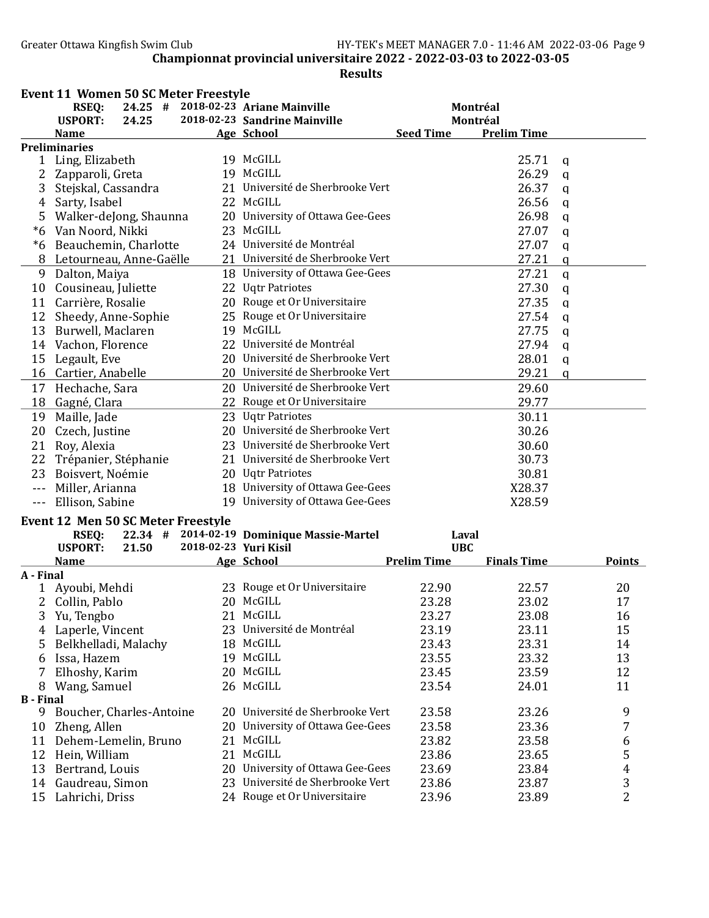## Championnat provincial universitaire 2022 - 2022-03-03 to 2022-03-05

## Results

### Event 11 Women 50 SC Meter Freestyle

| | | | | |
|---|---|---|---|---|
| RSEQ: | 24.25 # | 2018-02-23 | Ariane Mainville | Montréal |
| USPORT: | 24.25 | 2018-02-23 | Sandrine Mainville | Montréal |

| | Name | Age | School | Seed Time | Prelim Time | |
|---|---|---|---|---|---|---|
| **Preliminaries** | | | | | | |
| 1 | Ling, Elizabeth | 19 | McGILL | | 25.71 | q |
| 2 | Zapparoli, Greta | 19 | McGILL | | 26.29 | q |
| 3 | Stejskal, Cassandra | 21 | Université de Sherbrooke Vert | | 26.37 | q |
| 4 | Sarty, Isabel | 22 | McGILL | | 26.56 | q |
| 5 | Walker-deJong, Shaunna | 20 | University of Ottawa Gee-Gees | | 26.98 | q |
| *6 | Van Noord, Nikki | 23 | McGILL | | 27.07 | q |
| *6 | Beauchemin, Charlotte | 24 | Université de Montréal | | 27.07 | q |
| 8 | Letourneau, Anne-Gaëlle | 21 | Université de Sherbrooke Vert | | 27.21 | q |
| 9 | Dalton, Maiya | 18 | University of Ottawa Gee-Gees | | 27.21 | q |
| 10 | Cousineau, Juliette | 22 | Uqtr Patriotes | | 27.30 | q |
| 11 | Carrière, Rosalie | 20 | Rouge et Or Universitaire | | 27.35 | q |
| 12 | Sheedy, Anne-Sophie | 25 | Rouge et Or Universitaire | | 27.54 | q |
| 13 | Burwell, Maclaren | 19 | McGILL | | 27.75 | q |
| 14 | Vachon, Florence | 22 | Université de Montréal | | 27.94 | q |
| 15 | Legault, Eve | 20 | Université de Sherbrooke Vert | | 28.01 | q |
| 16 | Cartier, Anabelle | 20 | Université de Sherbrooke Vert | | 29.21 | q |
| 17 | Hechache, Sara | 20 | Université de Sherbrooke Vert | | 29.60 | |
| 18 | Gagné, Clara | 22 | Rouge et Or Universitaire | | 29.77 | |
| 19 | Maille, Jade | 23 | Uqtr Patriotes | | 30.11 | |
| 20 | Czech, Justine | 20 | Université de Sherbrooke Vert | | 30.26 | |
| 21 | Roy, Alexia | 23 | Université de Sherbrooke Vert | | 30.60 | |
| 22 | Trépanier, Stéphanie | 21 | Université de Sherbrooke Vert | | 30.73 | |
| 23 | Boisvert, Noémie | 20 | Uqtr Patriotes | | 30.81 | |
| --- | Miller, Arianna | 18 | University of Ottawa Gee-Gees | | X28.37 | |
| --- | Ellison, Sabine | 19 | University of Ottawa Gee-Gees | | X28.59 | |

### Event 12 Men 50 SC Meter Freestyle

| | | | | |
|---|---|---|---|---|
| RSEQ: | 22.34 # | 2014-02-19 | Dominique Massie-Martel | Laval |
| USPORT: | 21.50 | 2018-02-23 | Yuri Kisil | UBC |

| | Name | Age | School | Prelim Time | Finals Time | Points |
|---|---|---|---|---|---|---|
| **A - Final** | | | | | | |
| 1 | Ayoubi, Mehdi | 23 | Rouge et Or Universitaire | 22.90 | 22.57 | 20 |
| 2 | Collin, Pablo | 20 | McGILL | 23.28 | 23.02 | 17 |
| 3 | Yu, Tengbo | 21 | McGILL | 23.27 | 23.08 | 16 |
| 4 | Laperle, Vincent | 23 | Université de Montréal | 23.19 | 23.11 | 15 |
| 5 | Belkhelladi, Malachy | 18 | McGILL | 23.43 | 23.31 | 14 |
| 6 | Issa, Hazem | 19 | McGILL | 23.55 | 23.32 | 13 |
| 7 | Elhoshy, Karim | 20 | McGILL | 23.45 | 23.59 | 12 |
| 8 | Wang, Samuel | 26 | McGILL | 23.54 | 24.01 | 11 |
| **B - Final** | | | | | | |
| 9 | Boucher, Charles-Antoine | 20 | Université de Sherbrooke Vert | 23.58 | 23.26 | 9 |
| 10 | Zheng, Allen | 20 | University of Ottawa Gee-Gees | 23.58 | 23.36 | 7 |
| 11 | Dehem-Lemelin, Bruno | 21 | McGILL | 23.82 | 23.58 | 6 |
| 12 | Hein, William | 21 | McGILL | 23.86 | 23.65 | 5 |
| 13 | Bertrand, Louis | 20 | University of Ottawa Gee-Gees | 23.69 | 23.84 | 4 |
| 14 | Gaudreau, Simon | 23 | Université de Sherbrooke Vert | 23.86 | 23.87 | 3 |
| 15 | Lahrichi, Driss | 24 | Rouge et Or Universitaire | 23.96 | 23.89 | 2 |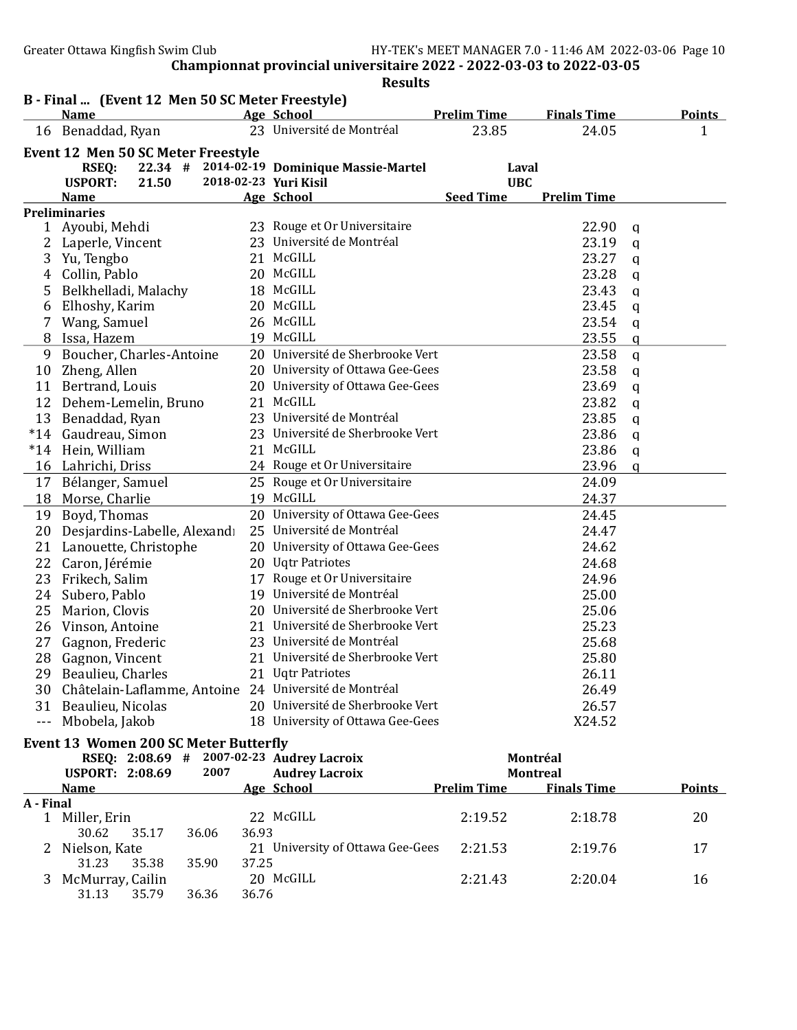Championnat provincial universitaire 2022 - 2022-03-03 to 2022-03-05

Results

## B - Final ... (Event 12 Men 50 SC Meter Freestyle)

| | Name | Age | School | Prelim Time | Finals Time | Points |
|---|---|---|---|---|---|---|
| 16 | Benaddad, Ryan | 23 | Université de Montréal | 23.85 | 24.05 | 1 |

## Event 12 Men 50 SC Meter Freestyle

| | | | | |
|---|---|---|---|---|
| RSEQ: | 22.34 # | 2014-02-19 | Dominique Massie-Martel | Laval |
| USPORT: | 21.50 | 2018-02-23 | Yuri Kisil | UBC |

| | Name | Age | School | Seed Time | Prelim Time | |
|---|---|---|---|---|---|---|
| **Preliminaries** | | | | | | |
| 1 | Ayoubi, Mehdi | 23 | Rouge et Or Universitaire | | 22.90 | q |
| 2 | Laperle, Vincent | 23 | Université de Montréal | | 23.19 | q |
| 3 | Yu, Tengbo | 21 | McGILL | | 23.27 | q |
| 4 | Collin, Pablo | 20 | McGILL | | 23.28 | q |
| 5 | Belkhelladi, Malachy | 18 | McGILL | | 23.43 | q |
| 6 | Elhoshy, Karim | 20 | McGILL | | 23.45 | q |
| 7 | Wang, Samuel | 26 | McGILL | | 23.54 | q |
| 8 | Issa, Hazem | 19 | McGILL | | 23.55 | q |
| 9 | Boucher, Charles-Antoine | 20 | Université de Sherbrooke Vert | | 23.58 | q |
| 10 | Zheng, Allen | 20 | University of Ottawa Gee-Gees | | 23.58 | q |
| 11 | Bertrand, Louis | 20 | University of Ottawa Gee-Gees | | 23.69 | q |
| 12 | Dehem-Lemelin, Bruno | 21 | McGILL | | 23.82 | q |
| 13 | Benaddad, Ryan | 23 | Université de Montréal | | 23.85 | q |
| *14 | Gaudreau, Simon | 23 | Université de Sherbrooke Vert | | 23.86 | q |
| *14 | Hein, William | 21 | McGILL | | 23.86 | q |
| 16 | Lahrichi, Driss | 24 | Rouge et Or Universitaire | | 23.96 | q |
| 17 | Bélanger, Samuel | 25 | Rouge et Or Universitaire | | 24.09 | |
| 18 | Morse, Charlie | 19 | McGILL | | 24.37 | |
| 19 | Boyd, Thomas | 20 | University of Ottawa Gee-Gees | | 24.45 | |
| 20 | Desjardins-Labelle, Alexandı | 25 | Université de Montréal | | 24.47 | |
| 21 | Lanouette, Christophe | 20 | University of Ottawa Gee-Gees | | 24.62 | |
| 22 | Caron, Jérémie | 20 | Uqtr Patriotes | | 24.68 | |
| 23 | Frikech, Salim | 17 | Rouge et Or Universitaire | | 24.96 | |
| 24 | Subero, Pablo | 19 | Université de Montréal | | 25.00 | |
| 25 | Marion, Clovis | 20 | Université de Sherbrooke Vert | | 25.06 | |
| 26 | Vinson, Antoine | 21 | Université de Sherbrooke Vert | | 25.23 | |
| 27 | Gagnon, Frederic | 23 | Université de Montréal | | 25.68 | |
| 28 | Gagnon, Vincent | 21 | Université de Sherbrooke Vert | | 25.80 | |
| 29 | Beaulieu, Charles | 21 | Uqtr Patriotes | | 26.11 | |
| 30 | Châtelain-Laflamme, Antoine | 24 | Université de Montréal | | 26.49 | |
| 31 | Beaulieu, Nicolas | 20 | Université de Sherbrooke Vert | | 26.57 | |
| --- | Mbobela, Jakob | 18 | University of Ottawa Gee-Gees | | X24.52 | |

## Event 13 Women 200 SC Meter Butterfly

| | | | | |
|---|---|---|---|---|
| RSEQ: | 2:08.69 # | 2007-02-23 | Audrey Lacroix | Montréal |
| USPORT: | 2:08.69 | 2007 | Audrey Lacroix | Montreal |

| | Name | Age | School | Prelim Time | Finals Time | Points |
|---|---|---|---|---|---|---|
| **A - Final** | | | | | | |
| 1 | Miller, Erin | 22 | McGILL | 2:19.52 | 2:18.78 | 20 |
| | 30.62 35.17 36.06 36.93 | | | | | |
| 2 | Nielson, Kate | 21 | University of Ottawa Gee-Gees | 2:21.53 | 2:19.76 | 17 |
| | 31.23 35.38 35.90 37.25 | | | | | |
| 3 | McMurray, Cailin | 20 | McGILL | 2:21.43 | 2:20.04 | 16 |
| | 31.13 35.79 36.36 36.76 | | | | | |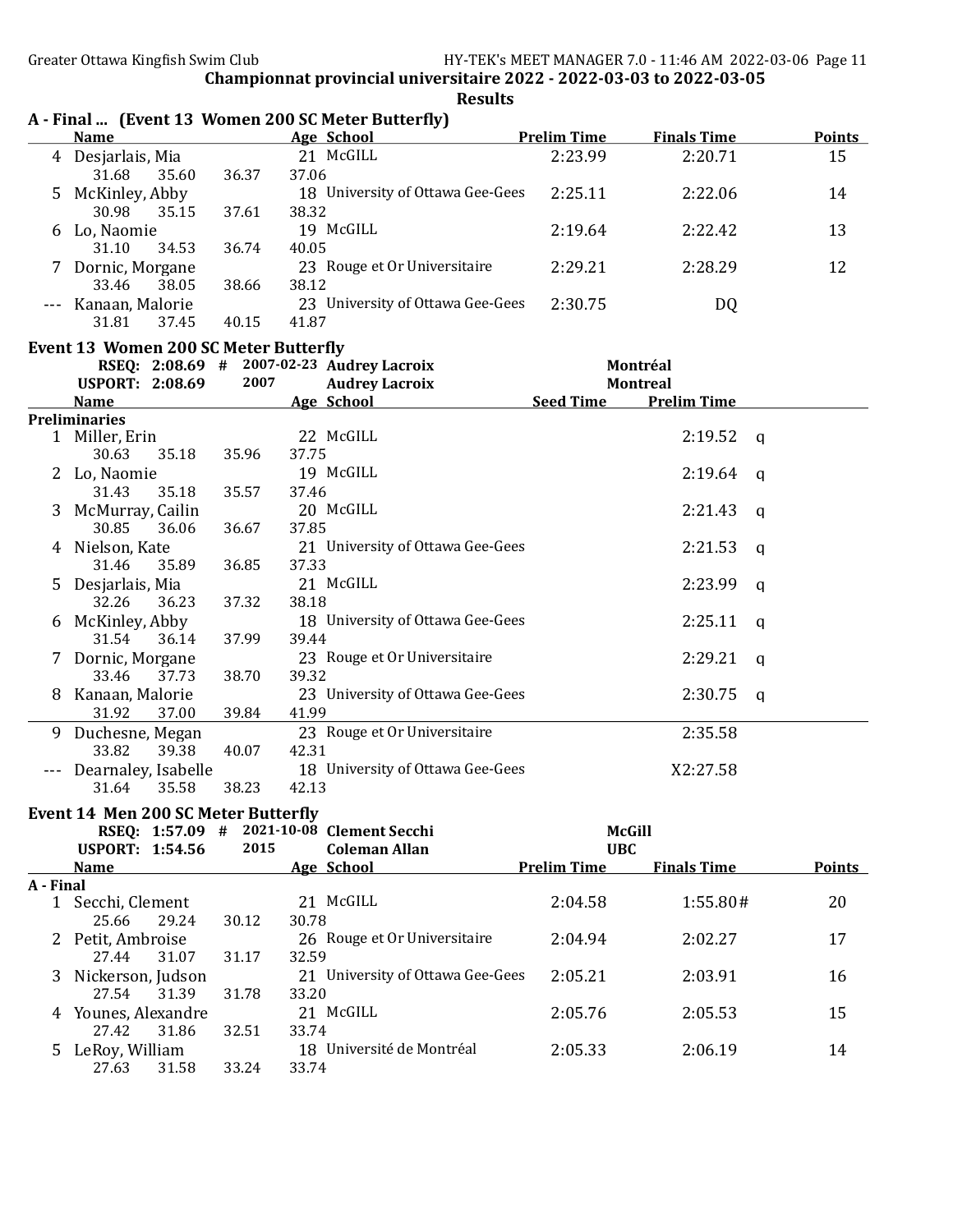Championnat provincial universitaire 2022 - 2022-03-03 to 2022-03-05

**Results**

### A - Final ... (Event 13 Women 200 SC Meter Butterfly)

| | Name | Age | School | Prelim Time | Finals Time | Points |
|---|---|---|---|---|---|---|
| 4 | Desjarlais, Mia | 21 | McGILL | 2:23.99 | 2:20.71 | 15 |
| | 31.68 35.60 36.37 37.06 | | | | | |
| 5 | McKinley, Abby | 18 | University of Ottawa Gee-Gees | 2:25.11 | 2:22.06 | 14 |
| | 30.98 35.15 37.61 38.32 | | | | | |
| 6 | Lo, Naomie | 19 | McGILL | 2:19.64 | 2:22.42 | 13 |
| | 31.10 34.53 36.74 40.05 | | | | | |
| 7 | Dornic, Morgane | 23 | Rouge et Or Universitaire | 2:29.21 | 2:28.29 | 12 |
| | 33.46 38.05 38.66 38.12 | | | | | |
| --- | Kanaan, Malorie | 23 | University of Ottawa Gee-Gees | 2:30.75 | DQ | |
| | 31.81 37.45 40.15 41.87 | | | | | |

### Event 13 Women 200 SC Meter Butterfly

RSEQ: 2:08.69 # 2007-02-23 Audrey Lacroix — Montréal
USPORT: 2:08.69 2007 Audrey Lacroix — Montreal

| | Name | Age | School | Seed Time | Prelim Time | |
|---|---|---|---|---|---|---|
| **Preliminaries** | | | | | | |
| 1 | Miller, Erin | 22 | McGILL | | 2:19.52 | q |
| | 30.63 35.18 35.96 37.75 | | | | | |
| 2 | Lo, Naomie | 19 | McGILL | | 2:19.64 | q |
| | 31.43 35.18 35.57 37.46 | | | | | |
| 3 | McMurray, Cailin | 20 | McGILL | | 2:21.43 | q |
| | 30.85 36.06 36.67 37.85 | | | | | |
| 4 | Nielson, Kate | 21 | University of Ottawa Gee-Gees | | 2:21.53 | q |
| | 31.46 35.89 36.85 37.33 | | | | | |
| 5 | Desjarlais, Mia | 21 | McGILL | | 2:23.99 | q |
| | 32.26 36.23 37.32 38.18 | | | | | |
| 6 | McKinley, Abby | 18 | University of Ottawa Gee-Gees | | 2:25.11 | q |
| | 31.54 36.14 37.99 39.44 | | | | | |
| 7 | Dornic, Morgane | 23 | Rouge et Or Universitaire | | 2:29.21 | q |
| | 33.46 37.73 38.70 39.32 | | | | | |
| 8 | Kanaan, Malorie | 23 | University of Ottawa Gee-Gees | | 2:30.75 | q |
| | 31.92 37.00 39.84 41.99 | | | | | |
| 9 | Duchesne, Megan | 23 | Rouge et Or Universitaire | | 2:35.58 | |
| | 33.82 39.38 40.07 42.31 | | | | | |
| --- | Dearnaley, Isabelle | 18 | University of Ottawa Gee-Gees | | X2:27.58 | |
| | 31.64 35.58 38.23 42.13 | | | | | |

### Event 14 Men 200 SC Meter Butterfly

RSEQ: 1:57.09 # 2021-10-08 Clement Secchi — McGill
USPORT: 1:54.56 2015 Coleman Allan — UBC

| | Name | Age | School | Prelim Time | Finals Time | Points |
|---|---|---|---|---|---|---|
| **A - Final** | | | | | | |
| 1 | Secchi, Clement | 21 | McGILL | 2:04.58 | 1:55.80# | 20 |
| | 25.66 29.24 30.12 30.78 | | | | | |
| 2 | Petit, Ambroise | 26 | Rouge et Or Universitaire | 2:04.94 | 2:02.27 | 17 |
| | 27.44 31.07 31.17 32.59 | | | | | |
| 3 | Nickerson, Judson | 21 | University of Ottawa Gee-Gees | 2:05.21 | 2:03.91 | 16 |
| | 27.54 31.39 31.78 33.20 | | | | | |
| 4 | Younes, Alexandre | 21 | McGILL | 2:05.76 | 2:05.53 | 15 |
| | 27.42 31.86 32.51 33.74 | | | | | |
| 5 | LeRoy, William | 18 | Université de Montréal | 2:05.33 | 2:06.19 | 14 |
| | 27.63 31.58 33.24 33.74 | | | | | |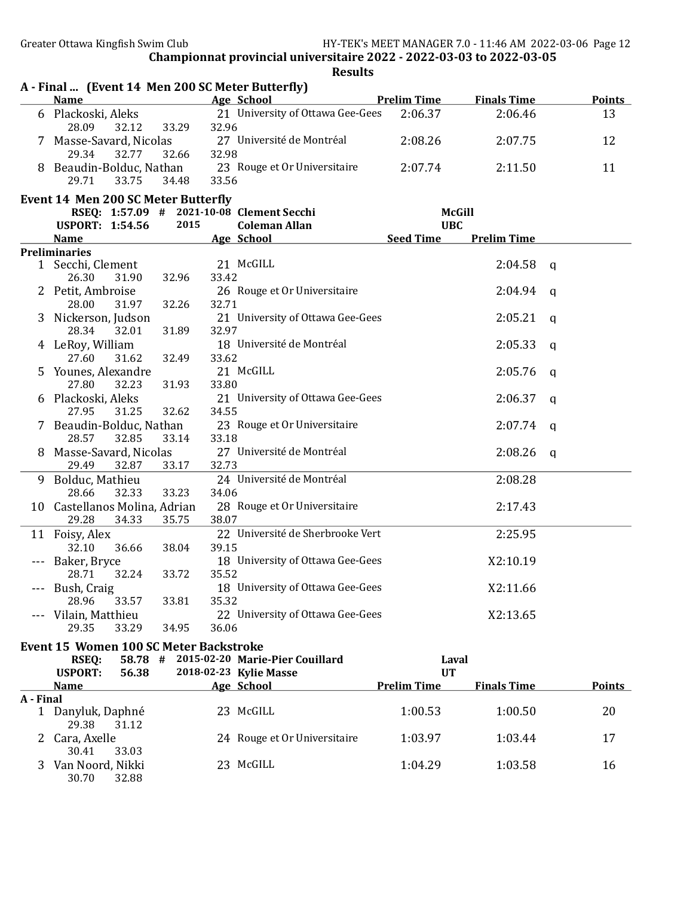**Championnat provincial universitaire 2022 - 2022-03-03 to 2022-03-05**

**Results**

### A - Final ... (Event 14 Men 200 SC Meter Butterfly)

| | Name | Age | School | Prelim Time | Finals Time | Points |
|---|---|---|---|---|---|---|
| 6 | Plackoski, Aleks | 21 | University of Ottawa Gee-Gees | 2:06.37 | 2:06.46 | 13 |
| | 28.09 32.12 33.29 32.96 | | | | | |
| 7 | Masse-Savard, Nicolas | 27 | Université de Montréal | 2:08.26 | 2:07.75 | 12 |
| | 29.34 32.77 32.66 32.98 | | | | | |
| 8 | Beaudin-Bolduc, Nathan | 23 | Rouge et Or Universitaire | 2:07.74 | 2:11.50 | 11 |
| | 29.71 33.75 34.48 33.56 | | | | | |

### Event 14 Men 200 SC Meter Butterfly

RSEQ: 1:57.09 # 2021-10-08 Clement Secchi McGill

USPORT: 1:54.56 2015 Coleman Allan UBC

**Preliminaries**

| | Name | Age | School | Seed Time | Prelim Time | |
|---|---|---|---|---|---|---|
| 1 | Secchi, Clement | 21 | McGILL | | 2:04.58 | q |
| | 26.30 31.90 32.96 33.42 | | | | | |
| 2 | Petit, Ambroise | 26 | Rouge et Or Universitaire | | 2:04.94 | q |
| | 28.00 31.97 32.26 32.71 | | | | | |
| 3 | Nickerson, Judson | 21 | University of Ottawa Gee-Gees | | 2:05.21 | q |
| | 28.34 32.01 31.89 32.97 | | | | | |
| 4 | LeRoy, William | 18 | Université de Montréal | | 2:05.33 | q |
| | 27.60 31.62 32.49 33.62 | | | | | |
| 5 | Younes, Alexandre | 21 | McGILL | | 2:05.76 | q |
| | 27.80 32.23 31.93 33.80 | | | | | |
| 6 | Plackoski, Aleks | 21 | University of Ottawa Gee-Gees | | 2:06.37 | q |
| | 27.95 31.25 32.62 34.55 | | | | | |
| 7 | Beaudin-Bolduc, Nathan | 23 | Rouge et Or Universitaire | | 2:07.74 | q |
| | 28.57 32.85 33.14 33.18 | | | | | |
| 8 | Masse-Savard, Nicolas | 27 | Université de Montréal | | 2:08.26 | q |
| | 29.49 32.87 33.17 32.73 | | | | | |
| 9 | Bolduc, Mathieu | 24 | Université de Montréal | | 2:08.28 | |
| | 28.66 32.33 33.23 34.06 | | | | | |
| 10 | Castellanos Molina, Adrian | 28 | Rouge et Or Universitaire | | 2:17.43 | |
| | 29.28 34.33 35.75 38.07 | | | | | |
| 11 | Foisy, Alex | 22 | Université de Sherbrooke Vert | | 2:25.95 | |
| | 32.10 36.66 38.04 39.15 | | | | | |
| --- | Baker, Bryce | 18 | University of Ottawa Gee-Gees | | X2:10.19 | |
| | 28.71 32.24 33.72 35.52 | | | | | |
| --- | Bush, Craig | 18 | University of Ottawa Gee-Gees | | X2:11.66 | |
| | 28.96 33.57 33.81 35.32 | | | | | |
| --- | Vilain, Matthieu | 22 | University of Ottawa Gee-Gees | | X2:13.65 | |
| | 29.35 33.29 34.95 36.06 | | | | | |

### Event 15 Women 100 SC Meter Backstroke

RSEQ: 58.78 # 2015-02-20 Marie-Pier Couillard Laval

USPORT: 56.38 2018-02-23 Kylie Masse UT

**A - Final**

| | Name | Age | School | Prelim Time | Finals Time | Points |
|---|---|---|---|---|---|---|
| 1 | Danyluk, Daphné | 23 | McGILL | 1:00.53 | 1:00.50 | 20 |
| | 29.38 31.12 | | | | | |
| 2 | Cara, Axelle | 24 | Rouge et Or Universitaire | 1:03.97 | 1:03.44 | 17 |
| | 30.41 33.03 | | | | | |
| 3 | Van Noord, Nikki | 23 | McGILL | 1:04.29 | 1:03.58 | 16 |
| | 30.70 32.88 | | | | | |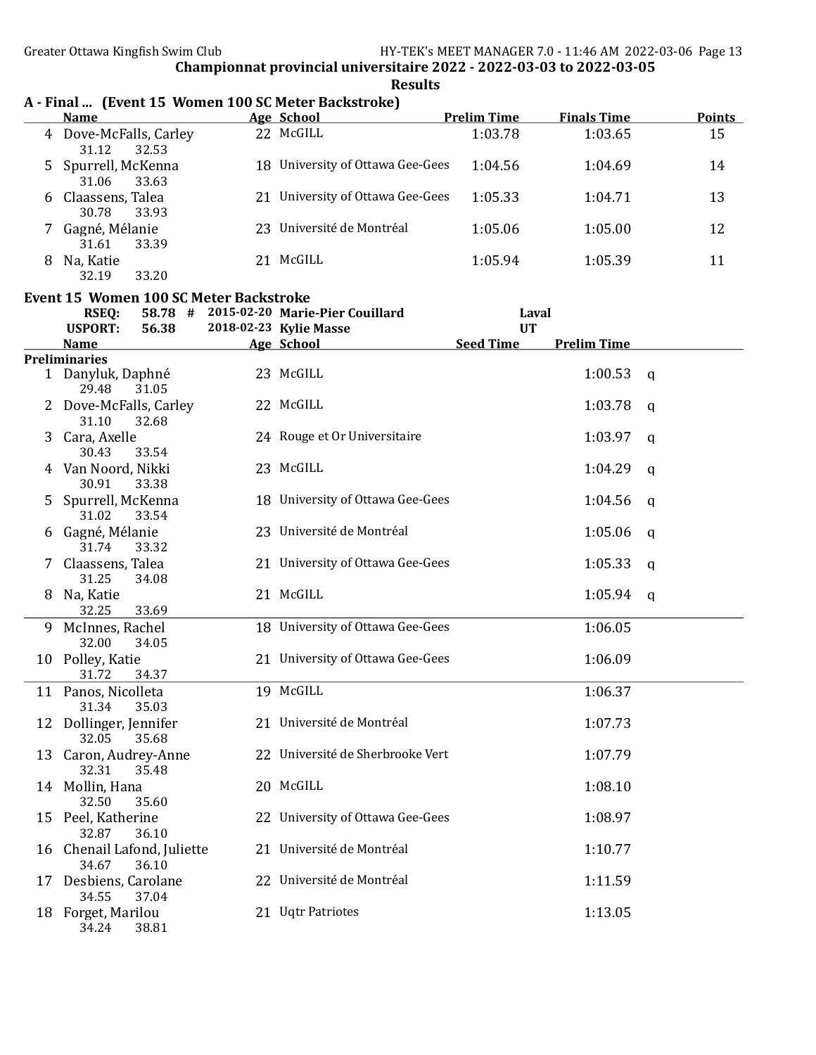Championnat provincial universitaire 2022 - 2022-03-03 to 2022-03-05

**Results**

## A - Final ... (Event 15 Women 100 SC Meter Backstroke)

| | Name | Age | School | Prelim Time | Finals Time | Points |
|---|---|---|---|---|---|---|
| 4 | Dove-McFalls, Carley | 22 | McGILL | 1:03.78 | 1:03.65 | 15 |
| | 31.12 32.53 | | | | | |
| 5 | Spurrell, McKenna | 18 | University of Ottawa Gee-Gees | 1:04.56 | 1:04.69 | 14 |
| | 31.06 33.63 | | | | | |
| 6 | Claassens, Talea | 21 | University of Ottawa Gee-Gees | 1:05.33 | 1:04.71 | 13 |
| | 30.78 33.93 | | | | | |
| 7 | Gagné, Mélanie | 23 | Université de Montréal | 1:05.06 | 1:05.00 | 12 |
| | 31.61 33.39 | | | | | |
| 8 | Na, Katie | 21 | McGILL | 1:05.94 | 1:05.39 | 11 |
| | 32.19 33.20 | | | | | |

## Event 15 Women 100 SC Meter Backstroke

| | | | | |
|---|---|---|---|---|
| RSEQ: | 58.78 # | 2015-02-20 | Marie-Pier Couillard | Laval |
| USPORT: | 56.38 | 2018-02-23 | Kylie Masse | UT |

**Preliminaries**

| | Name | Age | School | Seed Time | Prelim Time | |
|---|---|---|---|---|---|---|
| 1 | Danyluk, Daphné | 23 | McGILL | | 1:00.53 | q |
| | 29.48 31.05 | | | | | |
| 2 | Dove-McFalls, Carley | 22 | McGILL | | 1:03.78 | q |
| | 31.10 32.68 | | | | | |
| 3 | Cara, Axelle | 24 | Rouge et Or Universitaire | | 1:03.97 | q |
| | 30.43 33.54 | | | | | |
| 4 | Van Noord, Nikki | 23 | McGILL | | 1:04.29 | q |
| | 30.91 33.38 | | | | | |
| 5 | Spurrell, McKenna | 18 | University of Ottawa Gee-Gees | | 1:04.56 | q |
| | 31.02 33.54 | | | | | |
| 6 | Gagné, Mélanie | 23 | Université de Montréal | | 1:05.06 | q |
| | 31.74 33.32 | | | | | |
| 7 | Claassens, Talea | 21 | University of Ottawa Gee-Gees | | 1:05.33 | q |
| | 31.25 34.08 | | | | | |
| 8 | Na, Katie | 21 | McGILL | | 1:05.94 | q |
| | 32.25 33.69 | | | | | |
| 9 | McInnes, Rachel | 18 | University of Ottawa Gee-Gees | | 1:06.05 | |
| | 32.00 34.05 | | | | | |
| 10 | Polley, Katie | 21 | University of Ottawa Gee-Gees | | 1:06.09 | |
| | 31.72 34.37 | | | | | |
| 11 | Panos, Nicolleta | 19 | McGILL | | 1:06.37 | |
| | 31.34 35.03 | | | | | |
| 12 | Dollinger, Jennifer | 21 | Université de Montréal | | 1:07.73 | |
| | 32.05 35.68 | | | | | |
| 13 | Caron, Audrey-Anne | 22 | Université de Sherbrooke Vert | | 1:07.79 | |
| | 32.31 35.48 | | | | | |
| 14 | Mollin, Hana | 20 | McGILL | | 1:08.10 | |
| | 32.50 35.60 | | | | | |
| 15 | Peel, Katherine | 22 | University of Ottawa Gee-Gees | | 1:08.97 | |
| | 32.87 36.10 | | | | | |
| 16 | Chenail Lafond, Juliette | 21 | Université de Montréal | | 1:10.77 | |
| | 34.67 36.10 | | | | | |
| 17 | Desbiens, Carolane | 22 | Université de Montréal | | 1:11.59 | |
| | 34.55 37.04 | | | | | |
| 18 | Forget, Marilou | 21 | Uqtr Patriotes | | 1:13.05 | |
| | 34.24 38.81 | | | | | |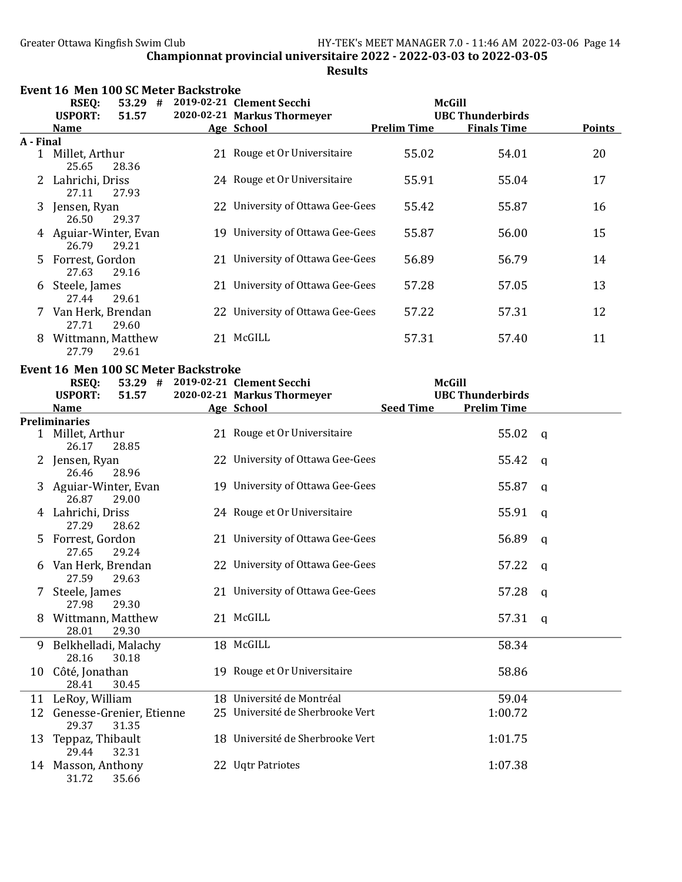## Championnat provincial universitaire 2022 - 2022-03-03 to 2022-03-05

**Results**

### Event 16 Men 100 SC Meter Backstroke

| | | | | |
|---|---|---|---|---|
| RSEQ: | 53.29 # | 2019-02-21 Clement Secchi | McGill | |
| USPORT: | 51.57 | 2020-02-21 Markus Thormeyer | UBC Thunderbirds | |

| | Name | Age | School | Prelim Time | Finals Time | Points |
|---|---|---|---|---|---|---|
| **A - Final** | | | | | | |
| 1 | Millet, Arthur | 21 | Rouge et Or Universitaire | 55.02 | 54.01 | 20 |
| | 25.65 28.36 | | | | | |
| 2 | Lahrichi, Driss | 24 | Rouge et Or Universitaire | 55.91 | 55.04 | 17 |
| | 27.11 27.93 | | | | | |
| 3 | Jensen, Ryan | 22 | University of Ottawa Gee-Gees | 55.42 | 55.87 | 16 |
| | 26.50 29.37 | | | | | |
| 4 | Aguiar-Winter, Evan | 19 | University of Ottawa Gee-Gees | 55.87 | 56.00 | 15 |
| | 26.79 29.21 | | | | | |
| 5 | Forrest, Gordon | 21 | University of Ottawa Gee-Gees | 56.89 | 56.79 | 14 |
| | 27.63 29.16 | | | | | |
| 6 | Steele, James | 21 | University of Ottawa Gee-Gees | 57.28 | 57.05 | 13 |
| | 27.44 29.61 | | | | | |
| 7 | Van Herk, Brendan | 22 | University of Ottawa Gee-Gees | 57.22 | 57.31 | 12 |
| | 27.71 29.60 | | | | | |
| 8 | Wittmann, Matthew | 21 | McGILL | 57.31 | 57.40 | 11 |
| | 27.79 29.61 | | | | | |

### Event 16 Men 100 SC Meter Backstroke

| | | | | |
|---|---|---|---|---|
| RSEQ: | 53.29 # | 2019-02-21 Clement Secchi | McGill | |
| USPORT: | 51.57 | 2020-02-21 Markus Thormeyer | UBC Thunderbirds | |

| | Name | Age | School | Seed Time | Prelim Time | |
|---|---|---|---|---|---|---|
| **Preliminaries** | | | | | | |
| 1 | Millet, Arthur | 21 | Rouge et Or Universitaire | | 55.02 | q |
| | 26.17 28.85 | | | | | |
| 2 | Jensen, Ryan | 22 | University of Ottawa Gee-Gees | | 55.42 | q |
| | 26.46 28.96 | | | | | |
| 3 | Aguiar-Winter, Evan | 19 | University of Ottawa Gee-Gees | | 55.87 | q |
| | 26.87 29.00 | | | | | |
| 4 | Lahrichi, Driss | 24 | Rouge et Or Universitaire | | 55.91 | q |
| | 27.29 28.62 | | | | | |
| 5 | Forrest, Gordon | 21 | University of Ottawa Gee-Gees | | 56.89 | q |
| | 27.65 29.24 | | | | | |
| 6 | Van Herk, Brendan | 22 | University of Ottawa Gee-Gees | | 57.22 | q |
| | 27.59 29.63 | | | | | |
| 7 | Steele, James | 21 | University of Ottawa Gee-Gees | | 57.28 | q |
| | 27.98 29.30 | | | | | |
| 8 | Wittmann, Matthew | 21 | McGILL | | 57.31 | q |
| | 28.01 29.30 | | | | | |
| 9 | Belkhelladi, Malachy | 18 | McGILL | | 58.34 | |
| | 28.16 30.18 | | | | | |
| 10 | Côté, Jonathan | 19 | Rouge et Or Universitaire | | 58.86 | |
| | 28.41 30.45 | | | | | |
| 11 | LeRoy, William | 18 | Université de Montréal | | 59.04 | |
| 12 | Genesse-Grenier, Etienne | 25 | Université de Sherbrooke Vert | | 1:00.72 | |
| | 29.37 31.35 | | | | | |
| 13 | Teppaz, Thibault | 18 | Université de Sherbrooke Vert | | 1:01.75 | |
| | 29.44 32.31 | | | | | |
| 14 | Masson, Anthony | 22 | Uqtr Patriotes | | 1:07.38 | |
| | 31.72 35.66 | | | | | |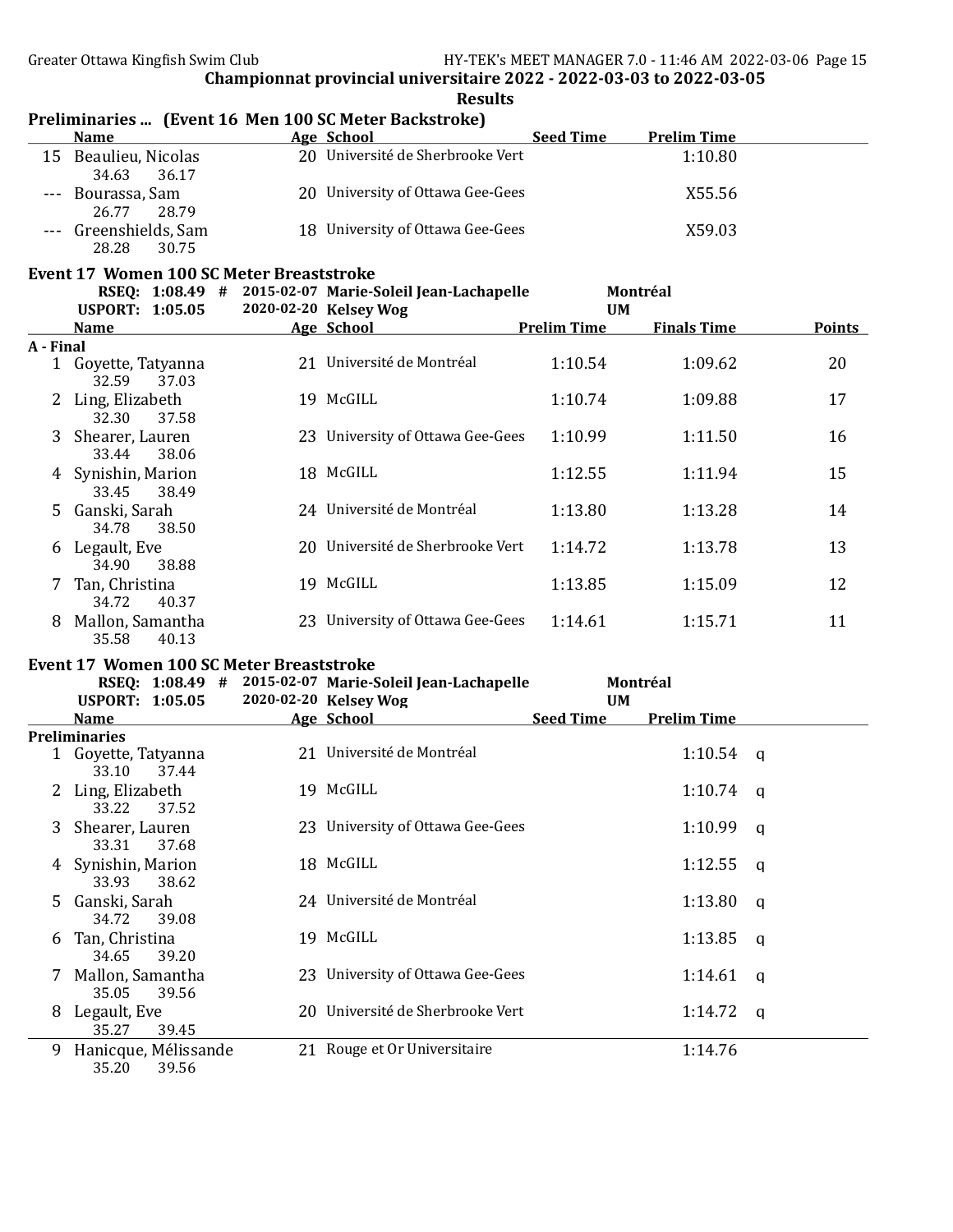**Championnat provincial universitaire 2022 - 2022-03-03 to 2022-03-05**

**Results**

### Preliminaries ... (Event 16 Men 100 SC Meter Backstroke)

| | Name | Age | School | Seed Time | Prelim Time |
|---|---|---|---|---|---|
| 15 | Beaulieu, Nicolas | 20 | Université de Sherbrooke Vert | | 1:10.80 |
| | 34.63 36.17 | | | | |
| --- | Bourassa, Sam | 20 | University of Ottawa Gee-Gees | | X55.56 |
| | 26.77 28.79 | | | | |
| --- | Greenshields, Sam | 18 | University of Ottawa Gee-Gees | | X59.03 |
| | 28.28 30.75 | | | | |

### Event 17 Women 100 SC Meter Breaststroke

RSEQ: 1:08.49 # 2015-02-07 Marie-Soleil Jean-Lachapelle Montréal

USPORT: 1:05.05 2020-02-20 Kelsey Wog UM

| | Name | Age | School | Prelim Time | Finals Time | Points |
|---|---|---|---|---|---|---|
| **A - Final** | | | | | | |
| 1 | Goyette, Tatyanna | 21 | Université de Montréal | 1:10.54 | 1:09.62 | 20 |
| | 32.59 37.03 | | | | | |
| 2 | Ling, Elizabeth | 19 | McGILL | 1:10.74 | 1:09.88 | 17 |
| | 32.30 37.58 | | | | | |
| 3 | Shearer, Lauren | 23 | University of Ottawa Gee-Gees | 1:10.99 | 1:11.50 | 16 |
| | 33.44 38.06 | | | | | |
| 4 | Synishin, Marion | 18 | McGILL | 1:12.55 | 1:11.94 | 15 |
| | 33.45 38.49 | | | | | |
| 5 | Ganski, Sarah | 24 | Université de Montréal | 1:13.80 | 1:13.28 | 14 |
| | 34.78 38.50 | | | | | |
| 6 | Legault, Eve | 20 | Université de Sherbrooke Vert | 1:14.72 | 1:13.78 | 13 |
| | 34.90 38.88 | | | | | |
| 7 | Tan, Christina | 19 | McGILL | 1:13.85 | 1:15.09 | 12 |
| | 34.72 40.37 | | | | | |
| 8 | Mallon, Samantha | 23 | University of Ottawa Gee-Gees | 1:14.61 | 1:15.71 | 11 |
| | 35.58 40.13 | | | | | |

### Event 17 Women 100 SC Meter Breaststroke

RSEQ: 1:08.49 # 2015-02-07 Marie-Soleil Jean-Lachapelle Montréal

USPORT: 1:05.05 2020-02-20 Kelsey Wog UM

| | Name | Age | School | Seed Time | Prelim Time | |
|---|---|---|---|---|---|---|
| **Preliminaries** | | | | | | |
| 1 | Goyette, Tatyanna | 21 | Université de Montréal | | 1:10.54 | q |
| | 33.10 37.44 | | | | | |
| 2 | Ling, Elizabeth | 19 | McGILL | | 1:10.74 | q |
| | 33.22 37.52 | | | | | |
| 3 | Shearer, Lauren | 23 | University of Ottawa Gee-Gees | | 1:10.99 | q |
| | 33.31 37.68 | | | | | |
| 4 | Synishin, Marion | 18 | McGILL | | 1:12.55 | q |
| | 33.93 38.62 | | | | | |
| 5 | Ganski, Sarah | 24 | Université de Montréal | | 1:13.80 | q |
| | 34.72 39.08 | | | | | |
| 6 | Tan, Christina | 19 | McGILL | | 1:13.85 | q |
| | 34.65 39.20 | | | | | |
| 7 | Mallon, Samantha | 23 | University of Ottawa Gee-Gees | | 1:14.61 | q |
| | 35.05 39.56 | | | | | |
| 8 | Legault, Eve | 20 | Université de Sherbrooke Vert | | 1:14.72 | q |
| | 35.27 39.45 | | | | | |
| 9 | Hanicque, Mélissande | 21 | Rouge et Or Universitaire | | 1:14.76 | |
| | 35.20 39.56 | | | | | |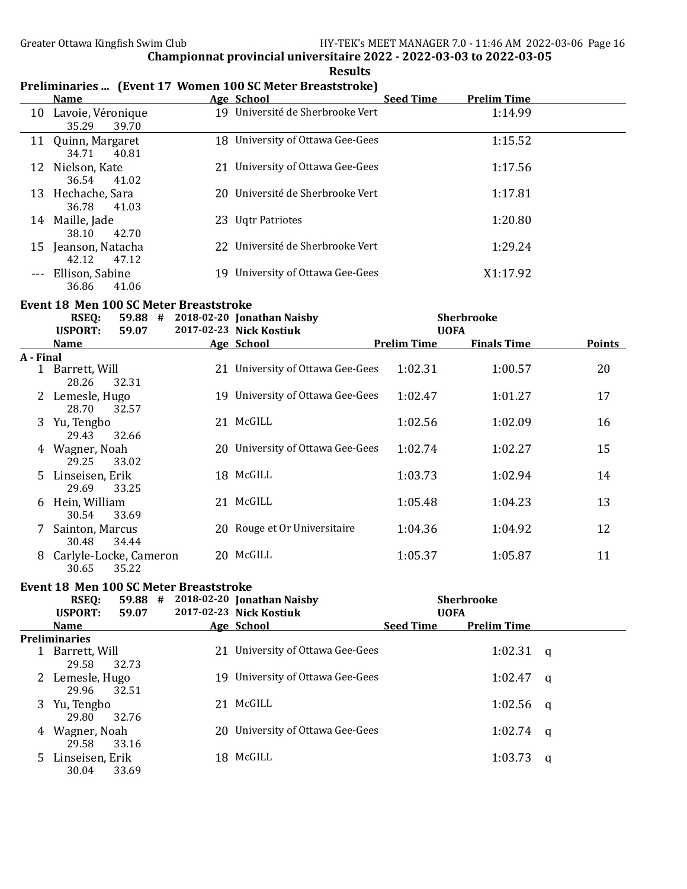Championnat provincial universitaire 2022 - 2022-03-03 to 2022-03-05

Results

## Preliminaries ... (Event 17 Women 100 SC Meter Breaststroke)

| | Name | Age | School | Seed Time | Prelim Time |
|---|---|---|---|---|---|
| 10 | Lavoie, Véronique | 19 | Université de Sherbrooke Vert | | 1:14.99 |
| | 35.29 39.70 | | | | |
| 11 | Quinn, Margaret | 18 | University of Ottawa Gee-Gees | | 1:15.52 |
| | 34.71 40.81 | | | | |
| 12 | Nielson, Kate | 21 | University of Ottawa Gee-Gees | | 1:17.56 |
| | 36.54 41.02 | | | | |
| 13 | Hechache, Sara | 20 | Université de Sherbrooke Vert | | 1:17.81 |
| | 36.78 41.03 | | | | |
| 14 | Maille, Jade | 23 | Uqtr Patriotes | | 1:20.80 |
| | 38.10 42.70 | | | | |
| 15 | Jeanson, Natacha | 22 | Université de Sherbrooke Vert | | 1:29.24 |
| | 42.12 47.12 | | | | |
| --- | Ellison, Sabine | 19 | University of Ottawa Gee-Gees | | X1:17.92 |
| | 36.86 41.06 | | | | |

## Event 18 Men 100 SC Meter Breaststroke

RSEQ: 59.88 # 2018-02-20 Jonathan Naisby Sherbrooke
USPORT: 59.07 2017-02-23 Nick Kostiuk UOFA

| | Name | Age | School | Prelim Time | Finals Time | Points |
|---|---|---|---|---|---|---|
| **A - Final** | | | | | | |
| 1 | Barrett, Will | 21 | University of Ottawa Gee-Gees | 1:02.31 | 1:00.57 | 20 |
| | 28.26 32.31 | | | | | |
| 2 | Lemesle, Hugo | 19 | University of Ottawa Gee-Gees | 1:02.47 | 1:01.27 | 17 |
| | 28.70 32.57 | | | | | |
| 3 | Yu, Tengbo | 21 | McGILL | 1:02.56 | 1:02.09 | 16 |
| | 29.43 32.66 | | | | | |
| 4 | Wagner, Noah | 20 | University of Ottawa Gee-Gees | 1:02.74 | 1:02.27 | 15 |
| | 29.25 33.02 | | | | | |
| 5 | Linseisen, Erik | 18 | McGILL | 1:03.73 | 1:02.94 | 14 |
| | 29.69 33.25 | | | | | |
| 6 | Hein, William | 21 | McGILL | 1:05.48 | 1:04.23 | 13 |
| | 30.54 33.69 | | | | | |
| 7 | Sainton, Marcus | 20 | Rouge et Or Universitaire | 1:04.36 | 1:04.92 | 12 |
| | 30.48 34.44 | | | | | |
| 8 | Carlyle-Locke, Cameron | 20 | McGILL | 1:05.37 | 1:05.87 | 11 |
| | 30.65 35.22 | | | | | |

## Event 18 Men 100 SC Meter Breaststroke

RSEQ: 59.88 # 2018-02-20 Jonathan Naisby Sherbrooke
USPORT: 59.07 2017-02-23 Nick Kostiuk UOFA

| | Name | Age | School | Seed Time | Prelim Time | |
|---|---|---|---|---|---|---|
| **Preliminaries** | | | | | | |
| 1 | Barrett, Will | 21 | University of Ottawa Gee-Gees | | 1:02.31 | q |
| | 29.58 32.73 | | | | | |
| 2 | Lemesle, Hugo | 19 | University of Ottawa Gee-Gees | | 1:02.47 | q |
| | 29.96 32.51 | | | | | |
| 3 | Yu, Tengbo | 21 | McGILL | | 1:02.56 | q |
| | 29.80 32.76 | | | | | |
| 4 | Wagner, Noah | 20 | University of Ottawa Gee-Gees | | 1:02.74 | q |
| | 29.58 33.16 | | | | | |
| 5 | Linseisen, Erik | 18 | McGILL | | 1:03.73 | q |
| | 30.04 33.69 | | | | | |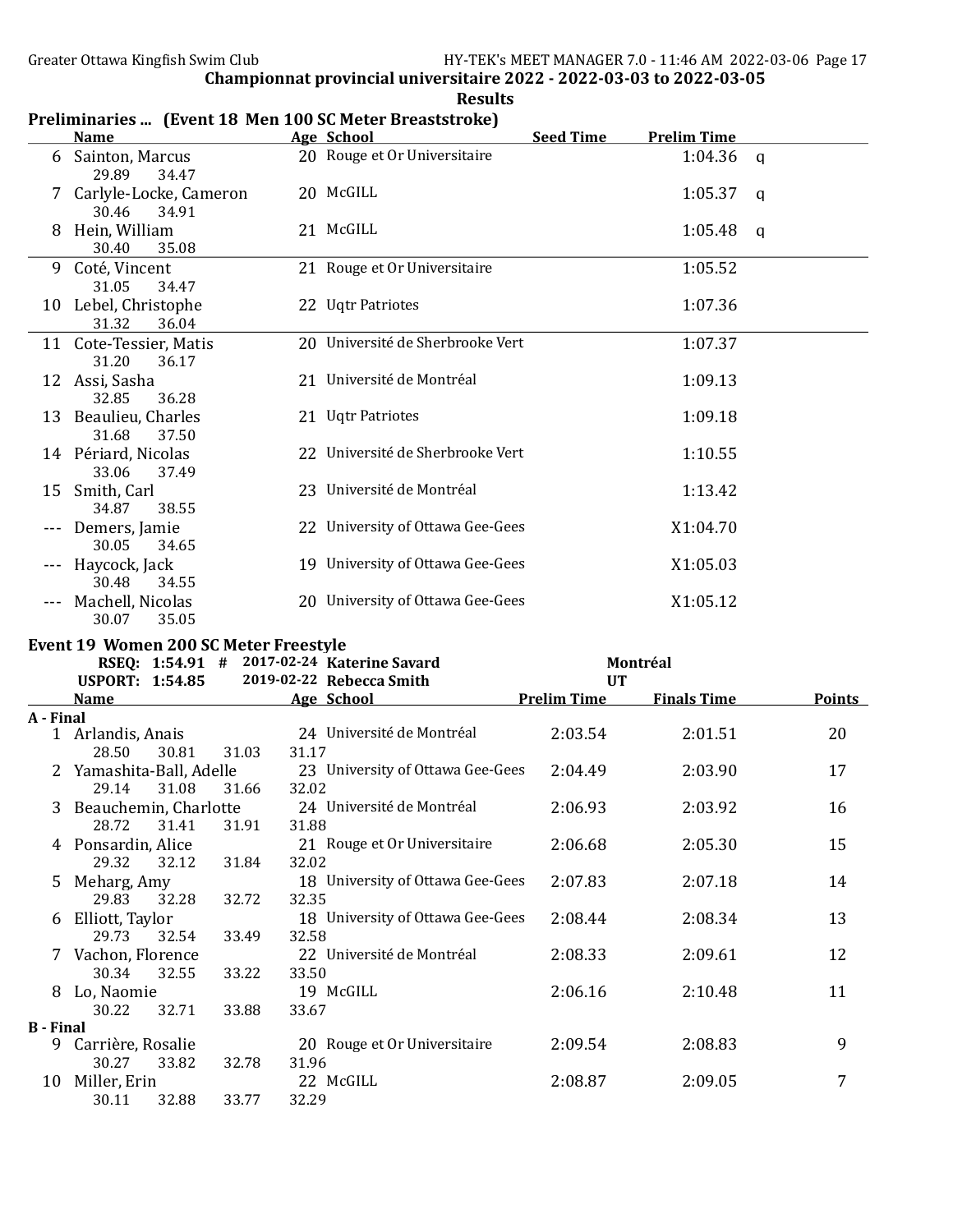Championnat provincial universitaire 2022 - 2022-03-03 to 2022-03-05

Results

## Preliminaries ... (Event 18 Men 100 SC Meter Breaststroke)

| | Name | Age | School | Seed Time | Prelim Time | |
|---|---|---|---|---|---|---|
| 6 | Sainton, Marcus | 20 | Rouge et Or Universitaire | | 1:04.36 | q |
| | 29.89 34.47 | | | | | |
| 7 | Carlyle-Locke, Cameron | 20 | McGILL | | 1:05.37 | q |
| | 30.46 34.91 | | | | | |
| 8 | Hein, William | 21 | McGILL | | 1:05.48 | q |
| | 30.40 35.08 | | | | | |
| 9 | Coté, Vincent | 21 | Rouge et Or Universitaire | | 1:05.52 | |
| | 31.05 34.47 | | | | | |
| 10 | Lebel, Christophe | 22 | Uqtr Patriotes | | 1:07.36 | |
| | 31.32 36.04 | | | | | |
| 11 | Cote-Tessier, Matis | 20 | Université de Sherbrooke Vert | | 1:07.37 | |
| | 31.20 36.17 | | | | | |
| 12 | Assi, Sasha | 21 | Université de Montréal | | 1:09.13 | |
| | 32.85 36.28 | | | | | |
| 13 | Beaulieu, Charles | 21 | Uqtr Patriotes | | 1:09.18 | |
| | 31.68 37.50 | | | | | |
| 14 | Périard, Nicolas | 22 | Université de Sherbrooke Vert | | 1:10.55 | |
| | 33.06 37.49 | | | | | |
| 15 | Smith, Carl | 23 | Université de Montréal | | 1:13.42 | |
| | 34.87 38.55 | | | | | |
| --- | Demers, Jamie | 22 | University of Ottawa Gee-Gees | | X1:04.70 | |
| | 30.05 34.65 | | | | | |
| --- | Haycock, Jack | 19 | University of Ottawa Gee-Gees | | X1:05.03 | |
| | 30.48 34.55 | | | | | |
| --- | Machell, Nicolas | 20 | University of Ottawa Gee-Gees | | X1:05.12 | |
| | 30.07 35.05 | | | | | |

## Event 19 Women 200 SC Meter Freestyle

RSEQ: 1:54.91 # 2017-02-24 Katerine Savard Montréal
USPORT: 1:54.85 2019-02-22 Rebecca Smith UT

| | Name | Age | School | Prelim Time | Finals Time | Points |
|---|---|---|---|---|---|---|
| **A - Final** | | | | | | |
| 1 | Arlandis, Anais | 24 | Université de Montréal | 2:03.54 | 2:01.51 | 20 |
| | 28.50 30.81 31.03 31.17 | | | | | |
| 2 | Yamashita-Ball, Adelle | 23 | University of Ottawa Gee-Gees | 2:04.49 | 2:03.90 | 17 |
| | 29.14 31.08 31.66 32.02 | | | | | |
| 3 | Beauchemin, Charlotte | 24 | Université de Montréal | 2:06.93 | 2:03.92 | 16 |
| | 28.72 31.41 31.91 31.88 | | | | | |
| 4 | Ponsardin, Alice | 21 | Rouge et Or Universitaire | 2:06.68 | 2:05.30 | 15 |
| | 29.32 32.12 31.84 32.02 | | | | | |
| 5 | Meharg, Amy | 18 | University of Ottawa Gee-Gees | 2:07.83 | 2:07.18 | 14 |
| | 29.83 32.28 32.72 32.35 | | | | | |
| 6 | Elliott, Taylor | 18 | University of Ottawa Gee-Gees | 2:08.44 | 2:08.34 | 13 |
| | 29.73 32.54 33.49 32.58 | | | | | |
| 7 | Vachon, Florence | 22 | Université de Montréal | 2:08.33 | 2:09.61 | 12 |
| | 30.34 32.55 33.22 33.50 | | | | | |
| 8 | Lo, Naomie | 19 | McGILL | 2:06.16 | 2:10.48 | 11 |
| | 30.22 32.71 33.88 33.67 | | | | | |
| **B - Final** | | | | | | |
| 9 | Carrière, Rosalie | 20 | Rouge et Or Universitaire | 2:09.54 | 2:08.83 | 9 |
| | 30.27 33.82 32.78 31.96 | | | | | |
| 10 | Miller, Erin | 22 | McGILL | 2:08.87 | 2:09.05 | 7 |
| | 30.11 32.88 33.77 32.29 | | | | | |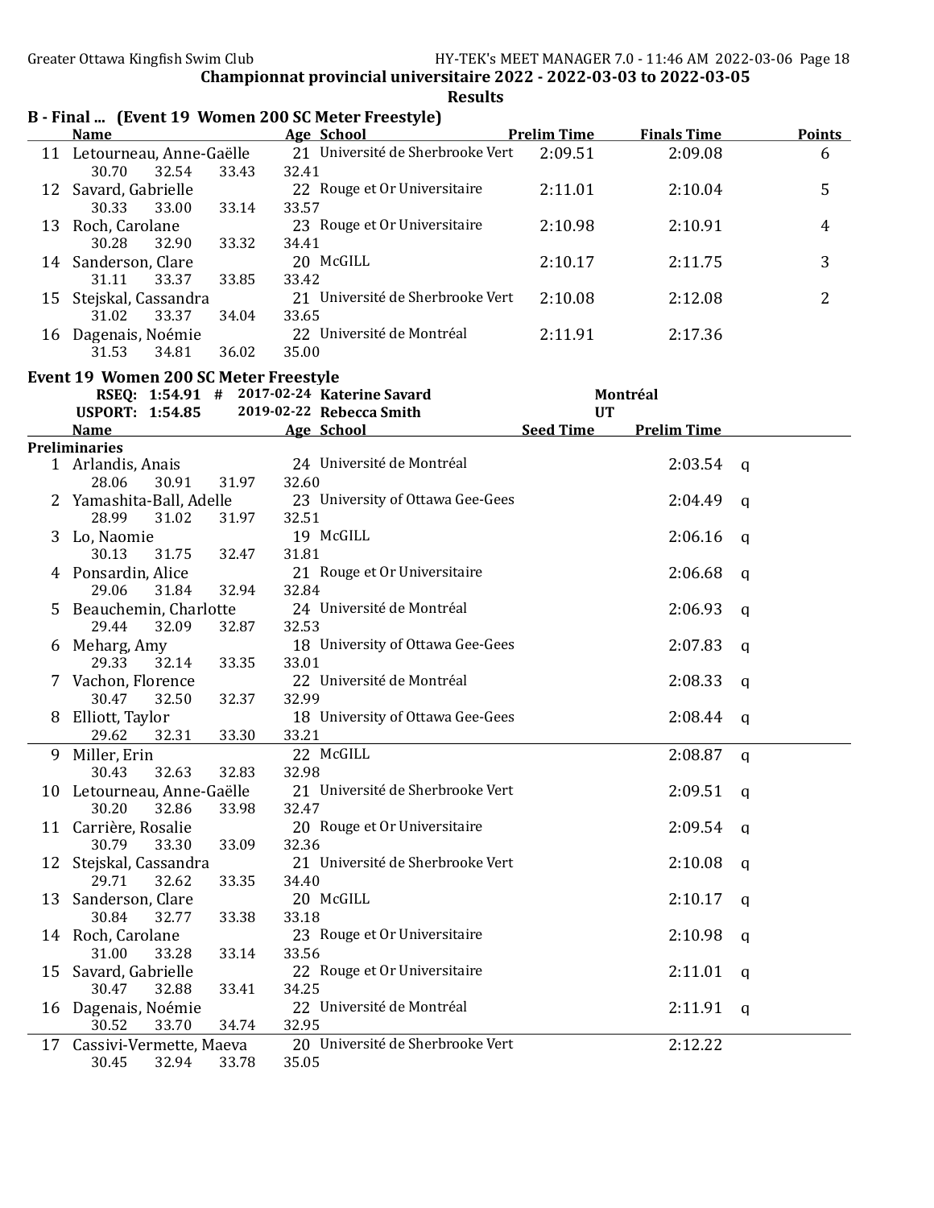## Championnat provincial universitaire 2022 - 2022-03-03 to 2022-03-05

### Results

### B - Final ... (Event 19 Women 200 SC Meter Freestyle)

| | Name | Age | School | Prelim Time | Finals Time | Points |
|---|---|---|---|---|---|---|
| 11 | Letourneau, Anne-Gaëlle | 21 | Université de Sherbrooke Vert | 2:09.51 | 2:09.08 | 6 |
| | 30.70 32.54 33.43 32.41 | | | | | |
| 12 | Savard, Gabrielle | 22 | Rouge et Or Universitaire | 2:11.01 | 2:10.04 | 5 |
| | 30.33 33.00 33.14 33.57 | | | | | |
| 13 | Roch, Carolane | 23 | Rouge et Or Universitaire | 2:10.98 | 2:10.91 | 4 |
| | 30.28 32.90 33.32 34.41 | | | | | |
| 14 | Sanderson, Clare | 20 | McGILL | 2:10.17 | 2:11.75 | 3 |
| | 31.11 33.37 33.85 33.42 | | | | | |
| 15 | Stejskal, Cassandra | 21 | Université de Sherbrooke Vert | 2:10.08 | 2:12.08 | 2 |
| | 31.02 33.37 34.04 33.65 | | | | | |
| 16 | Dagenais, Noémie | 22 | Université de Montréal | 2:11.91 | 2:17.36 | |
| | 31.53 34.81 36.02 35.00 | | | | | |

### Event 19 Women 200 SC Meter Freestyle

RSEQ: 1:54.91 # 2017-02-24 Katerine Savard — Montréal
USPORT: 1:54.85 2019-02-22 Rebecca Smith — UT

| | Name | Age | School | Seed Time | Prelim Time | |
|---|---|---|---|---|---|---|
| **Preliminaries** | | | | | | |
| 1 | Arlandis, Anais | 24 | Université de Montréal | | 2:03.54 | q |
| | 28.06 30.91 31.97 32.60 | | | | | |
| 2 | Yamashita-Ball, Adelle | 23 | University of Ottawa Gee-Gees | | 2:04.49 | q |
| | 28.99 31.02 31.97 32.51 | | | | | |
| 3 | Lo, Naomie | 19 | McGILL | | 2:06.16 | q |
| | 30.13 31.75 32.47 31.81 | | | | | |
| 4 | Ponsardin, Alice | 21 | Rouge et Or Universitaire | | 2:06.68 | q |
| | 29.06 31.84 32.94 32.84 | | | | | |
| 5 | Beauchemin, Charlotte | 24 | Université de Montréal | | 2:06.93 | q |
| | 29.44 32.09 32.87 32.53 | | | | | |
| 6 | Meharg, Amy | 18 | University of Ottawa Gee-Gees | | 2:07.83 | q |
| | 29.33 32.14 33.35 33.01 | | | | | |
| 7 | Vachon, Florence | 22 | Université de Montréal | | 2:08.33 | q |
| | 30.47 32.50 32.37 32.99 | | | | | |
| 8 | Elliott, Taylor | 18 | University of Ottawa Gee-Gees | | 2:08.44 | q |
| | 29.62 32.31 33.30 33.21 | | | | | |
| 9 | Miller, Erin | 22 | McGILL | | 2:08.87 | q |
| | 30.43 32.63 32.83 32.98 | | | | | |
| 10 | Letourneau, Anne-Gaëlle | 21 | Université de Sherbrooke Vert | | 2:09.51 | q |
| | 30.20 32.86 33.98 32.47 | | | | | |
| 11 | Carrière, Rosalie | 20 | Rouge et Or Universitaire | | 2:09.54 | q |
| | 30.79 33.30 33.09 32.36 | | | | | |
| 12 | Stejskal, Cassandra | 21 | Université de Sherbrooke Vert | | 2:10.08 | q |
| | 29.71 32.62 33.35 34.40 | | | | | |
| 13 | Sanderson, Clare | 20 | McGILL | | 2:10.17 | q |
| | 30.84 32.77 33.38 33.18 | | | | | |
| 14 | Roch, Carolane | 23 | Rouge et Or Universitaire | | 2:10.98 | q |
| | 31.00 33.28 33.14 33.56 | | | | | |
| 15 | Savard, Gabrielle | 22 | Rouge et Or Universitaire | | 2:11.01 | q |
| | 30.47 32.88 33.41 34.25 | | | | | |
| 16 | Dagenais, Noémie | 22 | Université de Montréal | | 2:11.91 | q |
| | 30.52 33.70 34.74 32.95 | | | | | |
| 17 | Cassivi-Vermette, Maeva | 20 | Université de Sherbrooke Vert | | 2:12.22 | |
| | 30.45 32.94 33.78 35.05 | | | | | |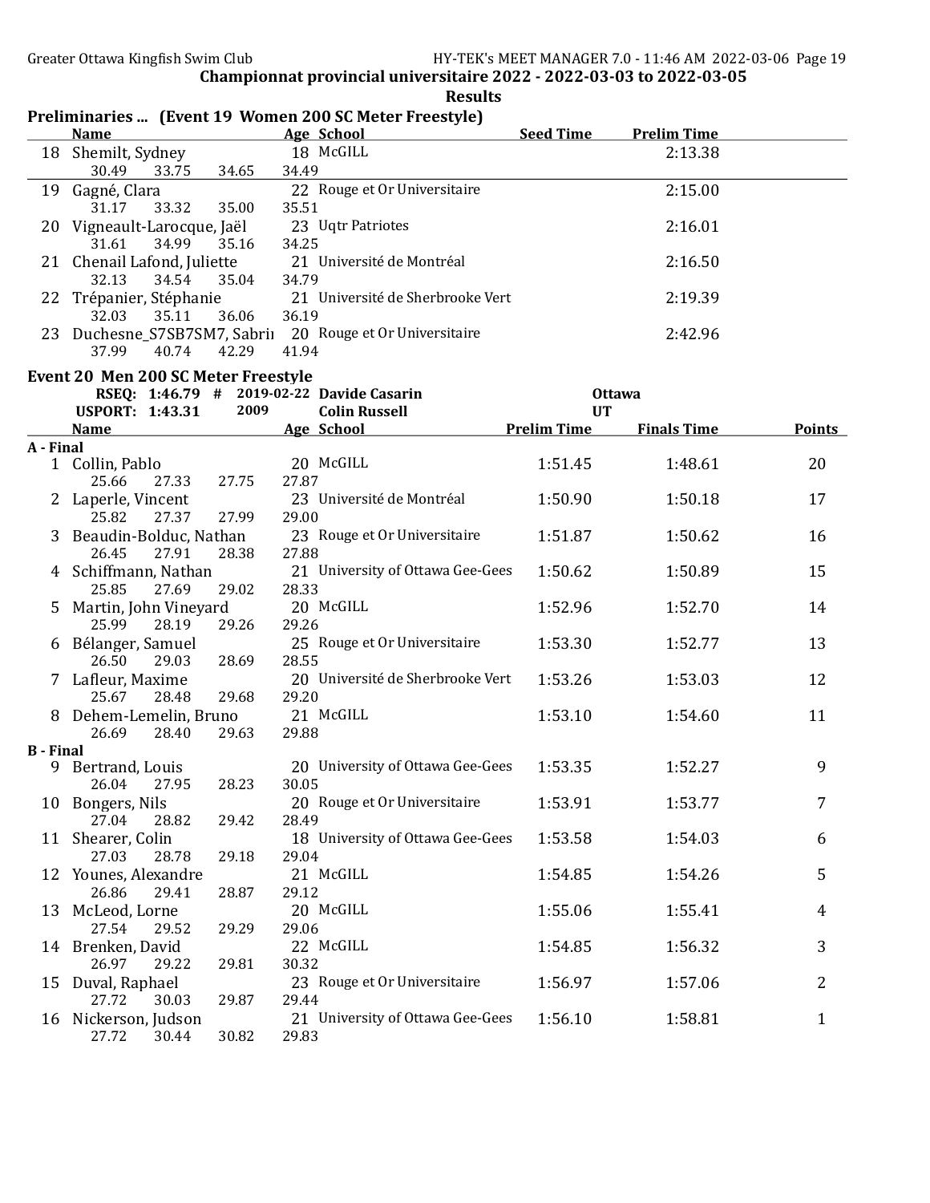## Championnat provincial universitaire 2022 - 2022-03-03 to 2022-03-05

### Results

### Preliminaries ... (Event 19 Women 200 SC Meter Freestyle)

| | Name | Age | School | Seed Time | Prelim Time |
|---|---|---|---|---|---|
| 18 | Shemilt, Sydney | 18 | McGILL | | 2:13.38 |
| | 30.49 33.75 34.65 34.49 | | | | |
| 19 | Gagné, Clara | 22 | Rouge et Or Universitaire | | 2:15.00 |
| | 31.17 33.32 35.00 35.51 | | | | |
| 20 | Vigneault-Larocque, Jaël | 23 | Uqtr Patriotes | | 2:16.01 |
| | 31.61 34.99 35.16 34.25 | | | | |
| 21 | Chenail Lafond, Juliette | 21 | Université de Montréal | | 2:16.50 |
| | 32.13 34.54 35.04 34.79 | | | | |
| 22 | Trépanier, Stéphanie | 21 | Université de Sherbrooke Vert | | 2:19.39 |
| | 32.03 35.11 36.06 36.19 | | | | |
| 23 | Duchesne_S7SB7SM7, Sabrii | 20 | Rouge et Or Universitaire | | 2:42.96 |
| | 37.99 40.74 42.29 41.94 | | | | |

### Event 20 Men 200 SC Meter Freestyle

RSEQ: 1:46.79 # 2019-02-22 Davide Casarin — Ottawa
USPORT: 1:43.31 2009 Colin Russell — UT

| | Name | Age | School | Prelim Time | Finals Time | Points |
|---|---|---|---|---|---|---|
| **A - Final** | | | | | | |
| 1 | Collin, Pablo | 20 | McGILL | 1:51.45 | 1:48.61 | 20 |
| | 25.66 27.33 27.75 27.87 | | | | | |
| 2 | Laperle, Vincent | 23 | Université de Montréal | 1:50.90 | 1:50.18 | 17 |
| | 25.82 27.37 27.99 29.00 | | | | | |
| 3 | Beaudin-Bolduc, Nathan | 23 | Rouge et Or Universitaire | 1:51.87 | 1:50.62 | 16 |
| | 26.45 27.91 28.38 27.88 | | | | | |
| 4 | Schiffmann, Nathan | 21 | University of Ottawa Gee-Gees | 1:50.62 | 1:50.89 | 15 |
| | 25.85 27.69 29.02 28.33 | | | | | |
| 5 | Martin, John Vineyard | 20 | McGILL | 1:52.96 | 1:52.70 | 14 |
| | 25.99 28.19 29.26 29.26 | | | | | |
| 6 | Bélanger, Samuel | 25 | Rouge et Or Universitaire | 1:53.30 | 1:52.77 | 13 |
| | 26.50 29.03 28.69 28.55 | | | | | |
| 7 | Lafleur, Maxime | 20 | Université de Sherbrooke Vert | 1:53.26 | 1:53.03 | 12 |
| | 25.67 28.48 29.68 29.20 | | | | | |
| 8 | Dehem-Lemelin, Bruno | 21 | McGILL | 1:53.10 | 1:54.60 | 11 |
| | 26.69 28.40 29.63 29.88 | | | | | |
| **B - Final** | | | | | | |
| 9 | Bertrand, Louis | 20 | University of Ottawa Gee-Gees | 1:53.35 | 1:52.27 | 9 |
| | 26.04 27.95 28.23 30.05 | | | | | |
| 10 | Bongers, Nils | 20 | Rouge et Or Universitaire | 1:53.91 | 1:53.77 | 7 |
| | 27.04 28.82 29.42 28.49 | | | | | |
| 11 | Shearer, Colin | 18 | University of Ottawa Gee-Gees | 1:53.58 | 1:54.03 | 6 |
| | 27.03 28.78 29.18 29.04 | | | | | |
| 12 | Younes, Alexandre | 21 | McGILL | 1:54.85 | 1:54.26 | 5 |
| | 26.86 29.41 28.87 29.12 | | | | | |
| 13 | McLeod, Lorne | 20 | McGILL | 1:55.06 | 1:55.41 | 4 |
| | 27.54 29.52 29.29 29.06 | | | | | |
| 14 | Brenken, David | 22 | McGILL | 1:54.85 | 1:56.32 | 3 |
| | 26.97 29.22 29.81 30.32 | | | | | |
| 15 | Duval, Raphael | 23 | Rouge et Or Universitaire | 1:56.97 | 1:57.06 | 2 |
| | 27.72 30.03 29.87 29.44 | | | | | |
| 16 | Nickerson, Judson | 21 | University of Ottawa Gee-Gees | 1:56.10 | 1:58.81 | 1 |
| | 27.72 30.44 30.82 29.83 | | | | | |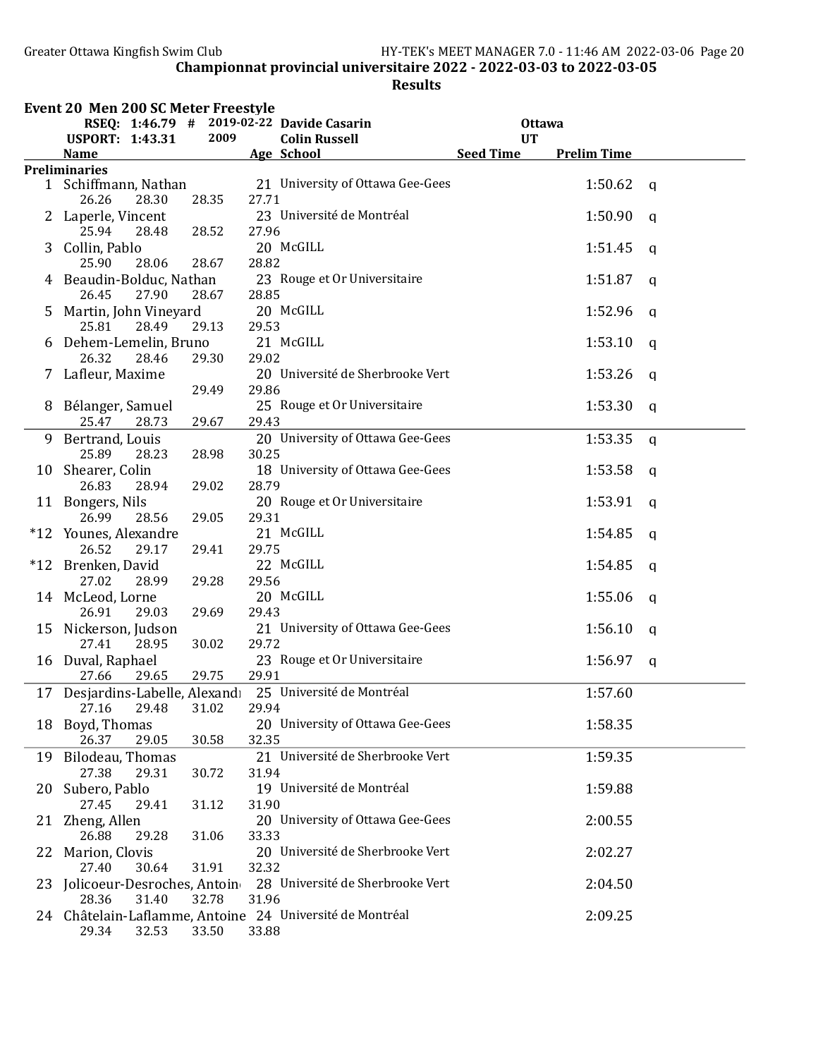Greater Ottawa Kingfish Swim Club

**Championnat provincial universitaire 2022 - 2022-03-03 to 2022-03-05**

**Results**

### Event 20 Men 200 SC Meter Freestyle

| | | | | |
|---|---|---|---|---|
| RSEQ: 1:46.79 # | 2019-02-22 | Davide Casarin | Ottawa | |
| USPORT: 1:43.31 | 2009 | Colin Russell | UT | |

| | Name | Age | School | Seed Time | Prelim Time | |
|---|---|---|---|---|---|---|
| **Preliminaries** | | | | | | |
| 1 | Schiffmann, Nathan | 21 | University of Ottawa Gee-Gees | | 1:50.62 | q |
| | 26.26 28.30 28.35 27.71 | | | | | |
| 2 | Laperle, Vincent | 23 | Université de Montréal | | 1:50.90 | q |
| | 25.94 28.48 28.52 27.96 | | | | | |
| 3 | Collin, Pablo | 20 | McGILL | | 1:51.45 | q |
| | 25.90 28.06 28.67 28.82 | | | | | |
| 4 | Beaudin-Bolduc, Nathan | 23 | Rouge et Or Universitaire | | 1:51.87 | q |
| | 26.45 27.90 28.67 28.85 | | | | | |
| 5 | Martin, John Vineyard | 20 | McGILL | | 1:52.96 | q |
| | 25.81 28.49 29.13 29.53 | | | | | |
| 6 | Dehem-Lemelin, Bruno | 21 | McGILL | | 1:53.10 | q |
| | 26.32 28.46 29.30 29.02 | | | | | |
| 7 | Lafleur, Maxime | 20 | Université de Sherbrooke Vert | | 1:53.26 | q |
| | 29.49 29.86 | | | | | |
| 8 | Bélanger, Samuel | 25 | Rouge et Or Universitaire | | 1:53.30 | q |
| | 25.47 28.73 29.67 29.43 | | | | | |
| 9 | Bertrand, Louis | 20 | University of Ottawa Gee-Gees | | 1:53.35 | q |
| | 25.89 28.23 28.98 30.25 | | | | | |
| 10 | Shearer, Colin | 18 | University of Ottawa Gee-Gees | | 1:53.58 | q |
| | 26.83 28.94 29.02 28.79 | | | | | |
| 11 | Bongers, Nils | 20 | Rouge et Or Universitaire | | 1:53.91 | q |
| | 26.99 28.56 29.05 29.31 | | | | | |
| *12 | Younes, Alexandre | 21 | McGILL | | 1:54.85 | q |
| | 26.52 29.17 29.41 29.75 | | | | | |
| *12 | Brenken, David | 22 | McGILL | | 1:54.85 | q |
| | 27.02 28.99 29.28 29.56 | | | | | |
| 14 | McLeod, Lorne | 20 | McGILL | | 1:55.06 | q |
| | 26.91 29.03 29.69 29.43 | | | | | |
| 15 | Nickerson, Judson | 21 | University of Ottawa Gee-Gees | | 1:56.10 | q |
| | 27.41 28.95 30.02 29.72 | | | | | |
| 16 | Duval, Raphael | 23 | Rouge et Or Universitaire | | 1:56.97 | q |
| | 27.66 29.65 29.75 29.91 | | | | | |
| 17 | Desjardins-Labelle, Alexandı | 25 | Université de Montréal | | 1:57.60 | |
| | 27.16 29.48 31.02 29.94 | | | | | |
| 18 | Boyd, Thomas | 20 | University of Ottawa Gee-Gees | | 1:58.35 | |
| | 26.37 29.05 30.58 32.35 | | | | | |
| 19 | Bilodeau, Thomas | 21 | Université de Sherbrooke Vert | | 1:59.35 | |
| | 27.38 29.31 30.72 31.94 | | | | | |
| 20 | Subero, Pablo | 19 | Université de Montréal | | 1:59.88 | |
| | 27.45 29.41 31.12 31.90 | | | | | |
| 21 | Zheng, Allen | 20 | University of Ottawa Gee-Gees | | 2:00.55 | |
| | 26.88 29.28 31.06 33.33 | | | | | |
| 22 | Marion, Clovis | 20 | Université de Sherbrooke Vert | | 2:02.27 | |
| | 27.40 30.64 31.91 32.32 | | | | | |
| 23 | Jolicoeur-Desroches, Antoin | 28 | Université de Sherbrooke Vert | | 2:04.50 | |
| | 28.36 31.40 32.78 31.96 | | | | | |
| 24 | Châtelain-Laflamme, Antoine | 24 | Université de Montréal | | 2:09.25 | |
| | 29.34 32.53 33.50 33.88 | | | | | |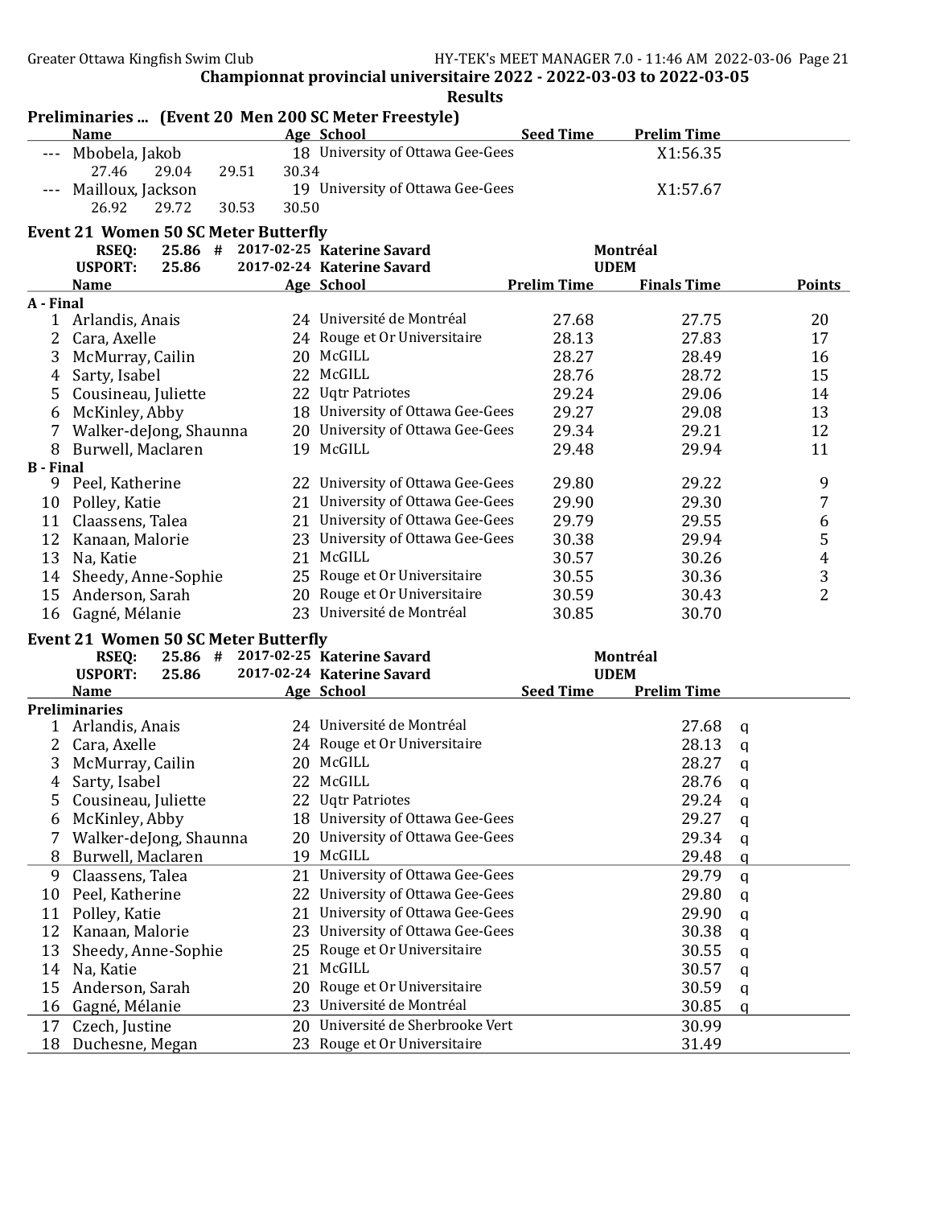Championnat provincial universitaire 2022 - 2022-03-03 to 2022-03-05

Results

## Preliminaries ... (Event 20 Men 200 SC Meter Freestyle)

| | Name | Age | School | Seed Time | Prelim Time |
|---|---|---|---|---|---|
| --- | Mbobela, Jakob | 18 | University of Ottawa Gee-Gees | | X1:56.35 |
| | 27.46 29.04 29.51 30.34 | | | | |
| --- | Mailloux, Jackson | 19 | University of Ottawa Gee-Gees | | X1:57.67 |
| | 26.92 29.72 30.53 30.50 | | | | |

## Event 21 Women 50 SC Meter Butterfly

| | | | | |
|---|---|---|---|---|
| RSEQ: | 25.86 # | 2017-02-25 | Katerine Savard | Montréal |
| USPORT: | 25.86 | 2017-02-24 | Katerine Savard | UDEM |

| | Name | Age | School | Prelim Time | Finals Time | Points |
|---|---|---|---|---|---|---|
| **A - Final** | | | | | | |
| 1 | Arlandis, Anais | 24 | Université de Montréal | 27.68 | 27.75 | 20 |
| 2 | Cara, Axelle | 24 | Rouge et Or Universitaire | 28.13 | 27.83 | 17 |
| 3 | McMurray, Cailin | 20 | McGILL | 28.27 | 28.49 | 16 |
| 4 | Sarty, Isabel | 22 | McGILL | 28.76 | 28.72 | 15 |
| 5 | Cousineau, Juliette | 22 | Uqtr Patriotes | 29.24 | 29.06 | 14 |
| 6 | McKinley, Abby | 18 | University of Ottawa Gee-Gees | 29.27 | 29.08 | 13 |
| 7 | Walker-deJong, Shaunna | 20 | University of Ottawa Gee-Gees | 29.34 | 29.21 | 12 |
| 8 | Burwell, Maclaren | 19 | McGILL | 29.48 | 29.94 | 11 |
| **B - Final** | | | | | | |
| 9 | Peel, Katherine | 22 | University of Ottawa Gee-Gees | 29.80 | 29.22 | 9 |
| 10 | Polley, Katie | 21 | University of Ottawa Gee-Gees | 29.90 | 29.30 | 7 |
| 11 | Claassens, Talea | 21 | University of Ottawa Gee-Gees | 29.79 | 29.55 | 6 |
| 12 | Kanaan, Malorie | 23 | University of Ottawa Gee-Gees | 30.38 | 29.94 | 5 |
| 13 | Na, Katie | 21 | McGILL | 30.57 | 30.26 | 4 |
| 14 | Sheedy, Anne-Sophie | 25 | Rouge et Or Universitaire | 30.55 | 30.36 | 3 |
| 15 | Anderson, Sarah | 20 | Rouge et Or Universitaire | 30.59 | 30.43 | 2 |
| 16 | Gagné, Mélanie | 23 | Université de Montréal | 30.85 | 30.70 | |

## Event 21 Women 50 SC Meter Butterfly

| | | | | |
|---|---|---|---|---|
| RSEQ: | 25.86 # | 2017-02-25 | Katerine Savard | Montréal |
| USPORT: | 25.86 | 2017-02-24 | Katerine Savard | UDEM |

| | Name | Age | School | Seed Time | Prelim Time | |
|---|---|---|---|---|---|---|
| **Preliminaries** | | | | | | |
| 1 | Arlandis, Anais | 24 | Université de Montréal | | 27.68 | q |
| 2 | Cara, Axelle | 24 | Rouge et Or Universitaire | | 28.13 | q |
| 3 | McMurray, Cailin | 20 | McGILL | | 28.27 | q |
| 4 | Sarty, Isabel | 22 | McGILL | | 28.76 | q |
| 5 | Cousineau, Juliette | 22 | Uqtr Patriotes | | 29.24 | q |
| 6 | McKinley, Abby | 18 | University of Ottawa Gee-Gees | | 29.27 | q |
| 7 | Walker-deJong, Shaunna | 20 | University of Ottawa Gee-Gees | | 29.34 | q |
| 8 | Burwell, Maclaren | 19 | McGILL | | 29.48 | q |
| 9 | Claassens, Talea | 21 | University of Ottawa Gee-Gees | | 29.79 | q |
| 10 | Peel, Katherine | 22 | University of Ottawa Gee-Gees | | 29.80 | q |
| 11 | Polley, Katie | 21 | University of Ottawa Gee-Gees | | 29.90 | q |
| 12 | Kanaan, Malorie | 23 | University of Ottawa Gee-Gees | | 30.38 | q |
| 13 | Sheedy, Anne-Sophie | 25 | Rouge et Or Universitaire | | 30.55 | q |
| 14 | Na, Katie | 21 | McGILL | | 30.57 | q |
| 15 | Anderson, Sarah | 20 | Rouge et Or Universitaire | | 30.59 | q |
| 16 | Gagné, Mélanie | 23 | Université de Montréal | | 30.85 | q |
| 17 | Czech, Justine | 20 | Université de Sherbrooke Vert | | 30.99 | |
| 18 | Duchesne, Megan | 23 | Rouge et Or Universitaire | | 31.49 | |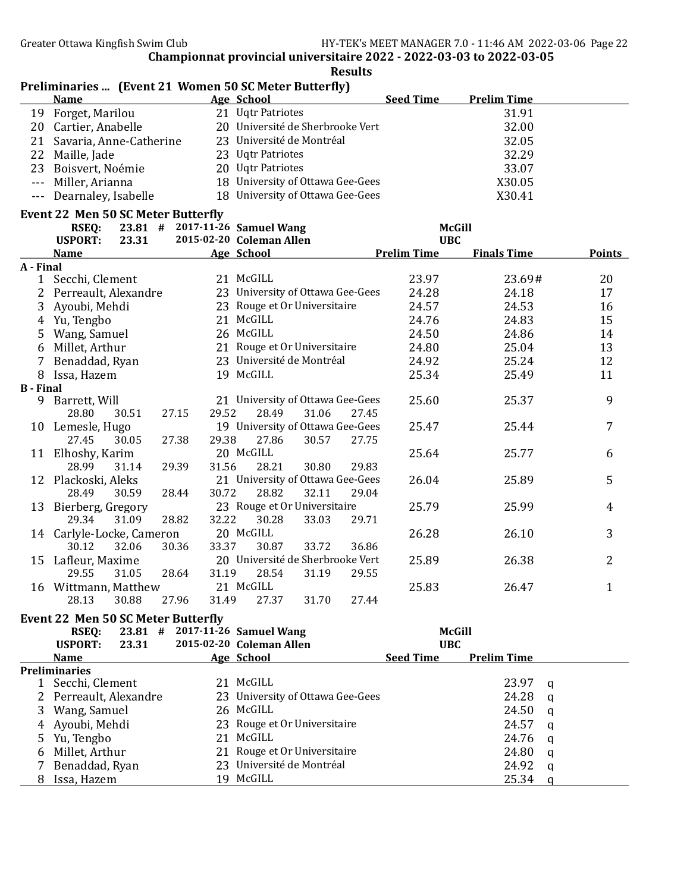**Championnat provincial universitaire 2022 - 2022-03-03 to 2022-03-05**

**Results**

### Preliminaries ... (Event 21 Women 50 SC Meter Butterfly)

| | Name | Age | School | Seed Time | Prelim Time |
|---|---|---|---|---|---|
| 19 | Forget, Marilou | 21 | Uqtr Patriotes | | 31.91 |
| 20 | Cartier, Anabelle | 20 | Université de Sherbrooke Vert | | 32.00 |
| 21 | Savaria, Anne-Catherine | 23 | Université de Montréal | | 32.05 |
| 22 | Maille, Jade | 23 | Uqtr Patriotes | | 32.29 |
| 23 | Boisvert, Noémie | 20 | Uqtr Patriotes | | 33.07 |
| --- | Miller, Arianna | 18 | University of Ottawa Gee-Gees | | X30.05 |
| --- | Dearnaley, Isabelle | 18 | University of Ottawa Gee-Gees | | X30.41 |

### Event 22 Men 50 SC Meter Butterfly

RSEQ: 23.81 # 2017-11-26 Samuel Wang McGill

USPORT: 23.31 2015-02-20 Coleman Allen UBC

| | Name | Age | School | Prelim Time | Finals Time | Points |
|---|---|---|---|---|---|---|
| **A - Final** | | | | | | |
| 1 | Secchi, Clement | 21 | McGILL | 23.97 | 23.69# | 20 |
| 2 | Perreault, Alexandre | 23 | University of Ottawa Gee-Gees | 24.28 | 24.18 | 17 |
| 3 | Ayoubi, Mehdi | 23 | Rouge et Or Universitaire | 24.57 | 24.53 | 16 |
| 4 | Yu, Tengbo | 21 | McGILL | 24.76 | 24.83 | 15 |
| 5 | Wang, Samuel | 26 | McGILL | 24.50 | 24.86 | 14 |
| 6 | Millet, Arthur | 21 | Rouge et Or Universitaire | 24.80 | 25.04 | 13 |
| 7 | Benaddad, Ryan | 23 | Université de Montréal | 24.92 | 25.24 | 12 |
| 8 | Issa, Hazem | 19 | McGILL | 25.34 | 25.49 | 11 |
| **B - Final** | | | | | | |
| 9 | Barrett, Will | 21 | University of Ottawa Gee-Gees | 25.60 | 25.37 | 9 |
| | 28.80 30.51 27.15 29.52 28.49 31.06 27.45 | | | | | |
| 10 | Lemesle, Hugo | 19 | University of Ottawa Gee-Gees | 25.47 | 25.44 | 7 |
| | 27.45 30.05 27.38 29.38 27.86 30.57 27.75 | | | | | |
| 11 | Elhoshy, Karim | 20 | McGILL | 25.64 | 25.77 | 6 |
| | 28.99 31.14 29.39 31.56 28.21 30.80 29.83 | | | | | |
| 12 | Plackoski, Aleks | 21 | University of Ottawa Gee-Gees | 26.04 | 25.89 | 5 |
| | 28.49 30.59 28.44 30.72 28.82 32.11 29.04 | | | | | |
| 13 | Bierberg, Gregory | 23 | Rouge et Or Universitaire | 25.79 | 25.99 | 4 |
| | 29.34 31.09 28.82 32.22 30.28 33.03 29.71 | | | | | |
| 14 | Carlyle-Locke, Cameron | 20 | McGILL | 26.28 | 26.10 | 3 |
| | 30.12 32.06 30.36 33.37 30.87 33.72 36.86 | | | | | |
| 15 | Lafleur, Maxime | 20 | Université de Sherbrooke Vert | 25.89 | 26.38 | 2 |
| | 29.55 31.05 28.64 31.19 28.54 31.19 29.55 | | | | | |
| 16 | Wittmann, Matthew | 21 | McGILL | 25.83 | 26.47 | 1 |
| | 28.13 30.88 27.96 31.49 27.37 31.70 27.44 | | | | | |

### Event 22 Men 50 SC Meter Butterfly

RSEQ: 23.81 # 2017-11-26 Samuel Wang McGill

USPORT: 23.31 2015-02-20 Coleman Allen UBC

| | Name | Age | School | Seed Time | Prelim Time | |
|---|---|---|---|---|---|---|
| **Preliminaries** | | | | | | |
| 1 | Secchi, Clement | 21 | McGILL | | 23.97 | q |
| 2 | Perreault, Alexandre | 23 | University of Ottawa Gee-Gees | | 24.28 | q |
| 3 | Wang, Samuel | 26 | McGILL | | 24.50 | q |
| 4 | Ayoubi, Mehdi | 23 | Rouge et Or Universitaire | | 24.57 | q |
| 5 | Yu, Tengbo | 21 | McGILL | | 24.76 | q |
| 6 | Millet, Arthur | 21 | Rouge et Or Universitaire | | 24.80 | q |
| 7 | Benaddad, Ryan | 23 | Université de Montréal | | 24.92 | q |
| 8 | Issa, Hazem | 19 | McGILL | | 25.34 | q |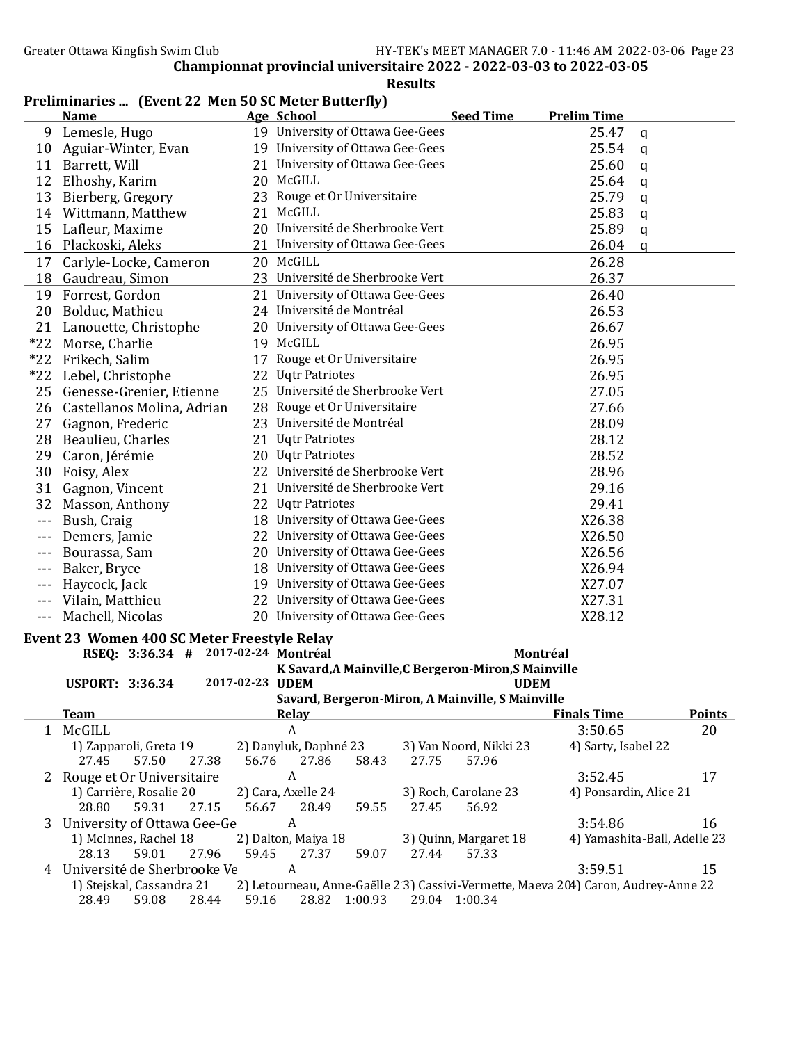**Championnat provincial universitaire 2022 - 2022-03-03 to 2022-03-05**

**Results**

### Preliminaries ... (Event 22 Men 50 SC Meter Butterfly)

| | Name | Age | School | Seed Time | Prelim Time | |
|---|---|---|---|---|---|---|
| 9 | Lemesle, Hugo | 19 | University of Ottawa Gee-Gees | | 25.47 | q |
| 10 | Aguiar-Winter, Evan | 19 | University of Ottawa Gee-Gees | | 25.54 | q |
| 11 | Barrett, Will | 21 | University of Ottawa Gee-Gees | | 25.60 | q |
| 12 | Elhoshy, Karim | 20 | McGILL | | 25.64 | q |
| 13 | Bierberg, Gregory | 23 | Rouge et Or Universitaire | | 25.79 | q |
| 14 | Wittmann, Matthew | 21 | McGILL | | 25.83 | q |
| 15 | Lafleur, Maxime | 20 | Université de Sherbrooke Vert | | 25.89 | q |
| 16 | Plackoski, Aleks | 21 | University of Ottawa Gee-Gees | | 26.04 | q |
| 17 | Carlyle-Locke, Cameron | 20 | McGILL | | 26.28 | |
| 18 | Gaudreau, Simon | 23 | Université de Sherbrooke Vert | | 26.37 | |
| 19 | Forrest, Gordon | 21 | University of Ottawa Gee-Gees | | 26.40 | |
| 20 | Bolduc, Mathieu | 24 | Université de Montréal | | 26.53 | |
| 21 | Lanouette, Christophe | 20 | University of Ottawa Gee-Gees | | 26.67 | |
| *22 | Morse, Charlie | 19 | McGILL | | 26.95 | |
| *22 | Frikech, Salim | 17 | Rouge et Or Universitaire | | 26.95 | |
| *22 | Lebel, Christophe | 22 | Uqtr Patriotes | | 26.95 | |
| 25 | Genesse-Grenier, Etienne | 25 | Université de Sherbrooke Vert | | 27.05 | |
| 26 | Castellanos Molina, Adrian | 28 | Rouge et Or Universitaire | | 27.66 | |
| 27 | Gagnon, Frederic | 23 | Université de Montréal | | 28.09 | |
| 28 | Beaulieu, Charles | 21 | Uqtr Patriotes | | 28.12 | |
| 29 | Caron, Jérémie | 20 | Uqtr Patriotes | | 28.52 | |
| 30 | Foisy, Alex | 22 | Université de Sherbrooke Vert | | 28.96 | |
| 31 | Gagnon, Vincent | 21 | Université de Sherbrooke Vert | | 29.16 | |
| 32 | Masson, Anthony | 22 | Uqtr Patriotes | | 29.41 | |
| --- | Bush, Craig | 18 | University of Ottawa Gee-Gees | | X26.38 | |
| --- | Demers, Jamie | 22 | University of Ottawa Gee-Gees | | X26.50 | |
| --- | Bourassa, Sam | 20 | University of Ottawa Gee-Gees | | X26.56 | |
| --- | Baker, Bryce | 18 | University of Ottawa Gee-Gees | | X26.94 | |
| --- | Haycock, Jack | 19 | University of Ottawa Gee-Gees | | X27.07 | |
| --- | Vilain, Matthieu | 22 | University of Ottawa Gee-Gees | | X27.31 | |
| --- | Machell, Nicolas | 20 | University of Ottawa Gee-Gees | | X28.12 | |

### Event 23 Women 400 SC Meter Freestyle Relay

**RSEQ: 3:36.34 # 2017-02-24 Montréal** — Montréal
K Savard,A Mainville,C Bergeron-Miron,S Mainville

**USPORT: 3:36.34 2017-02-23 UDEM** — UDEM
Savard, Bergeron-Miron, A Mainville, S Mainville

| | Team | Relay | Finals Time | Points |
|---|---|---|---|---|
| 1 | McGILL | A | 3:50.65 | 20 |
| | 1) Zapparoli, Greta 19; 2) Danyluk, Daphné 23; 3) Van Noord, Nikki 23; 4) Sarty, Isabel 22 | | | |
| | 27.45 57.50 27.38 56.76 27.86 58.43 27.75 57.96 | | | |
| 2 | Rouge et Or Universitaire | A | 3:52.45 | 17 |
| | 1) Carrière, Rosalie 20; 2) Cara, Axelle 24; 3) Roch, Carolane 23; 4) Ponsardin, Alice 21 | | | |
| | 28.80 59.31 27.15 56.67 28.49 59.55 27.45 56.92 | | | |
| 3 | University of Ottawa Gee-Ge | A | 3:54.86 | 16 |
| | 1) McInnes, Rachel 18; 2) Dalton, Maiya 18; 3) Quinn, Margaret 18; 4) Yamashita-Ball, Adelle 23 | | | |
| | 28.13 59.01 27.96 59.45 27.37 59.07 27.44 57.33 | | | |
| 4 | Université de Sherbrooke Ve | A | 3:59.51 | 15 |
| | 1) Stejskal, Cassandra 21; 2) Letourneau, Anne-Gaëlle 23; 3) Cassivi-Vermette, Maeva 20; 4) Caron, Audrey-Anne 22 | | | |
| | 28.49 59.08 28.44 59.16 28.82 1:00.93 29.04 1:00.34 | | | |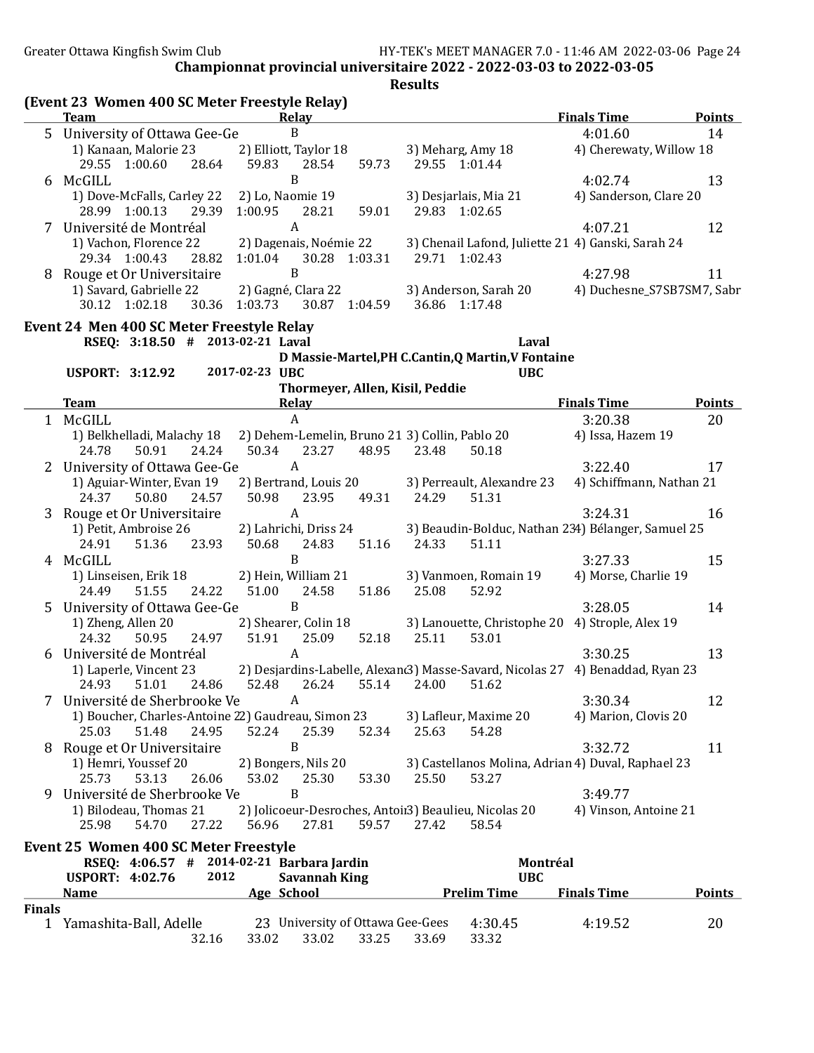**Championnat provincial universitaire 2022 - 2022-03-03 to 2022-03-05**

**Results**

### (Event 23 Women 400 SC Meter Freestyle Relay)

| | Team | Relay | | Finals Time | Points |
|---|---|---|---|---|---|
| 5 | University of Ottawa Gee-Ge | B | | 4:01.60 | 14 |
| | 1) Kanaan, Malorie 23 | 2) Elliott, Taylor 18 | 3) Meharg, Amy 18 | 4) Cherewaty, Willow 18 | |
| | 29.55 1:00.60 28.64 59.83 28.54 59.73 29.55 1:01.44 | | | | |
| 6 | McGILL | B | | 4:02.74 | 13 |
| | 1) Dove-McFalls, Carley 22 | 2) Lo, Naomie 19 | 3) Desjarlais, Mia 21 | 4) Sanderson, Clare 20 | |
| | 28.99 1:00.13 29.39 1:00.95 28.21 59.01 29.83 1:02.65 | | | | |
| 7 | Université de Montréal | A | | 4:07.21 | 12 |
| | 1) Vachon, Florence 22 | 2) Dagenais, Noémie 22 | 3) Chenail Lafond, Juliette 21 | 4) Ganski, Sarah 24 | |
| | 29.34 1:00.43 28.82 1:01.04 30.28 1:03.31 29.71 1:02.43 | | | | |
| 8 | Rouge et Or Universitaire | B | | 4:27.98 | 11 |
| | 1) Savard, Gabrielle 22 | 2) Gagné, Clara 22 | 3) Anderson, Sarah 20 | 4) Duchesne_S7SB7SM7, Sabr | |
| | 30.12 1:02.18 30.36 1:03.73 30.87 1:04.59 36.86 1:17.48 | | | | |

### Event 24 Men 400 SC Meter Freestyle Relay

RSEQ: 3:18.50 # 2013-02-21 Laval — Laval — D Massie-Martel,PH C.Cantin,Q Martin,V Fontaine

USPORT: 3:12.92 2017-02-23 UBC — UBC — Thormeyer, Allen, Kisil, Peddie

| | Team | Relay | | Finals Time | Points |
|---|---|---|---|---|---|
| 1 | McGILL | A | | 3:20.38 | 20 |
| | 1) Belkhelladi, Malachy 18 | 2) Dehem-Lemelin, Bruno 21 | 3) Collin, Pablo 20 | 4) Issa, Hazem 19 | |
| | 24.78 50.91 24.24 50.34 23.27 48.95 23.48 50.18 | | | | |
| 2 | University of Ottawa Gee-Ge | A | | 3:22.40 | 17 |
| | 1) Aguiar-Winter, Evan 19 | 2) Bertrand, Louis 20 | 3) Perreault, Alexandre 23 | 4) Schiffmann, Nathan 21 | |
| | 24.37 50.80 24.57 50.98 23.95 49.31 24.29 51.31 | | | | |
| 3 | Rouge et Or Universitaire | A | | 3:24.31 | 16 |
| | 1) Petit, Ambroise 26 | 2) Lahrichi, Driss 24 | 3) Beaudin-Bolduc, Nathan 23 | 4) Bélanger, Samuel 25 | |
| | 24.91 51.36 23.93 50.68 24.83 51.16 24.33 51.11 | | | | |
| 4 | McGILL | B | | 3:27.33 | 15 |
| | 1) Linseisen, Erik 18 | 2) Hein, William 21 | 3) Vanmoen, Romain 19 | 4) Morse, Charlie 19 | |
| | 24.49 51.55 24.22 51.00 24.58 51.86 25.08 52.92 | | | | |
| 5 | University of Ottawa Gee-Ge | B | | 3:28.05 | 14 |
| | 1) Zheng, Allen 20 | 2) Shearer, Colin 18 | 3) Lanouette, Christophe 20 | 4) Strople, Alex 19 | |
| | 24.32 50.95 24.97 51.91 25.09 52.18 25.11 53.01 | | | | |
| 6 | Université de Montréal | A | | 3:30.25 | 13 |
| | 1) Laperle, Vincent 23 | 2) Desjardins-Labelle, Alexan | 3) Masse-Savard, Nicolas 27 | 4) Benaddad, Ryan 23 | |
| | 24.93 51.01 24.86 52.48 26.24 55.14 24.00 51.62 | | | | |
| 7 | Université de Sherbrooke Ve | A | | 3:30.34 | 12 |
| | 1) Boucher, Charles-Antoine 2 | 2) Gaudreau, Simon 23 | 3) Lafleur, Maxime 20 | 4) Marion, Clovis 20 | |
| | 25.03 51.48 24.95 52.24 25.39 52.34 25.63 54.28 | | | | |
| 8 | Rouge et Or Universitaire | B | | 3:32.72 | 11 |
| | 1) Hemri, Youssef 20 | 2) Bongers, Nils 20 | 3) Castellanos Molina, Adrian | 4) Duval, Raphael 23 | |
| | 25.73 53.13 26.06 53.02 25.30 53.30 25.50 53.27 | | | | |
| 9 | Université de Sherbrooke Ve | B | | 3:49.77 | |
| | 1) Bilodeau, Thomas 21 | 2) Jolicoeur-Desroches, Antoi | 3) Beaulieu, Nicolas 20 | 4) Vinson, Antoine 21 | |
| | 25.98 54.70 27.22 56.96 27.81 59.57 27.42 58.54 | | | | |

### Event 25 Women 400 SC Meter Freestyle

RSEQ: 4:06.57 # 2014-02-21 Barbara Jardin — Montréal

USPORT: 4:02.76 2012 Savannah King — UBC

| | Name | Age | School | Prelim Time | Finals Time | Points |
|---|---|---|---|---|---|---|
| **Finals** | | | | | | |
| 1 | Yamashita-Ball, Adelle | 23 | University of Ottawa Gee-Gees | 4:30.45 | 4:19.52 | 20 |
| | 32.16 33.02 33.02 33.25 33.69 33.32 | | | | | |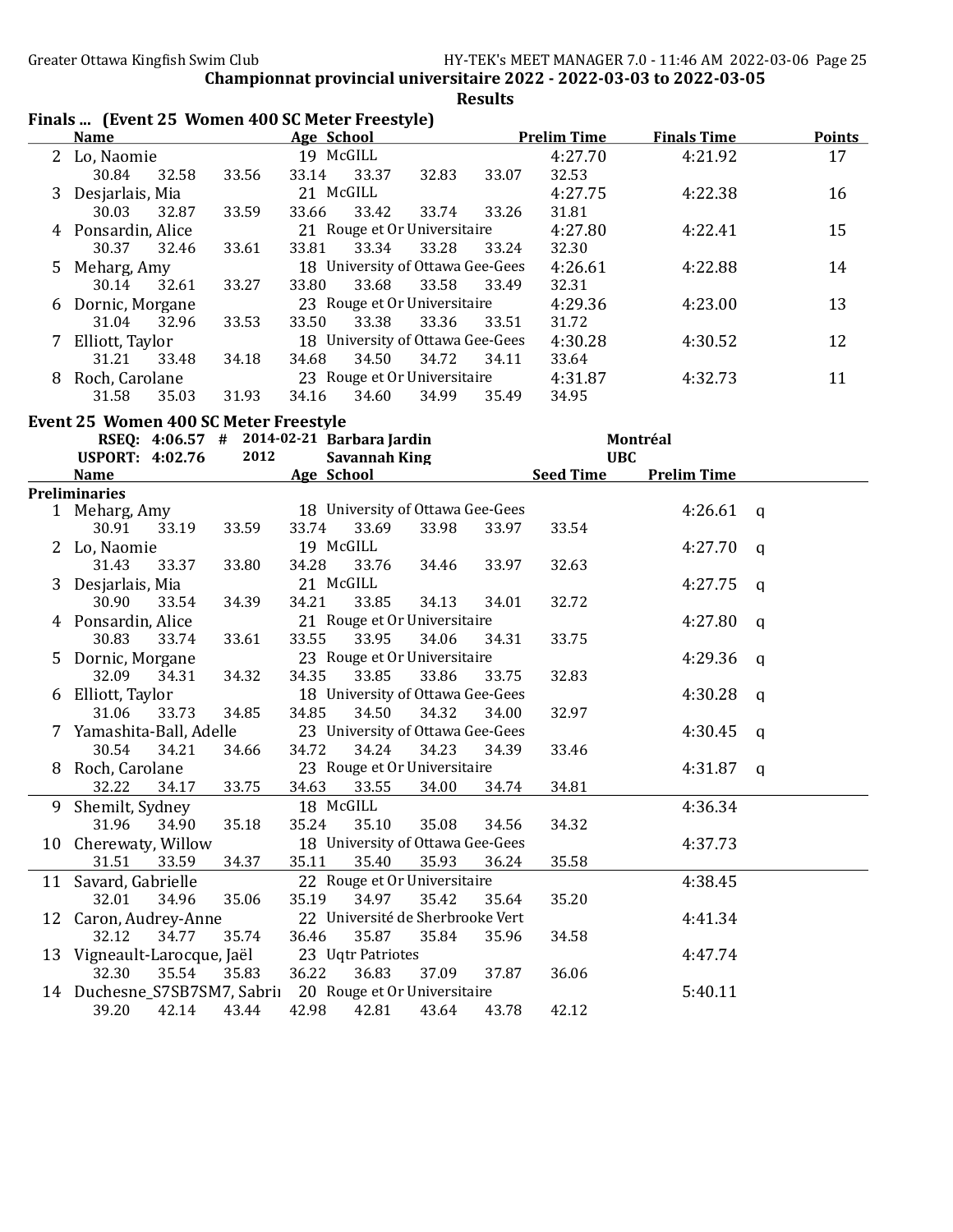Championnat provincial universitaire 2022 - 2022-03-03 to 2022-03-05

**Results**

## Finals ... (Event 25 Women 400 SC Meter Freestyle)

| | Name | Age | School | Prelim Time | Finals Time | Points |
|---|---|---|---|---|---|---|
| 2 | Lo, Naomie | 19 | McGILL | 4:27.70 | 4:21.92 | 17 |
| | 30.84 32.58 33.56 33.14 33.37 32.83 33.07 32.53 | | | | | |
| 3 | Desjarlais, Mia | 21 | McGILL | 4:27.75 | 4:22.38 | 16 |
| | 30.03 32.87 33.59 33.66 33.42 33.74 33.26 31.81 | | | | | |
| 4 | Ponsardin, Alice | 21 | Rouge et Or Universitaire | 4:27.80 | 4:22.41 | 15 |
| | 30.37 32.46 33.61 33.81 33.34 33.28 33.24 32.30 | | | | | |
| 5 | Meharg, Amy | 18 | University of Ottawa Gee-Gees | 4:26.61 | 4:22.88 | 14 |
| | 30.14 32.61 33.27 33.80 33.68 33.58 33.49 32.31 | | | | | |
| 6 | Dornic, Morgane | 23 | Rouge et Or Universitaire | 4:29.36 | 4:23.00 | 13 |
| | 31.04 32.96 33.53 33.50 33.38 33.36 33.51 31.72 | | | | | |
| 7 | Elliott, Taylor | 18 | University of Ottawa Gee-Gees | 4:30.28 | 4:30.52 | 12 |
| | 31.21 33.48 34.18 34.68 34.50 34.72 34.11 33.64 | | | | | |
| 8 | Roch, Carolane | 23 | Rouge et Or Universitaire | 4:31.87 | 4:32.73 | 11 |
| | 31.58 35.03 31.93 34.16 34.60 34.99 35.49 34.95 | | | | | |

## Event 25 Women 400 SC Meter Freestyle

RSEQ: 4:06.57 # 2014-02-21 Barbara Jardin — Montréal
USPORT: 4:02.76 2012 Savannah King — UBC

| | Name | Age | School | Seed Time | Prelim Time | |
|---|---|---|---|---|---|---|
| **Preliminaries** | | | | | | |
| 1 | Meharg, Amy | 18 | University of Ottawa Gee-Gees | | 4:26.61 | q |
| | 30.91 33.19 33.59 33.74 33.69 33.98 33.97 33.54 | | | | | |
| 2 | Lo, Naomie | 19 | McGILL | | 4:27.70 | q |
| | 31.43 33.37 33.80 34.28 33.76 34.46 33.97 32.63 | | | | | |
| 3 | Desjarlais, Mia | 21 | McGILL | | 4:27.75 | q |
| | 30.90 33.54 34.39 34.21 33.85 34.13 34.01 32.72 | | | | | |
| 4 | Ponsardin, Alice | 21 | Rouge et Or Universitaire | | 4:27.80 | q |
| | 30.83 33.74 33.61 33.55 33.95 34.06 34.31 33.75 | | | | | |
| 5 | Dornic, Morgane | 23 | Rouge et Or Universitaire | | 4:29.36 | q |
| | 32.09 34.31 34.32 34.35 33.85 33.86 33.75 32.83 | | | | | |
| 6 | Elliott, Taylor | 18 | University of Ottawa Gee-Gees | | 4:30.28 | q |
| | 31.06 33.73 34.85 34.85 34.50 34.32 34.00 32.97 | | | | | |
| 7 | Yamashita-Ball, Adelle | 23 | University of Ottawa Gee-Gees | | 4:30.45 | q |
| | 30.54 34.21 34.66 34.72 34.24 34.23 34.39 33.46 | | | | | |
| 8 | Roch, Carolane | 23 | Rouge et Or Universitaire | | 4:31.87 | q |
| | 32.22 34.17 33.75 34.63 33.55 34.00 34.74 34.81 | | | | | |
| 9 | Shemilt, Sydney | 18 | McGILL | | 4:36.34 | |
| | 31.96 34.90 35.18 35.24 35.10 35.08 34.56 34.32 | | | | | |
| 10 | Cherewaty, Willow | 18 | University of Ottawa Gee-Gees | | 4:37.73 | |
| | 31.51 33.59 34.37 35.11 35.40 35.93 36.24 35.58 | | | | | |
| 11 | Savard, Gabrielle | 22 | Rouge et Or Universitaire | | 4:38.45 | |
| | 32.01 34.96 35.06 35.19 34.97 35.42 35.64 35.20 | | | | | |
| 12 | Caron, Audrey-Anne | 22 | Université de Sherbrooke Vert | | 4:41.34 | |
| | 32.12 34.77 35.74 36.46 35.87 35.84 35.96 34.58 | | | | | |
| 13 | Vigneault-Larocque, Jaël | 23 | Uqtr Patriotes | | 4:47.74 | |
| | 32.30 35.54 35.83 36.22 36.83 37.09 37.87 36.06 | | | | | |
| 14 | Duchesne_S7SB7SM7, Sabrii | 20 | Rouge et Or Universitaire | | 5:40.11 | |
| | 39.20 42.14 43.44 42.98 42.81 43.64 43.78 42.12 | | | | | |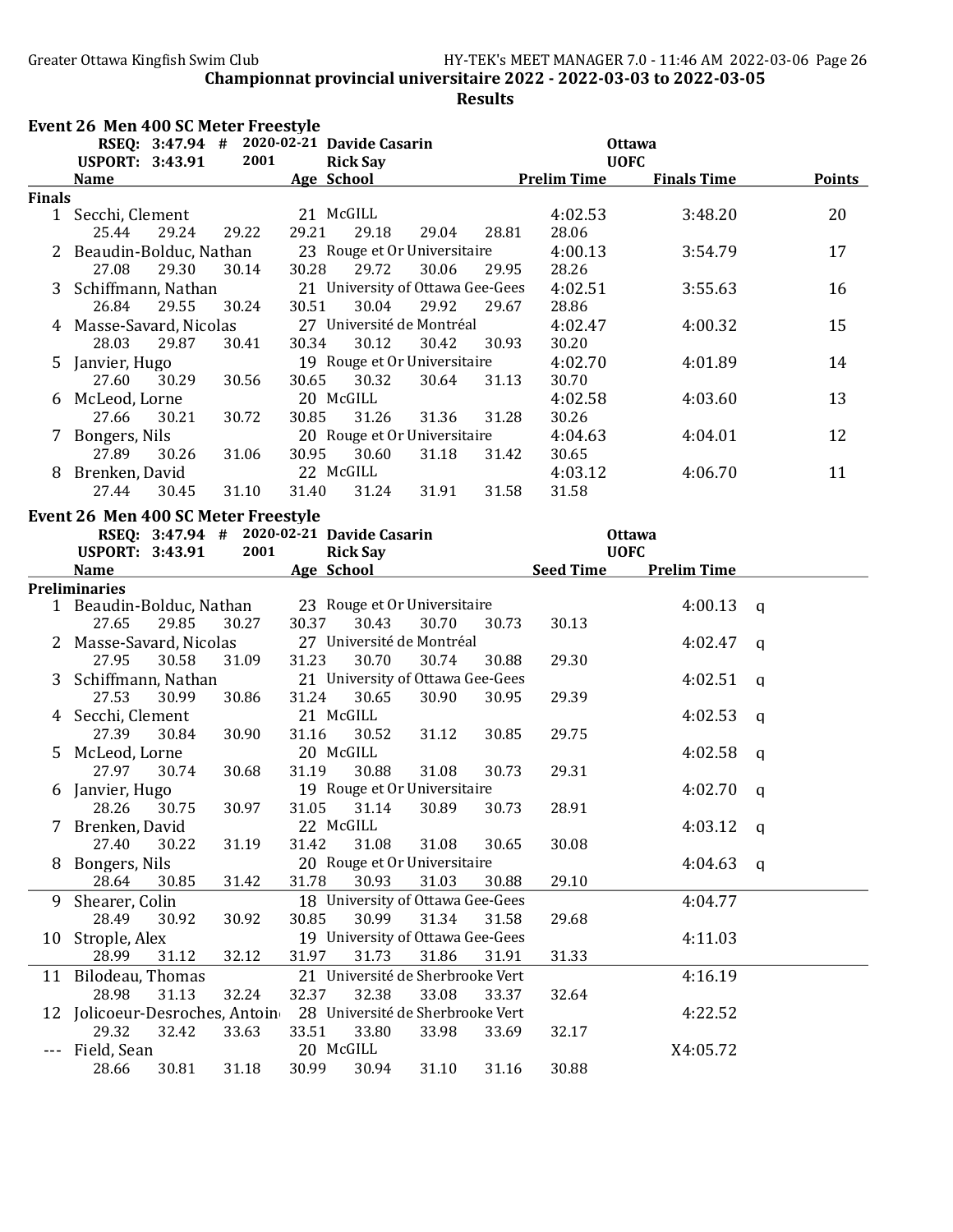Championnat provincial universitaire 2022 - 2022-03-03 to 2022-03-05

Results

## Event 26 Men 400 SC Meter Freestyle

RSEQ: 3:47.94 # 2020-02-21 Davide Casarin Ottawa
USPORT: 3:43.91 2001 Rick Say UOFC

**Finals**

| | Name | Age | School | Prelim Time | Finals Time | Points |
|---|---|---|---|---|---|---|
| 1 | Secchi, Clement | 21 | McGILL | 4:02.53 | 3:48.20 | 20 |
| | 25.44 29.24 29.22 29.21 29.18 29.04 28.81 28.06 | | | | | |
| 2 | Beaudin-Bolduc, Nathan | 23 | Rouge et Or Universitaire | 4:00.13 | 3:54.79 | 17 |
| | 27.08 29.30 30.14 30.28 29.72 30.06 29.95 28.26 | | | | | |
| 3 | Schiffmann, Nathan | 21 | University of Ottawa Gee-Gees | 4:02.51 | 3:55.63 | 16 |
| | 26.84 29.55 30.24 30.51 30.04 29.92 29.67 28.86 | | | | | |
| 4 | Masse-Savard, Nicolas | 27 | Université de Montréal | 4:02.47 | 4:00.32 | 15 |
| | 28.03 29.87 30.41 30.34 30.12 30.42 30.93 30.20 | | | | | |
| 5 | Janvier, Hugo | 19 | Rouge et Or Universitaire | 4:02.70 | 4:01.89 | 14 |
| | 27.60 30.29 30.56 30.65 30.32 30.64 31.13 30.70 | | | | | |
| 6 | McLeod, Lorne | 20 | McGILL | 4:02.58 | 4:03.60 | 13 |
| | 27.66 30.21 30.72 30.85 31.26 31.36 31.28 30.26 | | | | | |
| 7 | Bongers, Nils | 20 | Rouge et Or Universitaire | 4:04.63 | 4:04.01 | 12 |
| | 27.89 30.26 31.06 30.95 30.60 31.18 31.42 30.65 | | | | | |
| 8 | Brenken, David | 22 | McGILL | 4:03.12 | 4:06.70 | 11 |
| | 27.44 30.45 31.10 31.40 31.24 31.91 31.58 31.58 | | | | | |

## Event 26 Men 400 SC Meter Freestyle

RSEQ: 3:47.94 # 2020-02-21 Davide Casarin Ottawa
USPORT: 3:43.91 2001 Rick Say UOFC

**Preliminaries**

| | Name | Age | School | Seed Time | Prelim Time | |
|---|---|---|---|---|---|---|
| 1 | Beaudin-Bolduc, Nathan | 23 | Rouge et Or Universitaire | | 4:00.13 | q |
| | 27.65 29.85 30.27 30.37 30.43 30.70 30.73 30.13 | | | | | |
| 2 | Masse-Savard, Nicolas | 27 | Université de Montréal | | 4:02.47 | q |
| | 27.95 30.58 31.09 31.23 30.70 30.74 30.88 29.30 | | | | | |
| 3 | Schiffmann, Nathan | 21 | University of Ottawa Gee-Gees | | 4:02.51 | q |
| | 27.53 30.99 30.86 31.24 30.65 30.90 30.95 29.39 | | | | | |
| 4 | Secchi, Clement | 21 | McGILL | | 4:02.53 | q |
| | 27.39 30.84 30.90 31.16 30.52 31.12 30.85 29.75 | | | | | |
| 5 | McLeod, Lorne | 20 | McGILL | | 4:02.58 | q |
| | 27.97 30.74 30.68 31.19 30.88 31.08 30.73 29.31 | | | | | |
| 6 | Janvier, Hugo | 19 | Rouge et Or Universitaire | | 4:02.70 | q |
| | 28.26 30.75 30.97 31.05 31.14 30.89 30.73 28.91 | | | | | |
| 7 | Brenken, David | 22 | McGILL | | 4:03.12 | q |
| | 27.40 30.22 31.19 31.42 31.08 31.08 30.65 30.08 | | | | | |
| 8 | Bongers, Nils | 20 | Rouge et Or Universitaire | | 4:04.63 | q |
| | 28.64 30.85 31.42 31.78 30.93 31.03 30.88 29.10 | | | | | |
| 9 | Shearer, Colin | 18 | University of Ottawa Gee-Gees | | 4:04.77 | |
| | 28.49 30.92 30.92 30.85 30.99 31.34 31.58 29.68 | | | | | |
| 10 | Strople, Alex | 19 | University of Ottawa Gee-Gees | | 4:11.03 | |
| | 28.99 31.12 32.12 31.97 31.73 31.86 31.91 31.33 | | | | | |
| 11 | Bilodeau, Thomas | 21 | Université de Sherbrooke Vert | | 4:16.19 | |
| | 28.98 31.13 32.24 32.37 32.38 33.08 33.37 32.64 | | | | | |
| 12 | Jolicoeur-Desroches, Antoin | 28 | Université de Sherbrooke Vert | | 4:22.52 | |
| | 29.32 32.42 33.63 33.51 33.80 33.98 33.69 32.17 | | | | | |
| --- | Field, Sean | 20 | McGILL | | X4:05.72 | |
| | 28.66 30.81 31.18 30.99 30.94 31.10 31.16 30.88 | | | | | |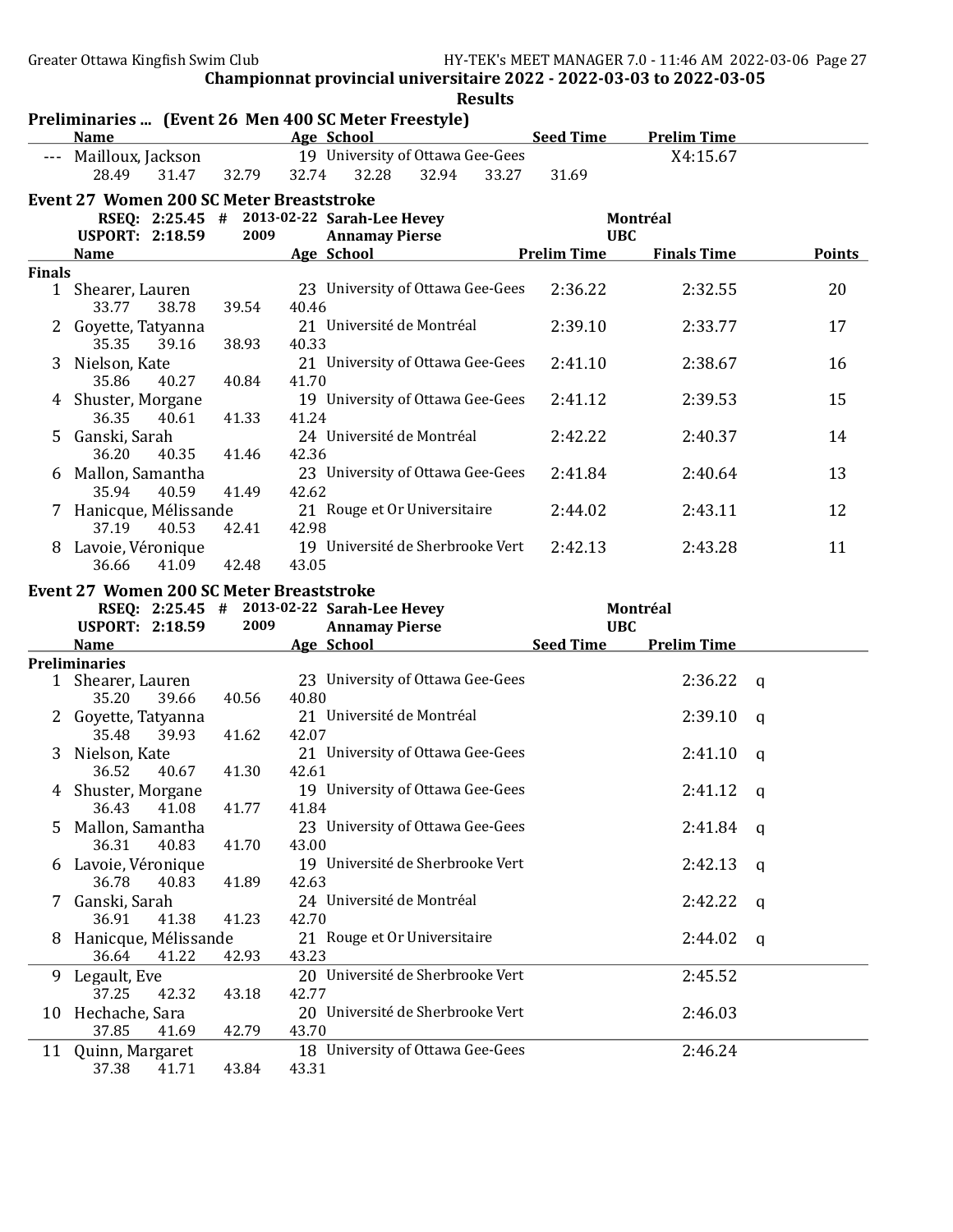Championnat provincial universitaire 2022 - 2022-03-03 to 2022-03-05

Results

## Preliminaries ... (Event 26 Men 400 SC Meter Freestyle)

| | Name | Age | School | Seed Time | Prelim Time |
|---|---|---|---|---|---|
| --- | Mailloux, Jackson | 19 | University of Ottawa Gee-Gees | | X4:15.67 |
| | 28.49 31.47 32.79 32.74 32.28 32.94 33.27 31.69 | | | | |

## Event 27 Women 200 SC Meter Breaststroke

RSEQ: 2:25.45 # 2013-02-22 Sarah-Lee Hevey — Montréal

USPORT: 2:18.59 2009 Annamay Pierse — UBC

### Finals

| | Name | Age | School | Prelim Time | Finals Time | Points |
|---|---|---|---|---|---|---|
| 1 | Shearer, Lauren | 23 | University of Ottawa Gee-Gees | 2:36.22 | 2:32.55 | 20 |
| | 33.77 38.78 39.54 40.46 | | | | | |
| 2 | Goyette, Tatyanna | 21 | Université de Montréal | 2:39.10 | 2:33.77 | 17 |
| | 35.35 39.16 38.93 40.33 | | | | | |
| 3 | Nielson, Kate | 21 | University of Ottawa Gee-Gees | 2:41.10 | 2:38.67 | 16 |
| | 35.86 40.27 40.84 41.70 | | | | | |
| 4 | Shuster, Morgane | 19 | University of Ottawa Gee-Gees | 2:41.12 | 2:39.53 | 15 |
| | 36.35 40.61 41.33 41.24 | | | | | |
| 5 | Ganski, Sarah | 24 | Université de Montréal | 2:42.22 | 2:40.37 | 14 |
| | 36.20 40.35 41.46 42.36 | | | | | |
| 6 | Mallon, Samantha | 23 | University of Ottawa Gee-Gees | 2:41.84 | 2:40.64 | 13 |
| | 35.94 40.59 41.49 42.62 | | | | | |
| 7 | Hanicque, Mélissande | 21 | Rouge et Or Universitaire | 2:44.02 | 2:43.11 | 12 |
| | 37.19 40.53 42.41 42.98 | | | | | |
| 8 | Lavoie, Véronique | 19 | Université de Sherbrooke Vert | 2:42.13 | 2:43.28 | 11 |
| | 36.66 41.09 42.48 43.05 | | | | | |

## Event 27 Women 200 SC Meter Breaststroke

RSEQ: 2:25.45 # 2013-02-22 Sarah-Lee Hevey — Montréal

USPORT: 2:18.59 2009 Annamay Pierse — UBC

### Preliminaries

| | Name | Age | School | Seed Time | Prelim Time | |
|---|---|---|---|---|---|---|
| 1 | Shearer, Lauren | 23 | University of Ottawa Gee-Gees | | 2:36.22 | q |
| | 35.20 39.66 40.56 40.80 | | | | | |
| 2 | Goyette, Tatyanna | 21 | Université de Montréal | | 2:39.10 | q |
| | 35.48 39.93 41.62 42.07 | | | | | |
| 3 | Nielson, Kate | 21 | University of Ottawa Gee-Gees | | 2:41.10 | q |
| | 36.52 40.67 41.30 42.61 | | | | | |
| 4 | Shuster, Morgane | 19 | University of Ottawa Gee-Gees | | 2:41.12 | q |
| | 36.43 41.08 41.77 41.84 | | | | | |
| 5 | Mallon, Samantha | 23 | University of Ottawa Gee-Gees | | 2:41.84 | q |
| | 36.31 40.83 41.70 43.00 | | | | | |
| 6 | Lavoie, Véronique | 19 | Université de Sherbrooke Vert | | 2:42.13 | q |
| | 36.78 40.83 41.89 42.63 | | | | | |
| 7 | Ganski, Sarah | 24 | Université de Montréal | | 2:42.22 | q |
| | 36.91 41.38 41.23 42.70 | | | | | |
| 8 | Hanicque, Mélissande | 21 | Rouge et Or Universitaire | | 2:44.02 | q |
| | 36.64 41.22 42.93 43.23 | | | | | |
| 9 | Legault, Eve | 20 | Université de Sherbrooke Vert | | 2:45.52 | |
| | 37.25 42.32 43.18 42.77 | | | | | |
| 10 | Hechache, Sara | 20 | Université de Sherbrooke Vert | | 2:46.03 | |
| | 37.85 41.69 42.79 43.70 | | | | | |
| 11 | Quinn, Margaret | 18 | University of Ottawa Gee-Gees | | 2:46.24 | |
| | 37.38 41.71 43.84 43.31 | | | | | |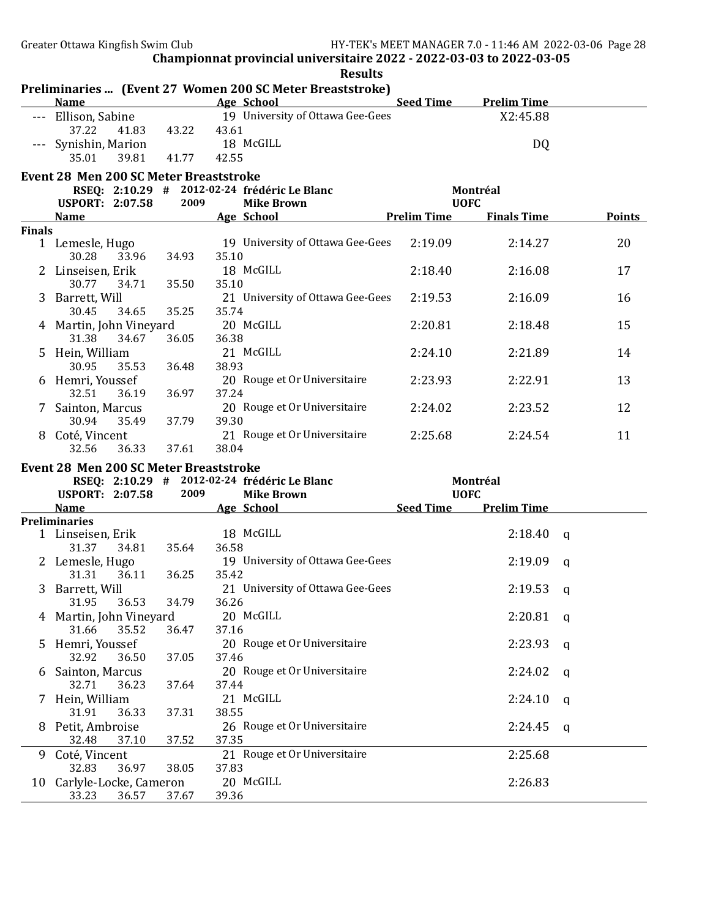**Championnat provincial universitaire 2022 - 2022-03-03 to 2022-03-05**

**Results**

## Preliminaries ... (Event 27 Women 200 SC Meter Breaststroke)

| | Name | Age | School | Seed Time | Prelim Time |
|---|---|---|---|---|---|
| --- | Ellison, Sabine | 19 | University of Ottawa Gee-Gees | | X2:45.88 |
| | 37.22 41.83 43.22 43.61 | | | | |
| --- | Synishin, Marion | 18 | McGILL | | DQ |
| | 35.01 39.81 41.77 42.55 | | | | |

## Event 28 Men 200 SC Meter Breaststroke

RSEQ: 2:10.29 # 2012-02-24 frédéric Le Blanc Montréal
USPORT: 2:07.58 2009 Mike Brown UOFC

| | Name | Age | School | Prelim Time | Finals Time | Points |
|---|---|---|---|---|---|---|
| **Finals** | | | | | | |
| 1 | Lemesle, Hugo | 19 | University of Ottawa Gee-Gees | 2:19.09 | 2:14.27 | 20 |
| | 30.28 33.96 34.93 35.10 | | | | | |
| 2 | Linseisen, Erik | 18 | McGILL | 2:18.40 | 2:16.08 | 17 |
| | 30.77 34.71 35.50 35.10 | | | | | |
| 3 | Barrett, Will | 21 | University of Ottawa Gee-Gees | 2:19.53 | 2:16.09 | 16 |
| | 30.45 34.65 35.25 35.74 | | | | | |
| 4 | Martin, John Vineyard | 20 | McGILL | 2:20.81 | 2:18.48 | 15 |
| | 31.38 34.67 36.05 36.38 | | | | | |
| 5 | Hein, William | 21 | McGILL | 2:24.10 | 2:21.89 | 14 |
| | 30.95 35.53 36.48 38.93 | | | | | |
| 6 | Hemri, Youssef | 20 | Rouge et Or Universitaire | 2:23.93 | 2:22.91 | 13 |
| | 32.51 36.19 36.97 37.24 | | | | | |
| 7 | Sainton, Marcus | 20 | Rouge et Or Universitaire | 2:24.02 | 2:23.52 | 12 |
| | 30.94 35.49 37.79 39.30 | | | | | |
| 8 | Coté, Vincent | 21 | Rouge et Or Universitaire | 2:25.68 | 2:24.54 | 11 |
| | 32.56 36.33 37.61 38.04 | | | | | |

## Event 28 Men 200 SC Meter Breaststroke

RSEQ: 2:10.29 # 2012-02-24 frédéric Le Blanc Montréal
USPORT: 2:07.58 2009 Mike Brown UOFC

| | Name | Age | School | Seed Time | Prelim Time | |
|---|---|---|---|---|---|---|
| **Preliminaries** | | | | | | |
| 1 | Linseisen, Erik | 18 | McGILL | | 2:18.40 | q |
| | 31.37 34.81 35.64 36.58 | | | | | |
| 2 | Lemesle, Hugo | 19 | University of Ottawa Gee-Gees | | 2:19.09 | q |
| | 31.31 36.11 36.25 35.42 | | | | | |
| 3 | Barrett, Will | 21 | University of Ottawa Gee-Gees | | 2:19.53 | q |
| | 31.95 36.53 34.79 36.26 | | | | | |
| 4 | Martin, John Vineyard | 20 | McGILL | | 2:20.81 | q |
| | 31.66 35.52 36.47 37.16 | | | | | |
| 5 | Hemri, Youssef | 20 | Rouge et Or Universitaire | | 2:23.93 | q |
| | 32.92 36.50 37.05 37.46 | | | | | |
| 6 | Sainton, Marcus | 20 | Rouge et Or Universitaire | | 2:24.02 | q |
| | 32.71 36.23 37.64 37.44 | | | | | |
| 7 | Hein, William | 21 | McGILL | | 2:24.10 | q |
| | 31.91 36.33 37.31 38.55 | | | | | |
| 8 | Petit, Ambroise | 26 | Rouge et Or Universitaire | | 2:24.45 | q |
| | 32.48 37.10 37.52 37.35 | | | | | |
| 9 | Coté, Vincent | 21 | Rouge et Or Universitaire | | 2:25.68 | |
| | 32.83 36.97 38.05 37.83 | | | | | |
| 10 | Carlyle-Locke, Cameron | 20 | McGILL | | 2:26.83 | |
| | 33.23 36.57 37.67 39.36 | | | | | |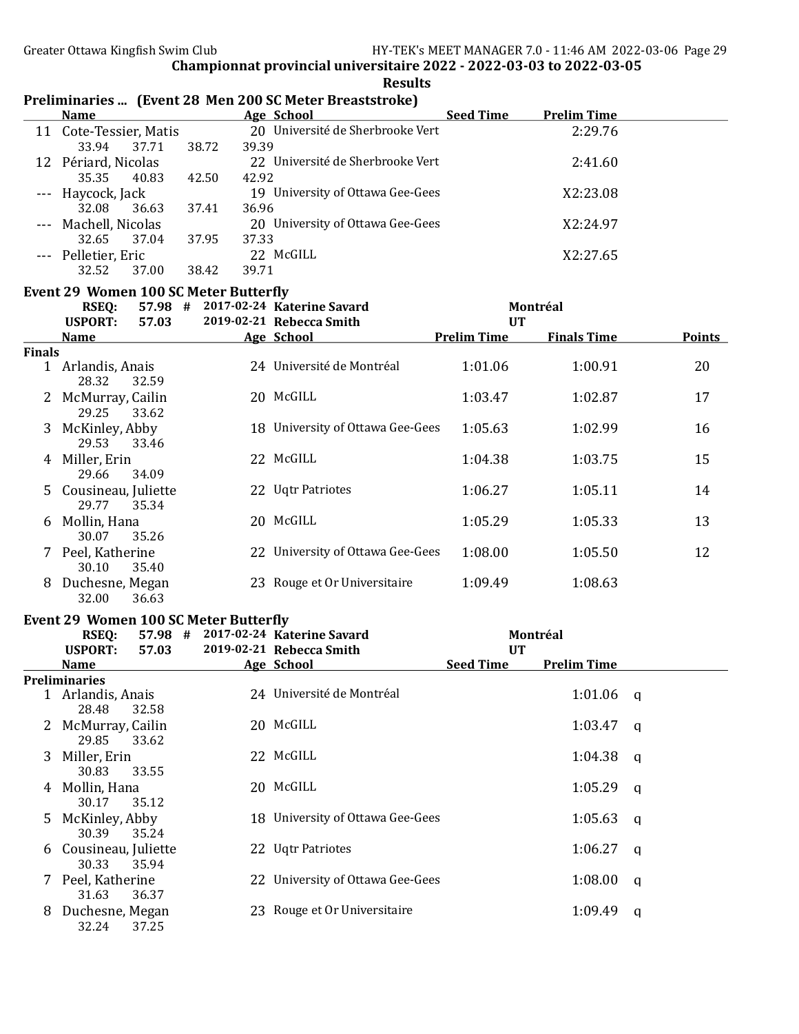**Championnat provincial universitaire 2022 - 2022-03-03 to 2022-03-05**

**Results**

## Preliminaries ... (Event 28 Men 200 SC Meter Breaststroke)

| | Name | Age | School | Seed Time | Prelim Time |
|---|---|---|---|---|---|
| 11 | Cote-Tessier, Matis | 20 | Université de Sherbrooke Vert | | 2:29.76 |
| | 33.94 37.71 38.72 39.39 | | | | |
| 12 | Périard, Nicolas | 22 | Université de Sherbrooke Vert | | 2:41.60 |
| | 35.35 40.83 42.50 42.92 | | | | |
| --- | Haycock, Jack | 19 | University of Ottawa Gee-Gees | | X2:23.08 |
| | 32.08 36.63 37.41 36.96 | | | | |
| --- | Machell, Nicolas | 20 | University of Ottawa Gee-Gees | | X2:24.97 |
| | 32.65 37.04 37.95 37.33 | | | | |
| --- | Pelletier, Eric | 22 | McGILL | | X2:27.65 |
| | 32.52 37.00 38.42 39.71 | | | | |

## Event 29 Women 100 SC Meter Butterfly

RSEQ: 57.98 # 2017-02-24 Katerine Savard — Montréal
USPORT: 57.03 2019-02-21 Rebecca Smith — UT

| | Name | Age | School | Prelim Time | Finals Time | Points |
|---|---|---|---|---|---|---|
| **Finals** | | | | | | |
| 1 | Arlandis, Anais | 24 | Université de Montréal | 1:01.06 | 1:00.91 | 20 |
| | 28.32 32.59 | | | | | |
| 2 | McMurray, Cailin | 20 | McGILL | 1:03.47 | 1:02.87 | 17 |
| | 29.25 33.62 | | | | | |
| 3 | McKinley, Abby | 18 | University of Ottawa Gee-Gees | 1:05.63 | 1:02.99 | 16 |
| | 29.53 33.46 | | | | | |
| 4 | Miller, Erin | 22 | McGILL | 1:04.38 | 1:03.75 | 15 |
| | 29.66 34.09 | | | | | |
| 5 | Cousineau, Juliette | 22 | Uqtr Patriotes | 1:06.27 | 1:05.11 | 14 |
| | 29.77 35.34 | | | | | |
| 6 | Mollin, Hana | 20 | McGILL | 1:05.29 | 1:05.33 | 13 |
| | 30.07 35.26 | | | | | |
| 7 | Peel, Katherine | 22 | University of Ottawa Gee-Gees | 1:08.00 | 1:05.50 | 12 |
| | 30.10 35.40 | | | | | |
| 8 | Duchesne, Megan | 23 | Rouge et Or Universitaire | 1:09.49 | 1:08.63 | |
| | 32.00 36.63 | | | | | |

## Event 29 Women 100 SC Meter Butterfly

RSEQ: 57.98 # 2017-02-24 Katerine Savard — Montréal
USPORT: 57.03 2019-02-21 Rebecca Smith — UT

| | Name | Age | School | Seed Time | Prelim Time | |
|---|---|---|---|---|---|---|
| **Preliminaries** | | | | | | |
| 1 | Arlandis, Anais | 24 | Université de Montréal | | 1:01.06 | q |
| | 28.48 32.58 | | | | | |
| 2 | McMurray, Cailin | 20 | McGILL | | 1:03.47 | q |
| | 29.85 33.62 | | | | | |
| 3 | Miller, Erin | 22 | McGILL | | 1:04.38 | q |
| | 30.83 33.55 | | | | | |
| 4 | Mollin, Hana | 20 | McGILL | | 1:05.29 | q |
| | 30.17 35.12 | | | | | |
| 5 | McKinley, Abby | 18 | University of Ottawa Gee-Gees | | 1:05.63 | q |
| | 30.39 35.24 | | | | | |
| 6 | Cousineau, Juliette | 22 | Uqtr Patriotes | | 1:06.27 | q |
| | 30.33 35.94 | | | | | |
| 7 | Peel, Katherine | 22 | University of Ottawa Gee-Gees | | 1:08.00 | q |
| | 31.63 36.37 | | | | | |
| 8 | Duchesne, Megan | 23 | Rouge et Or Universitaire | | 1:09.49 | q |
| | 32.24 37.25 | | | | | |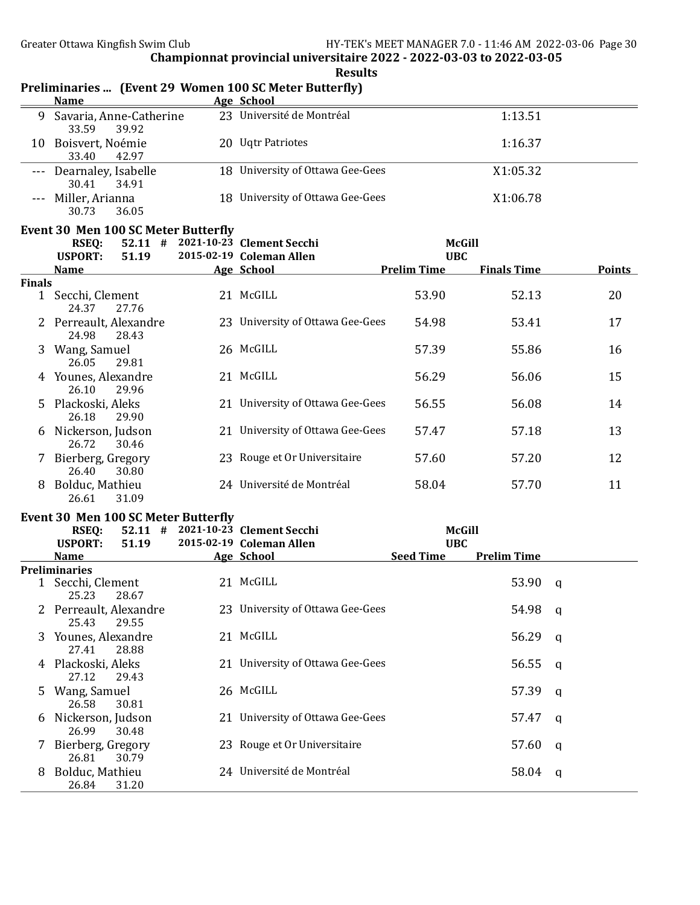## Championnat provincial universitaire 2022 - 2022-03-03 to 2022-03-05

### Results

### Preliminaries ... (Event 29 Women 100 SC Meter Butterfly)

| | Name | Age | School | | |
|---|---|---|---|---|---|
| 9 | Savaria, Anne-Catherine | 23 | Université de Montréal | 1:13.51 | |
| | 33.59 39.92 | | | | |
| 10 | Boisvert, Noémie | 20 | Uqtr Patriotes | 1:16.37 | |
| | 33.40 42.97 | | | | |
| --- | Dearnaley, Isabelle | 18 | University of Ottawa Gee-Gees | X1:05.32 | |
| | 30.41 34.91 | | | | |
| --- | Miller, Arianna | 18 | University of Ottawa Gee-Gees | X1:06.78 | |
| | 30.73 36.05 | | | | |

### Event 30 Men 100 SC Meter Butterfly

RSEQ: 52.11 # 2021-10-23 Clement Secchi McGill
USPORT: 51.19 2015-02-19 Coleman Allen UBC

| | Name | Age | School | Prelim Time | Finals Time | Points |
|---|---|---|---|---|---|---|
| **Finals** | | | | | | |
| 1 | Secchi, Clement | 21 | McGILL | 53.90 | 52.13 | 20 |
| | 24.37 27.76 | | | | | |
| 2 | Perreault, Alexandre | 23 | University of Ottawa Gee-Gees | 54.98 | 53.41 | 17 |
| | 24.98 28.43 | | | | | |
| 3 | Wang, Samuel | 26 | McGILL | 57.39 | 55.86 | 16 |
| | 26.05 29.81 | | | | | |
| 4 | Younes, Alexandre | 21 | McGILL | 56.29 | 56.06 | 15 |
| | 26.10 29.96 | | | | | |
| 5 | Plackoski, Aleks | 21 | University of Ottawa Gee-Gees | 56.55 | 56.08 | 14 |
| | 26.18 29.90 | | | | | |
| 6 | Nickerson, Judson | 21 | University of Ottawa Gee-Gees | 57.47 | 57.18 | 13 |
| | 26.72 30.46 | | | | | |
| 7 | Bierberg, Gregory | 23 | Rouge et Or Universitaire | 57.60 | 57.20 | 12 |
| | 26.40 30.80 | | | | | |
| 8 | Bolduc, Mathieu | 24 | Université de Montréal | 58.04 | 57.70 | 11 |
| | 26.61 31.09 | | | | | |

### Event 30 Men 100 SC Meter Butterfly

RSEQ: 52.11 # 2021-10-23 Clement Secchi McGill
USPORT: 51.19 2015-02-19 Coleman Allen UBC

| | Name | Age | School | Seed Time | Prelim Time | |
|---|---|---|---|---|---|---|
| **Preliminaries** | | | | | | |
| 1 | Secchi, Clement | 21 | McGILL | | 53.90 | q |
| | 25.23 28.67 | | | | | |
| 2 | Perreault, Alexandre | 23 | University of Ottawa Gee-Gees | | 54.98 | q |
| | 25.43 29.55 | | | | | |
| 3 | Younes, Alexandre | 21 | McGILL | | 56.29 | q |
| | 27.41 28.88 | | | | | |
| 4 | Plackoski, Aleks | 21 | University of Ottawa Gee-Gees | | 56.55 | q |
| | 27.12 29.43 | | | | | |
| 5 | Wang, Samuel | 26 | McGILL | | 57.39 | q |
| | 26.58 30.81 | | | | | |
| 6 | Nickerson, Judson | 21 | University of Ottawa Gee-Gees | | 57.47 | q |
| | 26.99 30.48 | | | | | |
| 7 | Bierberg, Gregory | 23 | Rouge et Or Universitaire | | 57.60 | q |
| | 26.81 30.79 | | | | | |
| 8 | Bolduc, Mathieu | 24 | Université de Montréal | | 58.04 | q |
| | 26.84 31.20 | | | | | |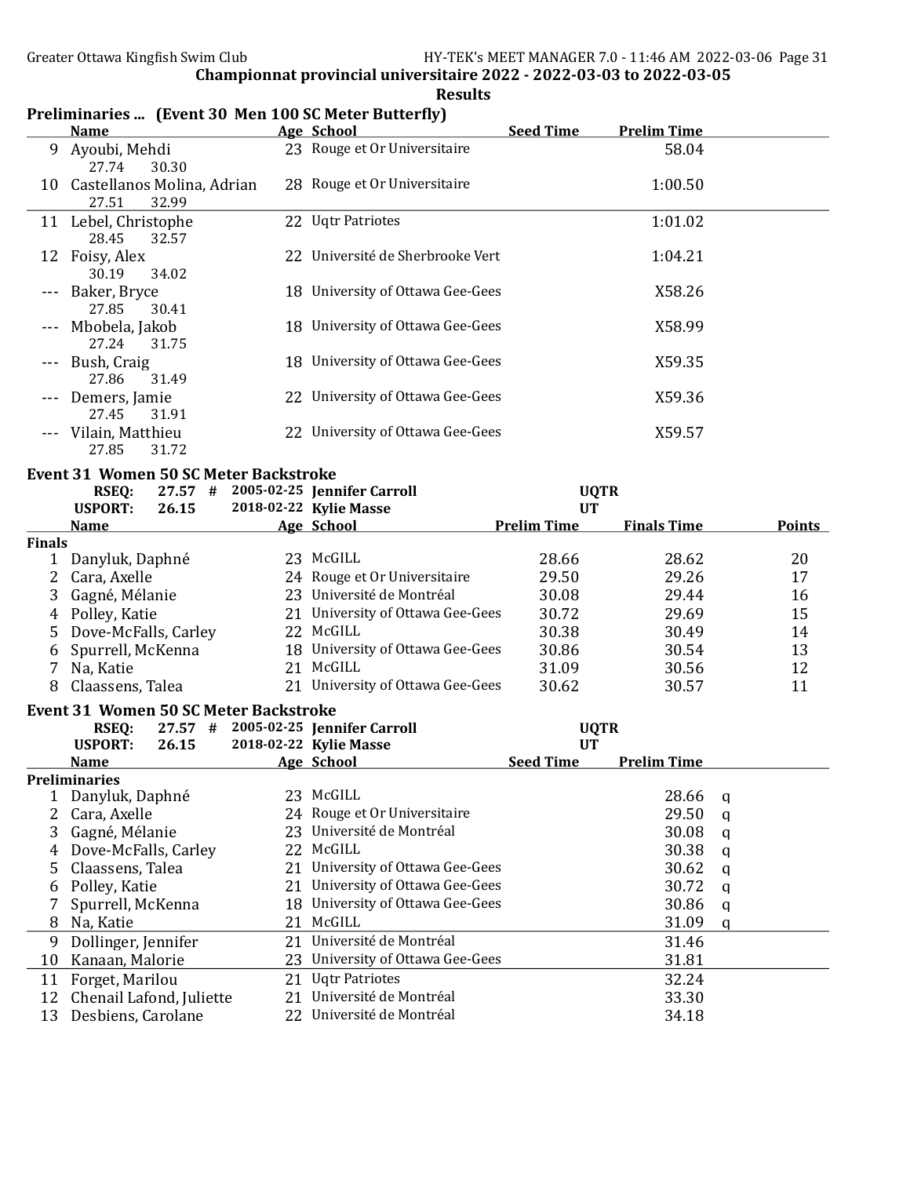## Championnat provincial universitaire 2022 - 2022-03-03 to 2022-03-05

### Results

### Preliminaries ... (Event 30 Men 100 SC Meter Butterfly)

| | Name | Age | School | Seed Time | Prelim Time |
|---|---|---|---|---|---|
| 9 | Ayoubi, Mehdi | 23 | Rouge et Or Universitaire | | 58.04 |
| | 27.74 30.30 | | | | |
| 10 | Castellanos Molina, Adrian | 28 | Rouge et Or Universitaire | | 1:00.50 |
| | 27.51 32.99 | | | | |
| 11 | Lebel, Christophe | 22 | Uqtr Patriotes | | 1:01.02 |
| | 28.45 32.57 | | | | |
| 12 | Foisy, Alex | 22 | Université de Sherbrooke Vert | | 1:04.21 |
| | 30.19 34.02 | | | | |
| --- | Baker, Bryce | 18 | University of Ottawa Gee-Gees | | X58.26 |
| | 27.85 30.41 | | | | |
| --- | Mbobela, Jakob | 18 | University of Ottawa Gee-Gees | | X58.99 |
| | 27.24 31.75 | | | | |
| --- | Bush, Craig | 18 | University of Ottawa Gee-Gees | | X59.35 |
| | 27.86 31.49 | | | | |
| --- | Demers, Jamie | 22 | University of Ottawa Gee-Gees | | X59.36 |
| | 27.45 31.91 | | | | |
| --- | Vilain, Matthieu | 22 | University of Ottawa Gee-Gees | | X59.57 |
| | 27.85 31.72 | | | | |

### Event 31 Women 50 SC Meter Backstroke

RSEQ: 27.57 # 2005-02-25 **Jennifer Carroll** UQTR
USPORT: 26.15 2018-02-22 **Kylie Masse** UT

| | Name | Age | School | Prelim Time | Finals Time | Points |
|---|---|---|---|---|---|---|
| **Finals** | | | | | | |
| 1 | Danyluk, Daphné | 23 | McGILL | 28.66 | 28.62 | 20 |
| 2 | Cara, Axelle | 24 | Rouge et Or Universitaire | 29.50 | 29.26 | 17 |
| 3 | Gagné, Mélanie | 23 | Université de Montréal | 30.08 | 29.44 | 16 |
| 4 | Polley, Katie | 21 | University of Ottawa Gee-Gees | 30.72 | 29.69 | 15 |
| 5 | Dove-McFalls, Carley | 22 | McGILL | 30.38 | 30.49 | 14 |
| 6 | Spurrell, McKenna | 18 | University of Ottawa Gee-Gees | 30.86 | 30.54 | 13 |
| 7 | Na, Katie | 21 | McGILL | 31.09 | 30.56 | 12 |
| 8 | Claassens, Talea | 21 | University of Ottawa Gee-Gees | 30.62 | 30.57 | 11 |

### Event 31 Women 50 SC Meter Backstroke

RSEQ: 27.57 # 2005-02-25 **Jennifer Carroll** UQTR
USPORT: 26.15 2018-02-22 **Kylie Masse** UT

| | Name | Age | School | Seed Time | Prelim Time | |
|---|---|---|---|---|---|---|
| **Preliminaries** | | | | | | |
| 1 | Danyluk, Daphné | 23 | McGILL | | 28.66 | q |
| 2 | Cara, Axelle | 24 | Rouge et Or Universitaire | | 29.50 | q |
| 3 | Gagné, Mélanie | 23 | Université de Montréal | | 30.08 | q |
| 4 | Dove-McFalls, Carley | 22 | McGILL | | 30.38 | q |
| 5 | Claassens, Talea | 21 | University of Ottawa Gee-Gees | | 30.62 | q |
| 6 | Polley, Katie | 21 | University of Ottawa Gee-Gees | | 30.72 | q |
| 7 | Spurrell, McKenna | 18 | University of Ottawa Gee-Gees | | 30.86 | q |
| 8 | Na, Katie | 21 | McGILL | | 31.09 | q |
| 9 | Dollinger, Jennifer | 21 | Université de Montréal | | 31.46 | |
| 10 | Kanaan, Malorie | 23 | University of Ottawa Gee-Gees | | 31.81 | |
| 11 | Forget, Marilou | 21 | Uqtr Patriotes | | 32.24 | |
| 12 | Chenail Lafond, Juliette | 21 | Université de Montréal | | 33.30 | |
| 13 | Desbiens, Carolane | 22 | Université de Montréal | | 34.18 | |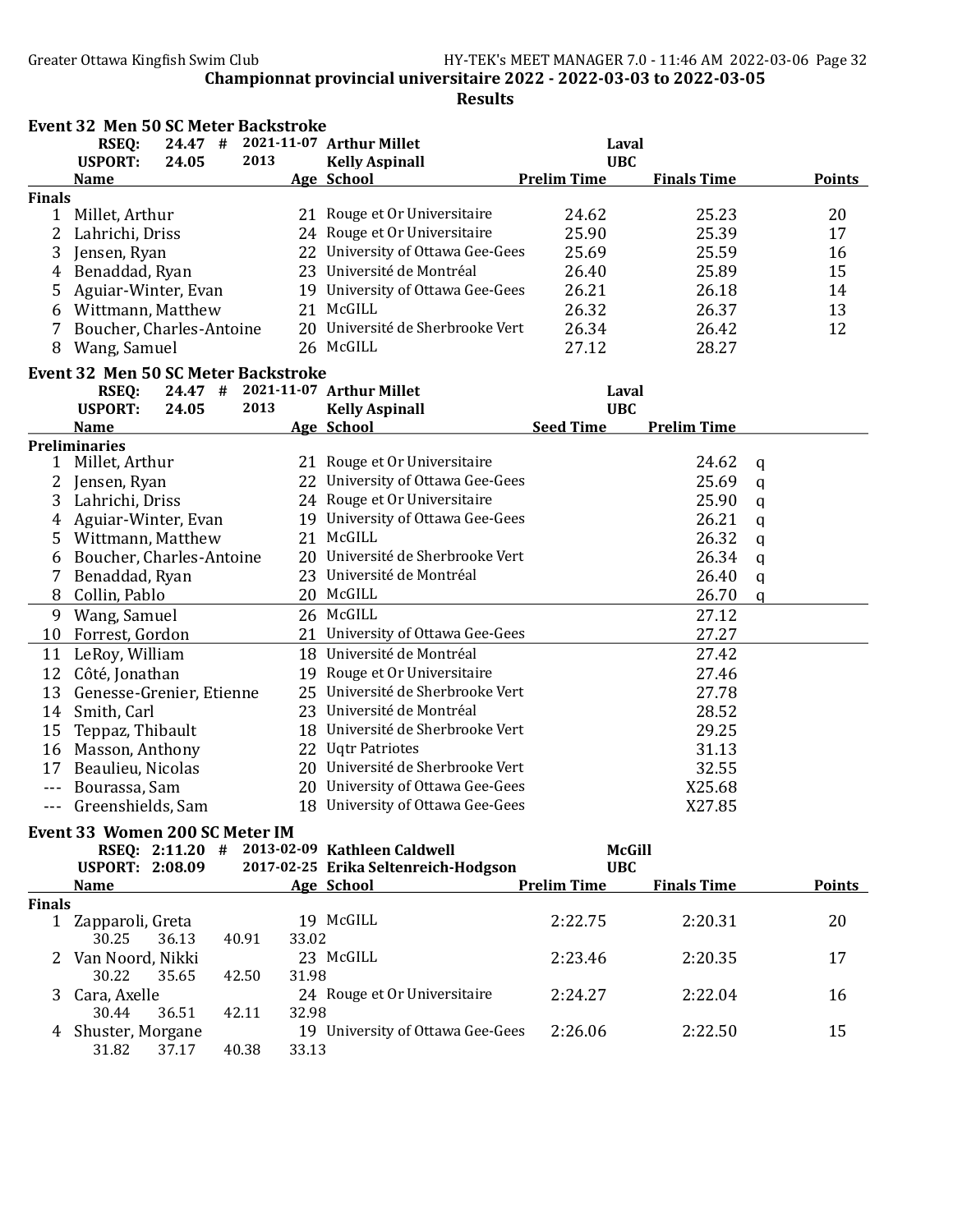**Championnat provincial universitaire 2022 - 2022-03-03 to 2022-03-05**

**Results**

## Event 32 Men 50 SC Meter Backstroke

| | | | | | |
|---|---|---|---|---|---|
| RSEQ: | 24.47 # | 2021-11-07 | Arthur Millet | Laval | |
| USPORT: | 24.05 | 2013 | Kelly Aspinall | UBC | |

| | Name | Age | School | Prelim Time | Finals Time | Points |
|---|---|---|---|---|---|---|
| **Finals** | | | | | | |
| 1 | Millet, Arthur | 21 | Rouge et Or Universitaire | 24.62 | 25.23 | 20 |
| 2 | Lahrichi, Driss | 24 | Rouge et Or Universitaire | 25.90 | 25.39 | 17 |
| 3 | Jensen, Ryan | 22 | University of Ottawa Gee-Gees | 25.69 | 25.59 | 16 |
| 4 | Benaddad, Ryan | 23 | Université de Montréal | 26.40 | 25.89 | 15 |
| 5 | Aguiar-Winter, Evan | 19 | University of Ottawa Gee-Gees | 26.21 | 26.18 | 14 |
| 6 | Wittmann, Matthew | 21 | McGILL | 26.32 | 26.37 | 13 |
| 7 | Boucher, Charles-Antoine | 20 | Université de Sherbrooke Vert | 26.34 | 26.42 | 12 |
| 8 | Wang, Samuel | 26 | McGILL | 27.12 | 28.27 | |

## Event 32 Men 50 SC Meter Backstroke

| | | | | | |
|---|---|---|---|---|---|
| RSEQ: | 24.47 # | 2021-11-07 | Arthur Millet | Laval | |
| USPORT: | 24.05 | 2013 | Kelly Aspinall | UBC | |

| | Name | Age | School | Seed Time | Prelim Time | |
|---|---|---|---|---|---|---|
| **Preliminaries** | | | | | | |
| 1 | Millet, Arthur | 21 | Rouge et Or Universitaire | | 24.62 | q |
| 2 | Jensen, Ryan | 22 | University of Ottawa Gee-Gees | | 25.69 | q |
| 3 | Lahrichi, Driss | 24 | Rouge et Or Universitaire | | 25.90 | q |
| 4 | Aguiar-Winter, Evan | 19 | University of Ottawa Gee-Gees | | 26.21 | q |
| 5 | Wittmann, Matthew | 21 | McGILL | | 26.32 | q |
| 6 | Boucher, Charles-Antoine | 20 | Université de Sherbrooke Vert | | 26.34 | q |
| 7 | Benaddad, Ryan | 23 | Université de Montréal | | 26.40 | q |
| 8 | Collin, Pablo | 20 | McGILL | | 26.70 | q |
| 9 | Wang, Samuel | 26 | McGILL | | 27.12 | |
| 10 | Forrest, Gordon | 21 | University of Ottawa Gee-Gees | | 27.27 | |
| 11 | LeRoy, William | 18 | Université de Montréal | | 27.42 | |
| 12 | Côté, Jonathan | 19 | Rouge et Or Universitaire | | 27.46 | |
| 13 | Genesse-Grenier, Etienne | 25 | Université de Sherbrooke Vert | | 27.78 | |
| 14 | Smith, Carl | 23 | Université de Montréal | | 28.52 | |
| 15 | Teppaz, Thibault | 18 | Université de Sherbrooke Vert | | 29.25 | |
| 16 | Masson, Anthony | 22 | Uqtr Patriotes | | 31.13 | |
| 17 | Beaulieu, Nicolas | 20 | Université de Sherbrooke Vert | | 32.55 | |
| --- | Bourassa, Sam | 20 | University of Ottawa Gee-Gees | | X25.68 | |
| --- | Greenshields, Sam | 18 | University of Ottawa Gee-Gees | | X27.85 | |

## Event 33 Women 200 SC Meter IM

| | | | | |
|---|---|---|---|---|
| RSEQ: | 2:11.20 # | 2013-02-09 | Kathleen Caldwell | McGill |
| USPORT: | 2:08.09 | 2017-02-25 | Erika Seltenreich-Hodgson | UBC |

| | Name | Age | School | Prelim Time | Finals Time | Points |
|---|---|---|---|---|---|---|
| **Finals** | | | | | | |
| 1 | Zapparoli, Greta | 19 | McGILL | 2:22.75 | 2:20.31 | 20 |
| | 30.25 36.13 40.91 33.02 | | | | | |
| 2 | Van Noord, Nikki | 23 | McGILL | 2:23.46 | 2:20.35 | 17 |
| | 30.22 35.65 42.50 31.98 | | | | | |
| 3 | Cara, Axelle | 24 | Rouge et Or Universitaire | 2:24.27 | 2:22.04 | 16 |
| | 30.44 36.51 42.11 32.98 | | | | | |
| 4 | Shuster, Morgane | 19 | University of Ottawa Gee-Gees | 2:26.06 | 2:22.50 | 15 |
| | 31.82 37.17 40.38 33.13 | | | | | |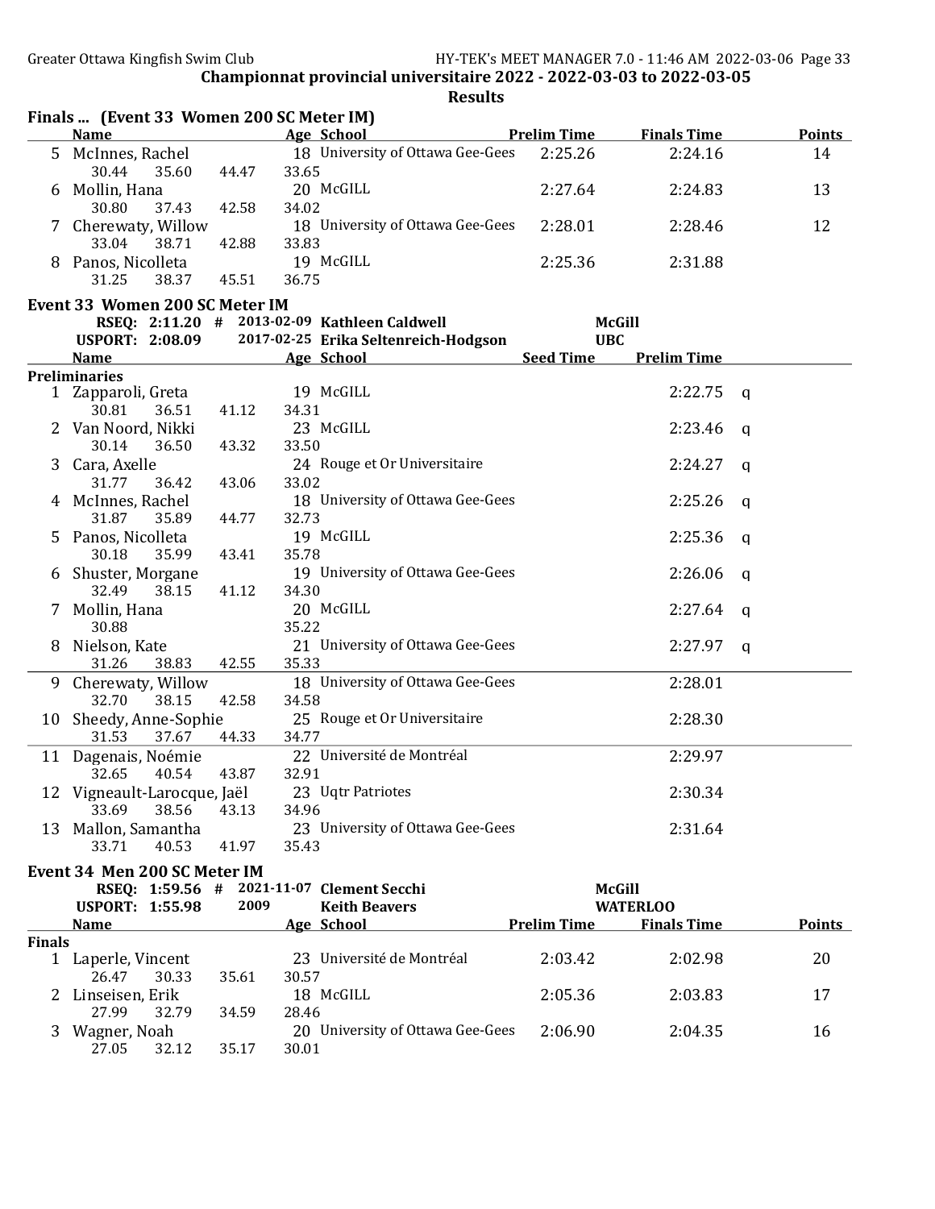Championnat provincial universitaire 2022 - 2022-03-03 to 2022-03-05

Results

## Finals ... (Event 33 Women 200 SC Meter IM)

| | Name | Age | School | Prelim Time | Finals Time | Points |
|---|---|---|---|---|---|---|
| 5 | McInnes, Rachel | 18 | University of Ottawa Gee-Gees | 2:25.26 | 2:24.16 | 14 |
| | 30.44 35.60 44.47 33.65 | | | | | |
| 6 | Mollin, Hana | 20 | McGILL | 2:27.64 | 2:24.83 | 13 |
| | 30.80 37.43 42.58 34.02 | | | | | |
| 7 | Cherewaty, Willow | 18 | University of Ottawa Gee-Gees | 2:28.01 | 2:28.46 | 12 |
| | 33.04 38.71 42.88 33.83 | | | | | |
| 8 | Panos, Nicolleta | 19 | McGILL | 2:25.36 | 2:31.88 | |
| | 31.25 38.37 45.51 36.75 | | | | | |

## Event 33 Women 200 SC Meter IM

RSEQ: 2:11.20 # 2013-02-09 Kathleen Caldwell McGill

USPORT: 2:08.09 2017-02-25 Erika Seltenreich-Hodgson UBC

**Preliminaries**

| | Name | Age | School | Seed Time | Prelim Time | |
|---|---|---|---|---|---|---|
| 1 | Zapparoli, Greta | 19 | McGILL | | 2:22.75 | q |
| | 30.81 36.51 41.12 34.31 | | | | | |
| 2 | Van Noord, Nikki | 23 | McGILL | | 2:23.46 | q |
| | 30.14 36.50 43.32 33.50 | | | | | |
| 3 | Cara, Axelle | 24 | Rouge et Or Universitaire | | 2:24.27 | q |
| | 31.77 36.42 43.06 33.02 | | | | | |
| 4 | McInnes, Rachel | 18 | University of Ottawa Gee-Gees | | 2:25.26 | q |
| | 31.87 35.89 44.77 32.73 | | | | | |
| 5 | Panos, Nicolleta | 19 | McGILL | | 2:25.36 | q |
| | 30.18 35.99 43.41 35.78 | | | | | |
| 6 | Shuster, Morgane | 19 | University of Ottawa Gee-Gees | | 2:26.06 | q |
| | 32.49 38.15 41.12 34.30 | | | | | |
| 7 | Mollin, Hana | 20 | McGILL | | 2:27.64 | q |
| | 30.88 35.22 | | | | | |
| 8 | Nielson, Kate | 21 | University of Ottawa Gee-Gees | | 2:27.97 | q |
| | 31.26 38.83 42.55 35.33 | | | | | |
| 9 | Cherewaty, Willow | 18 | University of Ottawa Gee-Gees | | 2:28.01 | |
| | 32.70 38.15 42.58 34.58 | | | | | |
| 10 | Sheedy, Anne-Sophie | 25 | Rouge et Or Universitaire | | 2:28.30 | |
| | 31.53 37.67 44.33 34.77 | | | | | |
| 11 | Dagenais, Noémie | 22 | Université de Montréal | | 2:29.97 | |
| | 32.65 40.54 43.87 32.91 | | | | | |
| 12 | Vigneault-Larocque, Jaël | 23 | Uqtr Patriotes | | 2:30.34 | |
| | 33.69 38.56 43.13 34.96 | | | | | |
| 13 | Mallon, Samantha | 23 | University of Ottawa Gee-Gees | | 2:31.64 | |
| | 33.71 40.53 41.97 35.43 | | | | | |

## Event 34 Men 200 SC Meter IM

RSEQ: 1:59.56 # 2021-11-07 Clement Secchi McGill

USPORT: 1:55.98 2009 Keith Beavers WATERLOO

**Finals**

| | Name | Age | School | Prelim Time | Finals Time | Points |
|---|---|---|---|---|---|---|
| 1 | Laperle, Vincent | 23 | Université de Montréal | 2:03.42 | 2:02.98 | 20 |
| | 26.47 30.33 35.61 30.57 | | | | | |
| 2 | Linseisen, Erik | 18 | McGILL | 2:05.36 | 2:03.83 | 17 |
| | 27.99 32.79 34.59 28.46 | | | | | |
| 3 | Wagner, Noah | 20 | University of Ottawa Gee-Gees | 2:06.90 | 2:04.35 | 16 |
| | 27.05 32.12 35.17 30.01 | | | | | |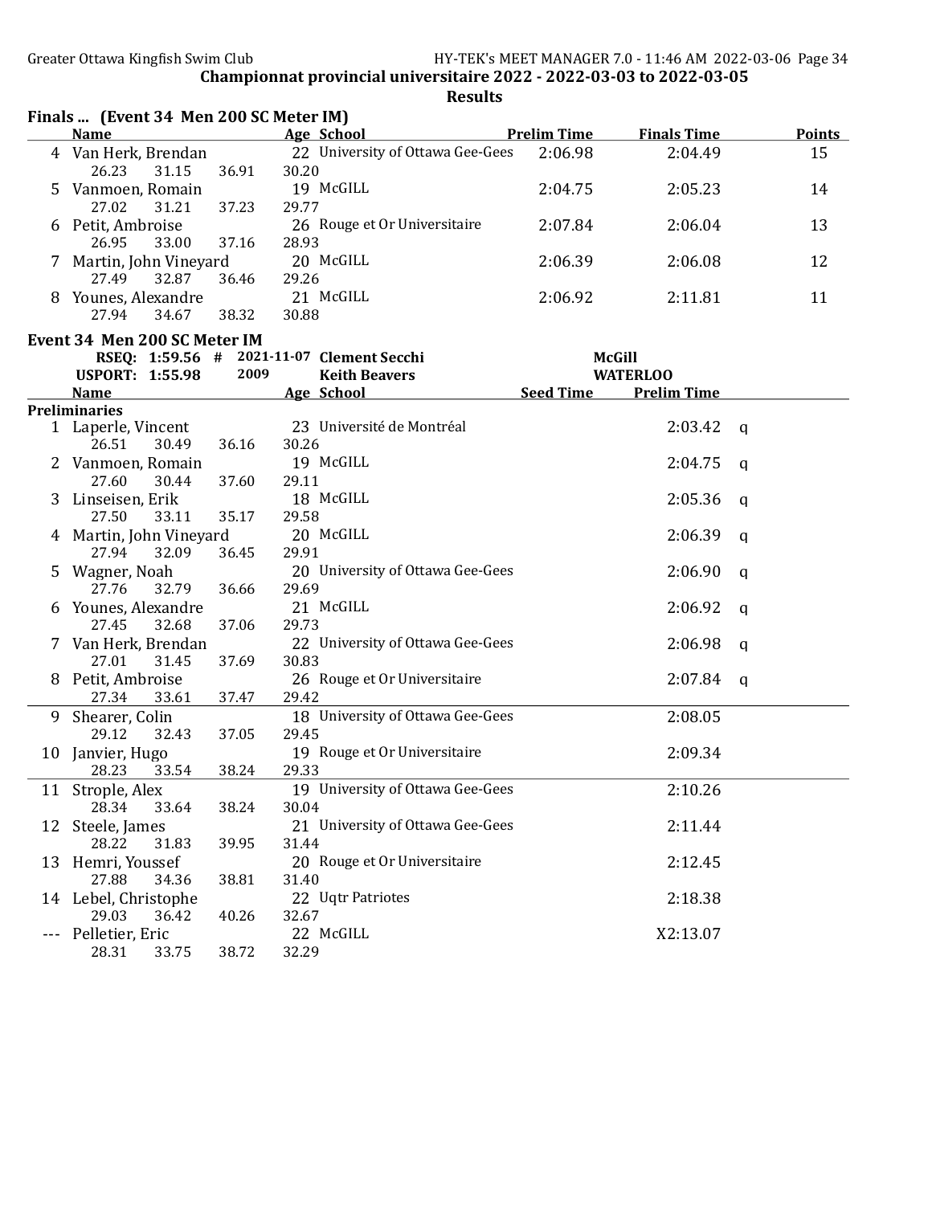Championnat provincial universitaire 2022 - 2022-03-03 to 2022-03-05

Results

## Finals ... (Event 34 Men 200 SC Meter IM)

| | Name | Age | School | Prelim Time | Finals Time | Points |
|---|---|---|---|---|---|---|
| 4 | Van Herk, Brendan | 22 | University of Ottawa Gee-Gees | 2:06.98 | 2:04.49 | 15 |
| | 26.23 31.15 36.91 30.20 | | | | | |
| 5 | Vanmoen, Romain | 19 | McGILL | 2:04.75 | 2:05.23 | 14 |
| | 27.02 31.21 37.23 29.77 | | | | | |
| 6 | Petit, Ambroise | 26 | Rouge et Or Universitaire | 2:07.84 | 2:06.04 | 13 |
| | 26.95 33.00 37.16 28.93 | | | | | |
| 7 | Martin, John Vineyard | 20 | McGILL | 2:06.39 | 2:06.08 | 12 |
| | 27.49 32.87 36.46 29.26 | | | | | |
| 8 | Younes, Alexandre | 21 | McGILL | 2:06.92 | 2:11.81 | 11 |
| | 27.94 34.67 38.32 30.88 | | | | | |

## Event 34 Men 200 SC Meter IM

RSEQ: 1:59.56 # 2021-11-07 Clement Secchi — McGill

USPORT: 1:55.98 2009 Keith Beavers — WATERLOO

### Preliminaries

| | Name | Age | School | Seed Time | Prelim Time | |
|---|---|---|---|---|---|---|
| 1 | Laperle, Vincent | 23 | Université de Montréal | | 2:03.42 | q |
| | 26.51 30.49 36.16 30.26 | | | | | |
| 2 | Vanmoen, Romain | 19 | McGILL | | 2:04.75 | q |
| | 27.60 30.44 37.60 29.11 | | | | | |
| 3 | Linseisen, Erik | 18 | McGILL | | 2:05.36 | q |
| | 27.50 33.11 35.17 29.58 | | | | | |
| 4 | Martin, John Vineyard | 20 | McGILL | | 2:06.39 | q |
| | 27.94 32.09 36.45 29.91 | | | | | |
| 5 | Wagner, Noah | 20 | University of Ottawa Gee-Gees | | 2:06.90 | q |
| | 27.76 32.79 36.66 29.69 | | | | | |
| 6 | Younes, Alexandre | 21 | McGILL | | 2:06.92 | q |
| | 27.45 32.68 37.06 29.73 | | | | | |
| 7 | Van Herk, Brendan | 22 | University of Ottawa Gee-Gees | | 2:06.98 | q |
| | 27.01 31.45 37.69 30.83 | | | | | |
| 8 | Petit, Ambroise | 26 | Rouge et Or Universitaire | | 2:07.84 | q |
| | 27.34 33.61 37.47 29.42 | | | | | |
| 9 | Shearer, Colin | 18 | University of Ottawa Gee-Gees | | 2:08.05 | |
| | 29.12 32.43 37.05 29.45 | | | | | |
| 10 | Janvier, Hugo | 19 | Rouge et Or Universitaire | | 2:09.34 | |
| | 28.23 33.54 38.24 29.33 | | | | | |
| 11 | Strople, Alex | 19 | University of Ottawa Gee-Gees | | 2:10.26 | |
| | 28.34 33.64 38.24 30.04 | | | | | |
| 12 | Steele, James | 21 | University of Ottawa Gee-Gees | | 2:11.44 | |
| | 28.22 31.83 39.95 31.44 | | | | | |
| 13 | Hemri, Youssef | 20 | Rouge et Or Universitaire | | 2:12.45 | |
| | 27.88 34.36 38.81 31.40 | | | | | |
| 14 | Lebel, Christophe | 22 | Uqtr Patriotes | | 2:18.38 | |
| | 29.03 36.42 40.26 32.67 | | | | | |
| --- | Pelletier, Eric | 22 | McGILL | | X2:13.07 | |
| | 28.31 33.75 38.72 32.29 | | | | | |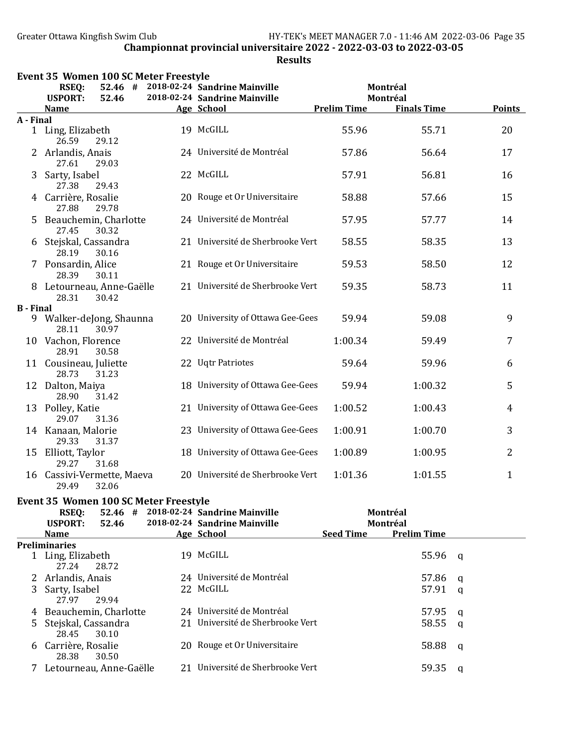## Championnat provincial universitaire 2022 - 2022-03-03 to 2022-03-05

### Results

### Event 35 Women 100 SC Meter Freestyle

| | | | | |
|---|---|---|---|---|
| RSEQ: | 52.46 # | 2018-02-24 Sandrine Mainville | Montréal | |
| USPORT: | 52.46 | 2018-02-24 Sandrine Mainville | Montréal | |

| | Name | Age | School | Prelim Time | Finals Time | Points |
|---|---|---|---|---|---|---|
| **A - Final** | | | | | | |
| 1 | Ling, Elizabeth | 19 | McGILL | 55.96 | 55.71 | 20 |
| | 26.59 29.12 | | | | | |
| 2 | Arlandis, Anais | 24 | Université de Montréal | 57.86 | 56.64 | 17 |
| | 27.61 29.03 | | | | | |
| 3 | Sarty, Isabel | 22 | McGILL | 57.91 | 56.81 | 16 |
| | 27.38 29.43 | | | | | |
| 4 | Carrière, Rosalie | 20 | Rouge et Or Universitaire | 58.88 | 57.66 | 15 |
| | 27.88 29.78 | | | | | |
| 5 | Beauchemin, Charlotte | 24 | Université de Montréal | 57.95 | 57.77 | 14 |
| | 27.45 30.32 | | | | | |
| 6 | Stejskal, Cassandra | 21 | Université de Sherbrooke Vert | 58.55 | 58.35 | 13 |
| | 28.19 30.16 | | | | | |
| 7 | Ponsardin, Alice | 21 | Rouge et Or Universitaire | 59.53 | 58.50 | 12 |
| | 28.39 30.11 | | | | | |
| 8 | Letourneau, Anne-Gaëlle | 21 | Université de Sherbrooke Vert | 59.35 | 58.73 | 11 |
| | 28.31 30.42 | | | | | |
| **B - Final** | | | | | | |
| 9 | Walker-deJong, Shaunna | 20 | University of Ottawa Gee-Gees | 59.94 | 59.08 | 9 |
| | 28.11 30.97 | | | | | |
| 10 | Vachon, Florence | 22 | Université de Montréal | 1:00.34 | 59.49 | 7 |
| | 28.91 30.58 | | | | | |
| 11 | Cousineau, Juliette | 22 | Uqtr Patriotes | 59.64 | 59.96 | 6 |
| | 28.73 31.23 | | | | | |
| 12 | Dalton, Maiya | 18 | University of Ottawa Gee-Gees | 59.94 | 1:00.32 | 5 |
| | 28.90 31.42 | | | | | |
| 13 | Polley, Katie | 21 | University of Ottawa Gee-Gees | 1:00.52 | 1:00.43 | 4 |
| | 29.07 31.36 | | | | | |
| 14 | Kanaan, Malorie | 23 | University of Ottawa Gee-Gees | 1:00.91 | 1:00.70 | 3 |
| | 29.33 31.37 | | | | | |
| 15 | Elliott, Taylor | 18 | University of Ottawa Gee-Gees | 1:00.89 | 1:00.95 | 2 |
| | 29.27 31.68 | | | | | |
| 16 | Cassivi-Vermette, Maeva | 20 | Université de Sherbrooke Vert | 1:01.36 | 1:01.55 | 1 |
| | 29.49 32.06 | | | | | |

### Event 35 Women 100 SC Meter Freestyle

| | | | | |
|---|---|---|---|---|
| RSEQ: | 52.46 # | 2018-02-24 Sandrine Mainville | Montréal | |
| USPORT: | 52.46 | 2018-02-24 Sandrine Mainville | Montréal | |

| | Name | Age | School | Seed Time | Prelim Time | |
|---|---|---|---|---|---|---|
| **Preliminaries** | | | | | | |
| 1 | Ling, Elizabeth | 19 | McGILL | | 55.96 | q |
| | 27.24 28.72 | | | | | |
| 2 | Arlandis, Anais | 24 | Université de Montréal | | 57.86 | q |
| 3 | Sarty, Isabel | 22 | McGILL | | 57.91 | q |
| | 27.97 29.94 | | | | | |
| 4 | Beauchemin, Charlotte | 24 | Université de Montréal | | 57.95 | q |
| 5 | Stejskal, Cassandra | 21 | Université de Sherbrooke Vert | | 58.55 | q |
| | 28.45 30.10 | | | | | |
| 6 | Carrière, Rosalie | 20 | Rouge et Or Universitaire | | 58.88 | q |
| | 28.38 30.50 | | | | | |
| 7 | Letourneau, Anne-Gaëlle | 21 | Université de Sherbrooke Vert | | 59.35 | q |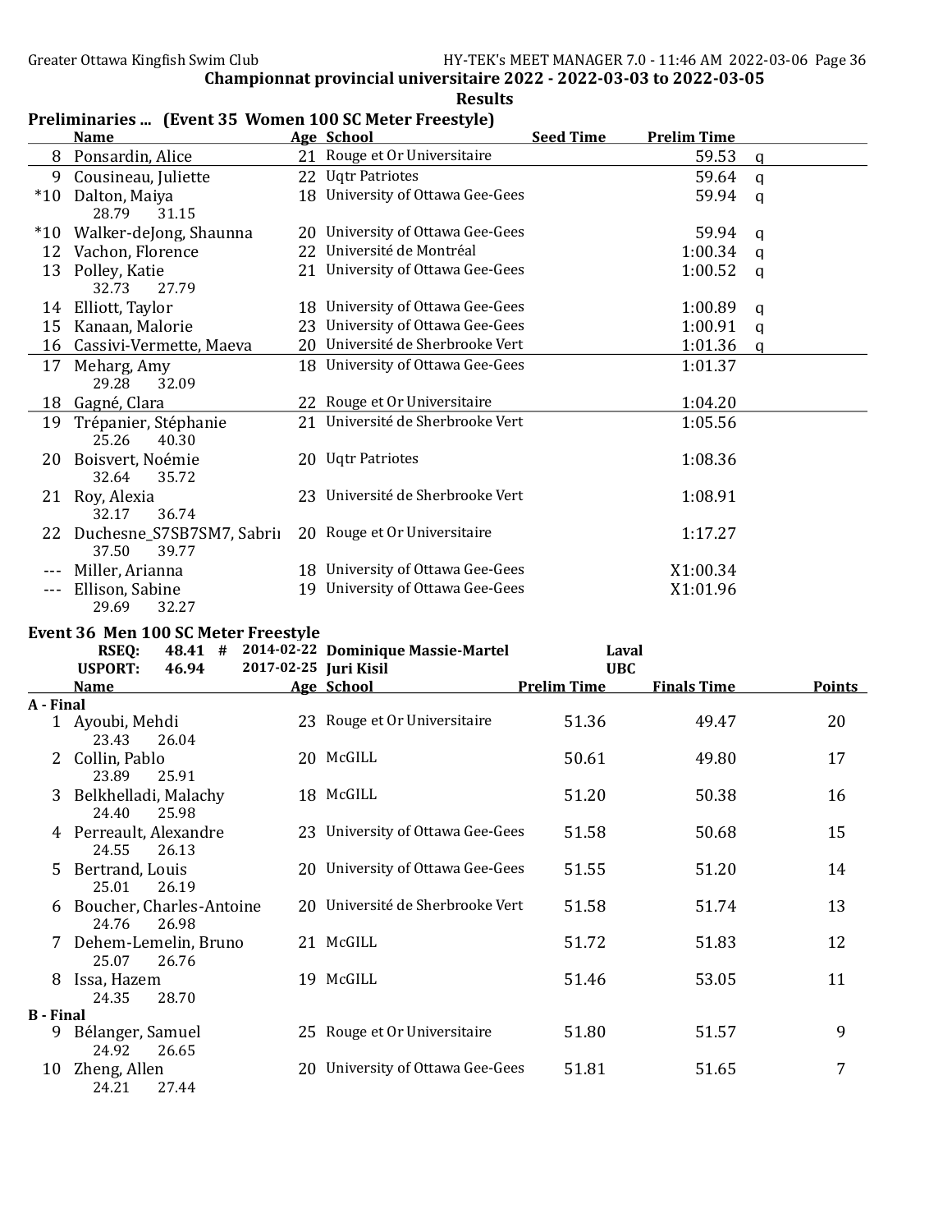## Championnat provincial universitaire 2022 - 2022-03-03 to 2022-03-05

### Results

### Preliminaries ... (Event 35 Women 100 SC Meter Freestyle)

| | Name | Age | School | Seed Time | Prelim Time | |
|---|---|---|---|---|---|---|
| 8 | Ponsardin, Alice | 21 | Rouge et Or Universitaire | | 59.53 | q |
| 9 | Cousineau, Juliette | 22 | Uqtr Patriotes | | 59.64 | q |
| *10 | Dalton, Maiya | 18 | University of Ottawa Gee-Gees | | 59.94 | q |
| | 28.79 31.15 | | | | | |
| *10 | Walker-deJong, Shaunna | 20 | University of Ottawa Gee-Gees | | 59.94 | q |
| 12 | Vachon, Florence | 22 | Université de Montréal | | 1:00.34 | q |
| 13 | Polley, Katie | 21 | University of Ottawa Gee-Gees | | 1:00.52 | q |
| | 32.73 27.79 | | | | | |
| 14 | Elliott, Taylor | 18 | University of Ottawa Gee-Gees | | 1:00.89 | q |
| 15 | Kanaan, Malorie | 23 | University of Ottawa Gee-Gees | | 1:00.91 | q |
| 16 | Cassivi-Vermette, Maeva | 20 | Université de Sherbrooke Vert | | 1:01.36 | q |
| 17 | Meharg, Amy | 18 | University of Ottawa Gee-Gees | | 1:01.37 | |
| | 29.28 32.09 | | | | | |
| 18 | Gagné, Clara | 22 | Rouge et Or Universitaire | | 1:04.20 | |
| 19 | Trépanier, Stéphanie | 21 | Université de Sherbrooke Vert | | 1:05.56 | |
| | 25.26 40.30 | | | | | |
| 20 | Boisvert, Noémie | 20 | Uqtr Patriotes | | 1:08.36 | |
| | 32.64 35.72 | | | | | |
| 21 | Roy, Alexia | 23 | Université de Sherbrooke Vert | | 1:08.91 | |
| | 32.17 36.74 | | | | | |
| 22 | Duchesne_S7SB7SM7, Sabrina | 20 | Rouge et Or Universitaire | | 1:17.27 | |
| | 37.50 39.77 | | | | | |
| --- | Miller, Arianna | 18 | University of Ottawa Gee-Gees | | X1:00.34 | |
| --- | Ellison, Sabine | 19 | University of Ottawa Gee-Gees | | X1:01.96 | |
| | 29.69 32.27 | | | | | |

### Event 36 Men 100 SC Meter Freestyle

RSEQ: 48.41 # 2014-02-22 Dominique Massie-Martel Laval
USPORT: 46.94 2017-02-25 Juri Kisil UBC

| | Name | Age | School | Prelim Time | Finals Time | Points |
|---|---|---|---|---|---|---|
| **A - Final** | | | | | | |
| 1 | Ayoubi, Mehdi | 23 | Rouge et Or Universitaire | 51.36 | 49.47 | 20 |
| | 23.43 26.04 | | | | | |
| 2 | Collin, Pablo | 20 | McGILL | 50.61 | 49.80 | 17 |
| | 23.89 25.91 | | | | | |
| 3 | Belkhelladi, Malachy | 18 | McGILL | 51.20 | 50.38 | 16 |
| | 24.40 25.98 | | | | | |
| 4 | Perreault, Alexandre | 23 | University of Ottawa Gee-Gees | 51.58 | 50.68 | 15 |
| | 24.55 26.13 | | | | | |
| 5 | Bertrand, Louis | 20 | University of Ottawa Gee-Gees | 51.55 | 51.20 | 14 |
| | 25.01 26.19 | | | | | |
| 6 | Boucher, Charles-Antoine | 20 | Université de Sherbrooke Vert | 51.58 | 51.74 | 13 |
| | 24.76 26.98 | | | | | |
| 7 | Dehem-Lemelin, Bruno | 21 | McGILL | 51.72 | 51.83 | 12 |
| | 25.07 26.76 | | | | | |
| 8 | Issa, Hazem | 19 | McGILL | 51.46 | 53.05 | 11 |
| | 24.35 28.70 | | | | | |
| **B - Final** | | | | | | |
| 9 | Bélanger, Samuel | 25 | Rouge et Or Universitaire | 51.80 | 51.57 | 9 |
| | 24.92 26.65 | | | | | |
| 10 | Zheng, Allen | 20 | University of Ottawa Gee-Gees | 51.81 | 51.65 | 7 |
| | 24.21 27.44 | | | | | |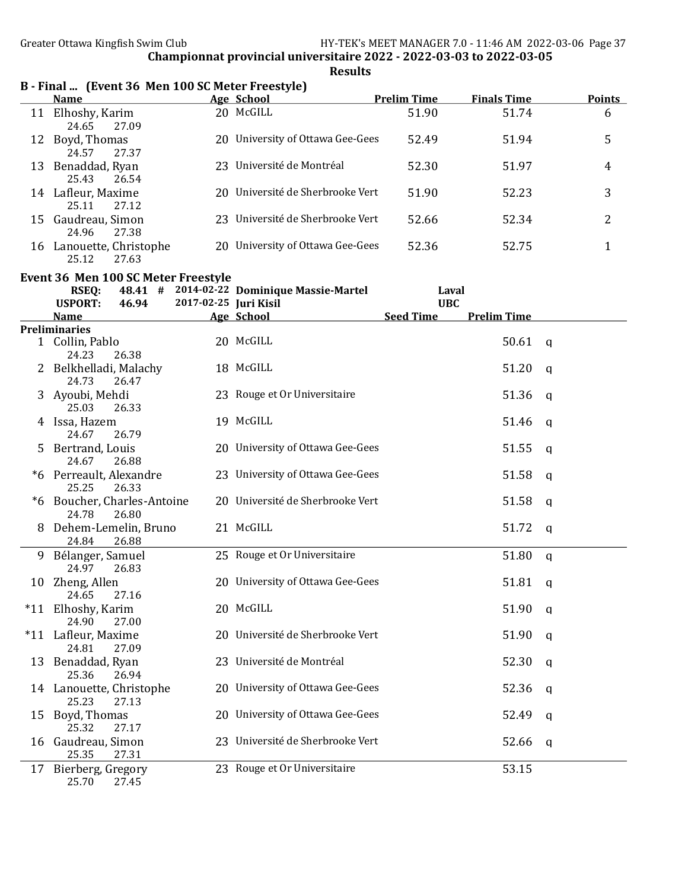**Championnat provincial universitaire 2022 - 2022-03-03 to 2022-03-05**

**Results**

## B - Final ... (Event 36 Men 100 SC Meter Freestyle)

| | Name | Age | School | Prelim Time | Finals Time | Points |
|---|---|---|---|---|---|---|
| 11 | Elhoshy, Karim | 20 | McGILL | 51.90 | 51.74 | 6 |
| | 24.65 27.09 | | | | | |
| 12 | Boyd, Thomas | 20 | University of Ottawa Gee-Gees | 52.49 | 51.94 | 5 |
| | 24.57 27.37 | | | | | |
| 13 | Benaddad, Ryan | 23 | Université de Montréal | 52.30 | 51.97 | 4 |
| | 25.43 26.54 | | | | | |
| 14 | Lafleur, Maxime | 20 | Université de Sherbrooke Vert | 51.90 | 52.23 | 3 |
| | 25.11 27.12 | | | | | |
| 15 | Gaudreau, Simon | 23 | Université de Sherbrooke Vert | 52.66 | 52.34 | 2 |
| | 24.96 27.38 | | | | | |
| 16 | Lanouette, Christophe | 20 | University of Ottawa Gee-Gees | 52.36 | 52.75 | 1 |
| | 25.12 27.63 | | | | | |

## Event 36 Men 100 SC Meter Freestyle

| | | | | |
|---|---|---|---|---|
| RSEQ: | 48.41 # | 2014-02-22 | Dominique Massie-Martel | Laval |
| USPORT: | 46.94 | 2017-02-25 | Juri Kisil | UBC |

**Preliminaries**

| | Name | Age | School | Seed Time | Prelim Time | |
|---|---|---|---|---|---|---|
| 1 | Collin, Pablo | 20 | McGILL | | 50.61 | q |
| | 24.23 26.38 | | | | | |
| 2 | Belkhelladi, Malachy | 18 | McGILL | | 51.20 | q |
| | 24.73 26.47 | | | | | |
| 3 | Ayoubi, Mehdi | 23 | Rouge et Or Universitaire | | 51.36 | q |
| | 25.03 26.33 | | | | | |
| 4 | Issa, Hazem | 19 | McGILL | | 51.46 | q |
| | 24.67 26.79 | | | | | |
| 5 | Bertrand, Louis | 20 | University of Ottawa Gee-Gees | | 51.55 | q |
| | 24.67 26.88 | | | | | |
| *6 | Perreault, Alexandre | 23 | University of Ottawa Gee-Gees | | 51.58 | q |
| | 25.25 26.33 | | | | | |
| *6 | Boucher, Charles-Antoine | 20 | Université de Sherbrooke Vert | | 51.58 | q |
| | 24.78 26.80 | | | | | |
| 8 | Dehem-Lemelin, Bruno | 21 | McGILL | | 51.72 | q |
| | 24.84 26.88 | | | | | |
| 9 | Bélanger, Samuel | 25 | Rouge et Or Universitaire | | 51.80 | q |
| | 24.97 26.83 | | | | | |
| 10 | Zheng, Allen | 20 | University of Ottawa Gee-Gees | | 51.81 | q |
| | 24.65 27.16 | | | | | |
| *11 | Elhoshy, Karim | 20 | McGILL | | 51.90 | q |
| | 24.90 27.00 | | | | | |
| *11 | Lafleur, Maxime | 20 | Université de Sherbrooke Vert | | 51.90 | q |
| | 24.81 27.09 | | | | | |
| 13 | Benaddad, Ryan | 23 | Université de Montréal | | 52.30 | q |
| | 25.36 26.94 | | | | | |
| 14 | Lanouette, Christophe | 20 | University of Ottawa Gee-Gees | | 52.36 | q |
| | 25.23 27.13 | | | | | |
| 15 | Boyd, Thomas | 20 | University of Ottawa Gee-Gees | | 52.49 | q |
| | 25.32 27.17 | | | | | |
| 16 | Gaudreau, Simon | 23 | Université de Sherbrooke Vert | | 52.66 | q |
| | 25.35 27.31 | | | | | |
| 17 | Bierberg, Gregory | 23 | Rouge et Or Universitaire | | 53.15 | |
| | 25.70 27.45 | | | | | |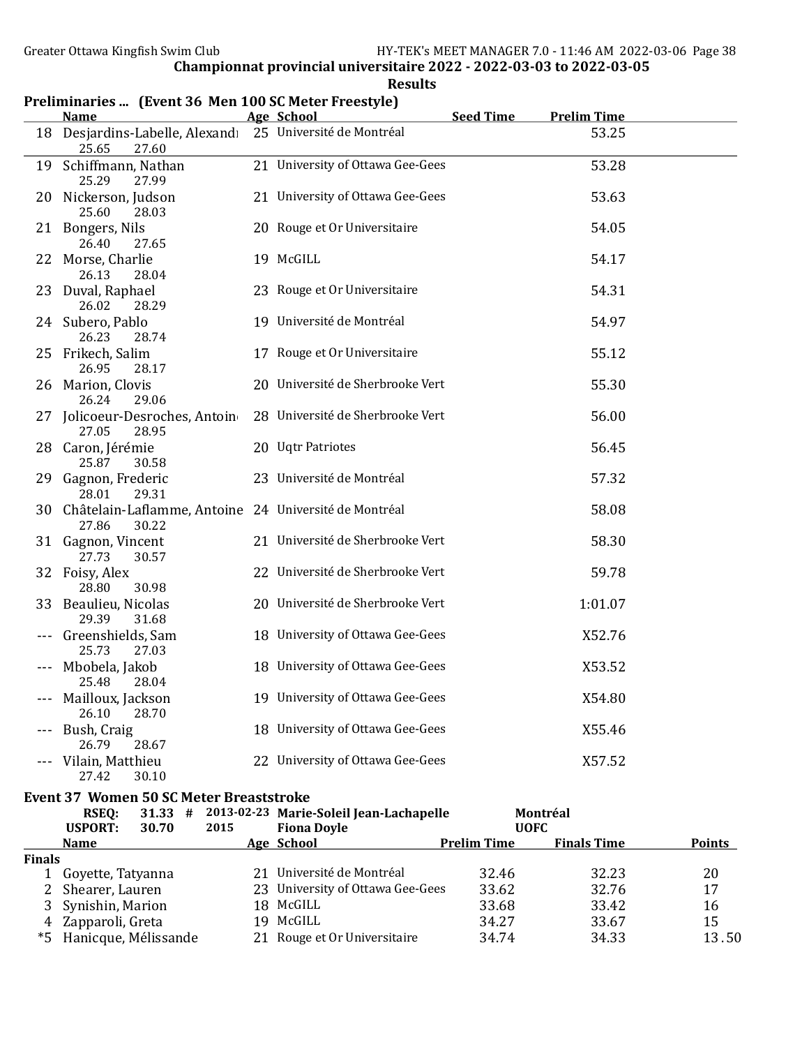**Championnat provincial universitaire 2022 - 2022-03-03 to 2022-03-05**

**Results**

## Preliminaries ... (Event 36 Men 100 SC Meter Freestyle)

| | Name | Age | School | Seed Time | Prelim Time |
|---|---|---|---|---|---|
| 18 | Desjardins-Labelle, Alexandr | 25 | Université de Montréal | | 53.25 |
| | 25.65 27.60 | | | | |
| 19 | Schiffmann, Nathan | 21 | University of Ottawa Gee-Gees | | 53.28 |
| | 25.29 27.99 | | | | |
| 20 | Nickerson, Judson | 21 | University of Ottawa Gee-Gees | | 53.63 |
| | 25.60 28.03 | | | | |
| 21 | Bongers, Nils | 20 | Rouge et Or Universitaire | | 54.05 |
| | 26.40 27.65 | | | | |
| 22 | Morse, Charlie | 19 | McGILL | | 54.17 |
| | 26.13 28.04 | | | | |
| 23 | Duval, Raphael | 23 | Rouge et Or Universitaire | | 54.31 |
| | 26.02 28.29 | | | | |
| 24 | Subero, Pablo | 19 | Université de Montréal | | 54.97 |
| | 26.23 28.74 | | | | |
| 25 | Frikech, Salim | 17 | Rouge et Or Universitaire | | 55.12 |
| | 26.95 28.17 | | | | |
| 26 | Marion, Clovis | 20 | Université de Sherbrooke Vert | | 55.30 |
| | 26.24 29.06 | | | | |
| 27 | Jolicoeur-Desroches, Antoin | 28 | Université de Sherbrooke Vert | | 56.00 |
| | 27.05 28.95 | | | | |
| 28 | Caron, Jérémie | 20 | Uqtr Patriotes | | 56.45 |
| | 25.87 30.58 | | | | |
| 29 | Gagnon, Frederic | 23 | Université de Montréal | | 57.32 |
| | 28.01 29.31 | | | | |
| 30 | Châtelain-Laflamme, Antoine | 24 | Université de Montréal | | 58.08 |
| | 27.86 30.22 | | | | |
| 31 | Gagnon, Vincent | 21 | Université de Sherbrooke Vert | | 58.30 |
| | 27.73 30.57 | | | | |
| 32 | Foisy, Alex | 22 | Université de Sherbrooke Vert | | 59.78 |
| | 28.80 30.98 | | | | |
| 33 | Beaulieu, Nicolas | 20 | Université de Sherbrooke Vert | | 1:01.07 |
| | 29.39 31.68 | | | | |
| --- | Greenshields, Sam | 18 | University of Ottawa Gee-Gees | | X52.76 |
| | 25.73 27.03 | | | | |
| --- | Mbobela, Jakob | 18 | University of Ottawa Gee-Gees | | X53.52 |
| | 25.48 28.04 | | | | |
| --- | Mailloux, Jackson | 19 | University of Ottawa Gee-Gees | | X54.80 |
| | 26.10 28.70 | | | | |
| --- | Bush, Craig | 18 | University of Ottawa Gee-Gees | | X55.46 |
| | 26.79 28.67 | | | | |
| --- | Vilain, Matthieu | 22 | University of Ottawa Gee-Gees | | X57.52 |
| | 27.42 30.10 | | | | |

## Event 37 Women 50 SC Meter Breaststroke

| | | | | | |
|---|---|---|---|---|---|
| RSEQ: | 31.33 # | 2013-02-23 | Marie-Soleil Jean-Lachapelle | Montréal | |
| USPORT: | 30.70 | 2015 | Fiona Doyle | UOFC | |

| | Name | Age | School | Prelim Time | Finals Time | Points |
|---|---|---|---|---|---|---|
| **Finals** | | | | | | |
| 1 | Goyette, Tatyanna | 21 | Université de Montréal | 32.46 | 32.23 | 20 |
| 2 | Shearer, Lauren | 23 | University of Ottawa Gee-Gees | 33.62 | 32.76 | 17 |
| 3 | Synishin, Marion | 18 | McGILL | 33.68 | 33.42 | 16 |
| 4 | Zapparoli, Greta | 19 | McGILL | 34.27 | 33.67 | 15 |
| *5 | Hanicque, Mélissande | 21 | Rouge et Or Universitaire | 34.74 | 34.33 | 13.50 |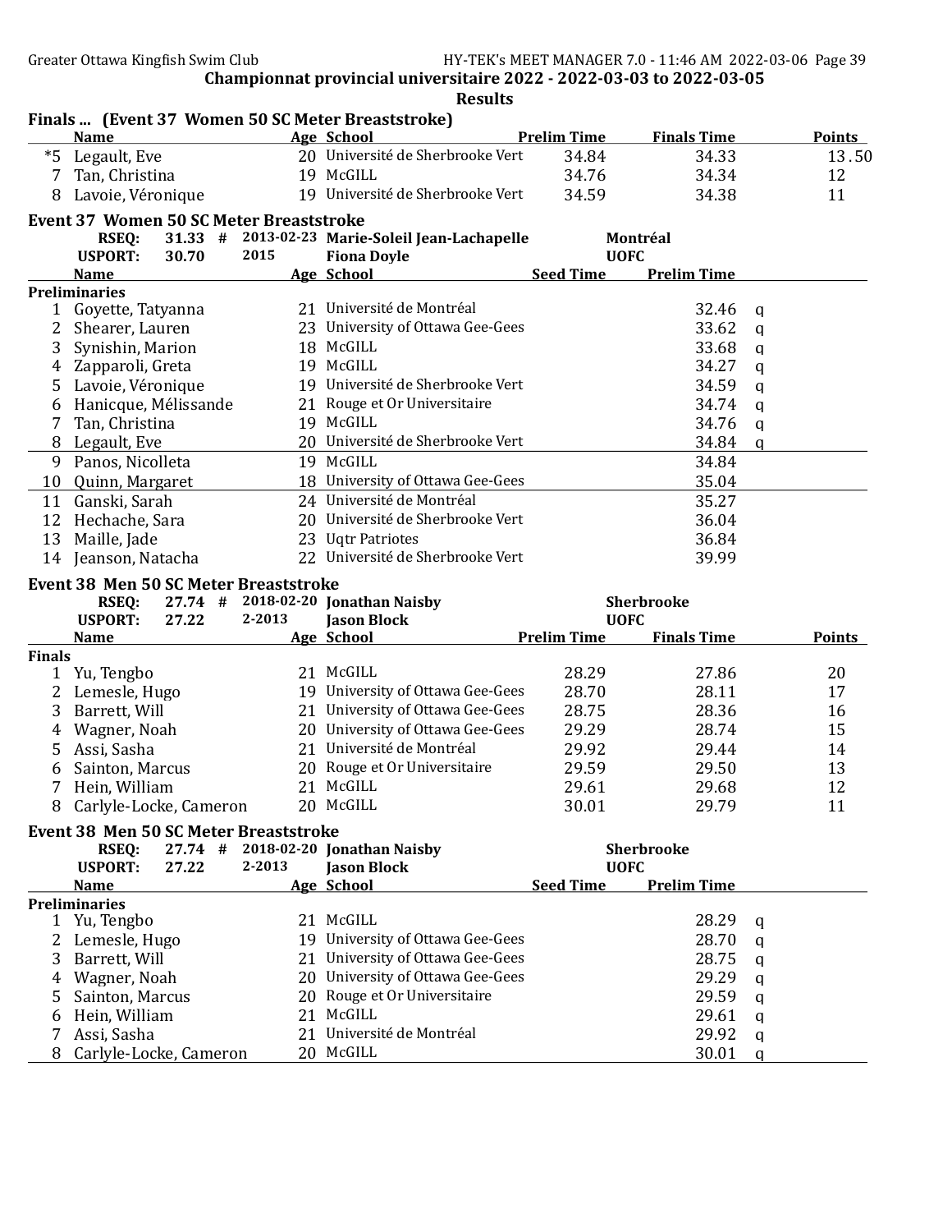Championnat provincial universitaire 2022 - 2022-03-03 to 2022-03-05

Results

## Finals ... (Event 37 Women 50 SC Meter Breaststroke)

| | Name | Age | School | Prelim Time | Finals Time | Points |
|---|---|---|---|---|---|---|
| *5 | Legault, Eve | 20 | Université de Sherbrooke Vert | 34.84 | 34.33 | 13.50 |
| 7 | Tan, Christina | 19 | McGILL | 34.76 | 34.34 | 12 |
| 8 | Lavoie, Véronique | 19 | Université de Sherbrooke Vert | 34.59 | 34.38 | 11 |

## Event 37 Women 50 SC Meter Breaststroke

| | | | | | |
|---|---|---|---|---|---|
| RSEQ: | 31.33 # | 2013-02-23 | Marie-Soleil Jean-Lachapelle | Montréal | |
| USPORT: | 30.70 | 2015 | Fiona Doyle | UOFC | |

**Preliminaries**

| | Name | Age | School | Seed Time | Prelim Time | |
|---|---|---|---|---|---|---|
| 1 | Goyette, Tatyanna | 21 | Université de Montréal | | 32.46 | q |
| 2 | Shearer, Lauren | 23 | University of Ottawa Gee-Gees | | 33.62 | q |
| 3 | Synishin, Marion | 18 | McGILL | | 33.68 | q |
| 4 | Zapparoli, Greta | 19 | McGILL | | 34.27 | q |
| 5 | Lavoie, Véronique | 19 | Université de Sherbrooke Vert | | 34.59 | q |
| 6 | Hanicque, Mélissande | 21 | Rouge et Or Universitaire | | 34.74 | q |
| 7 | Tan, Christina | 19 | McGILL | | 34.76 | q |
| 8 | Legault, Eve | 20 | Université de Sherbrooke Vert | | 34.84 | q |
| 9 | Panos, Nicolleta | 19 | McGILL | | 34.84 | |
| 10 | Quinn, Margaret | 18 | University of Ottawa Gee-Gees | | 35.04 | |
| 11 | Ganski, Sarah | 24 | Université de Montréal | | 35.27 | |
| 12 | Hechache, Sara | 20 | Université de Sherbrooke Vert | | 36.04 | |
| 13 | Maille, Jade | 23 | Uqtr Patriotes | | 36.84 | |
| 14 | Jeanson, Natacha | 22 | Université de Sherbrooke Vert | | 39.99 | |

## Event 38 Men 50 SC Meter Breaststroke

| | | | | | |
|---|---|---|---|---|---|
| RSEQ: | 27.74 # | 2018-02-20 | Jonathan Naisby | Sherbrooke | |
| USPORT: | 27.22 | 2-2013 | Jason Block | UOFC | |

**Finals**

| | Name | Age | School | Prelim Time | Finals Time | Points |
|---|---|---|---|---|---|---|
| 1 | Yu, Tengbo | 21 | McGILL | 28.29 | 27.86 | 20 |
| 2 | Lemesle, Hugo | 19 | University of Ottawa Gee-Gees | 28.70 | 28.11 | 17 |
| 3 | Barrett, Will | 21 | University of Ottawa Gee-Gees | 28.75 | 28.36 | 16 |
| 4 | Wagner, Noah | 20 | University of Ottawa Gee-Gees | 29.29 | 28.74 | 15 |
| 5 | Assi, Sasha | 21 | Université de Montréal | 29.92 | 29.44 | 14 |
| 6 | Sainton, Marcus | 20 | Rouge et Or Universitaire | 29.59 | 29.50 | 13 |
| 7 | Hein, William | 21 | McGILL | 29.61 | 29.68 | 12 |
| 8 | Carlyle-Locke, Cameron | 20 | McGILL | 30.01 | 29.79 | 11 |

## Event 38 Men 50 SC Meter Breaststroke

| | | | | | |
|---|---|---|---|---|---|
| RSEQ: | 27.74 # | 2018-02-20 | Jonathan Naisby | Sherbrooke | |
| USPORT: | 27.22 | 2-2013 | Jason Block | UOFC | |

**Preliminaries**

| | Name | Age | School | Seed Time | Prelim Time | |
|---|---|---|---|---|---|---|
| 1 | Yu, Tengbo | 21 | McGILL | | 28.29 | q |
| 2 | Lemesle, Hugo | 19 | University of Ottawa Gee-Gees | | 28.70 | q |
| 3 | Barrett, Will | 21 | University of Ottawa Gee-Gees | | 28.75 | q |
| 4 | Wagner, Noah | 20 | University of Ottawa Gee-Gees | | 29.29 | q |
| 5 | Sainton, Marcus | 20 | Rouge et Or Universitaire | | 29.59 | q |
| 6 | Hein, William | 21 | McGILL | | 29.61 | q |
| 7 | Assi, Sasha | 21 | Université de Montréal | | 29.92 | q |
| 8 | Carlyle-Locke, Cameron | 20 | McGILL | | 30.01 | q |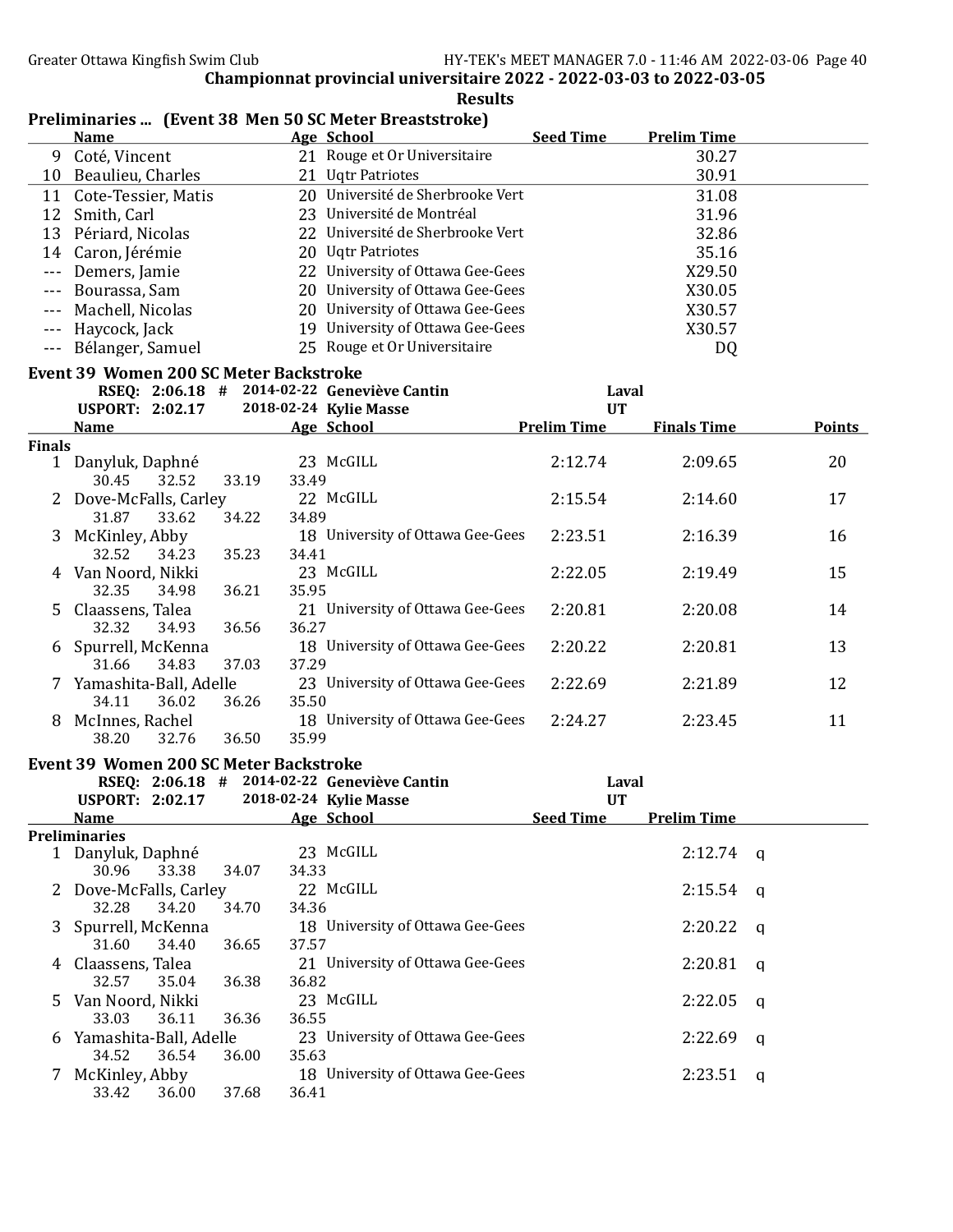Championnat provincial universitaire 2022 - 2022-03-03 to 2022-03-05

**Results**

### Preliminaries ... (Event 38 Men 50 SC Meter Breaststroke)

| | Name | Age | School | Seed Time | Prelim Time |
|---|---|---|---|---|---|
| 9 | Coté, Vincent | 21 | Rouge et Or Universitaire | | 30.27 |
| 10 | Beaulieu, Charles | 21 | Uqtr Patriotes | | 30.91 |
| 11 | Cote-Tessier, Matis | 20 | Université de Sherbrooke Vert | | 31.08 |
| 12 | Smith, Carl | 23 | Université de Montréal | | 31.96 |
| 13 | Périard, Nicolas | 22 | Université de Sherbrooke Vert | | 32.86 |
| 14 | Caron, Jérémie | 20 | Uqtr Patriotes | | 35.16 |
| --- | Demers, Jamie | 22 | University of Ottawa Gee-Gees | | X29.50 |
| --- | Bourassa, Sam | 20 | University of Ottawa Gee-Gees | | X30.05 |
| --- | Machell, Nicolas | 20 | University of Ottawa Gee-Gees | | X30.57 |
| --- | Haycock, Jack | 19 | University of Ottawa Gee-Gees | | X30.57 |
| --- | Bélanger, Samuel | 25 | Rouge et Or Universitaire | | DQ |

### Event 39 Women 200 SC Meter Backstroke

RSEQ: 2:06.18 # 2014-02-22 Geneviève Cantin — Laval

USPORT: 2:02.17 2018-02-24 Kylie Masse — UT

| | Name | Age | School | Prelim Time | Finals Time | Points |
|---|---|---|---|---|---|---|
| **Finals** | | | | | | |
| 1 | Danyluk, Daphné | 23 | McGILL | 2:12.74 | 2:09.65 | 20 |
| | 30.45 32.52 33.19 33.49 | | | | | |
| 2 | Dove-McFalls, Carley | 22 | McGILL | 2:15.54 | 2:14.60 | 17 |
| | 31.87 33.62 34.22 34.89 | | | | | |
| 3 | McKinley, Abby | 18 | University of Ottawa Gee-Gees | 2:23.51 | 2:16.39 | 16 |
| | 32.52 34.23 35.23 34.41 | | | | | |
| 4 | Van Noord, Nikki | 23 | McGILL | 2:22.05 | 2:19.49 | 15 |
| | 32.35 34.98 36.21 35.95 | | | | | |
| 5 | Claassens, Talea | 21 | University of Ottawa Gee-Gees | 2:20.81 | 2:20.08 | 14 |
| | 32.32 34.93 36.56 36.27 | | | | | |
| 6 | Spurrell, McKenna | 18 | University of Ottawa Gee-Gees | 2:20.22 | 2:20.81 | 13 |
| | 31.66 34.83 37.03 37.29 | | | | | |
| 7 | Yamashita-Ball, Adelle | 23 | University of Ottawa Gee-Gees | 2:22.69 | 2:21.89 | 12 |
| | 34.11 36.02 36.26 35.50 | | | | | |
| 8 | McInnes, Rachel | 18 | University of Ottawa Gee-Gees | 2:24.27 | 2:23.45 | 11 |
| | 38.20 32.76 36.50 35.99 | | | | | |

### Event 39 Women 200 SC Meter Backstroke

RSEQ: 2:06.18 # 2014-02-22 Geneviève Cantin — Laval

USPORT: 2:02.17 2018-02-24 Kylie Masse — UT

| | Name | Age | School | Seed Time | Prelim Time | |
|---|---|---|---|---|---|---|
| **Preliminaries** | | | | | | |
| 1 | Danyluk, Daphné | 23 | McGILL | | 2:12.74 | q |
| | 30.96 33.38 34.07 34.33 | | | | | |
| 2 | Dove-McFalls, Carley | 22 | McGILL | | 2:15.54 | q |
| | 32.28 34.20 34.70 34.36 | | | | | |
| 3 | Spurrell, McKenna | 18 | University of Ottawa Gee-Gees | | 2:20.22 | q |
| | 31.60 34.40 36.65 37.57 | | | | | |
| 4 | Claassens, Talea | 21 | University of Ottawa Gee-Gees | | 2:20.81 | q |
| | 32.57 35.04 36.38 36.82 | | | | | |
| 5 | Van Noord, Nikki | 23 | McGILL | | 2:22.05 | q |
| | 33.03 36.11 36.36 36.55 | | | | | |
| 6 | Yamashita-Ball, Adelle | 23 | University of Ottawa Gee-Gees | | 2:22.69 | q |
| | 34.52 36.54 36.00 35.63 | | | | | |
| 7 | McKinley, Abby | 18 | University of Ottawa Gee-Gees | | 2:23.51 | q |
| | 33.42 36.00 37.68 36.41 | | | | | |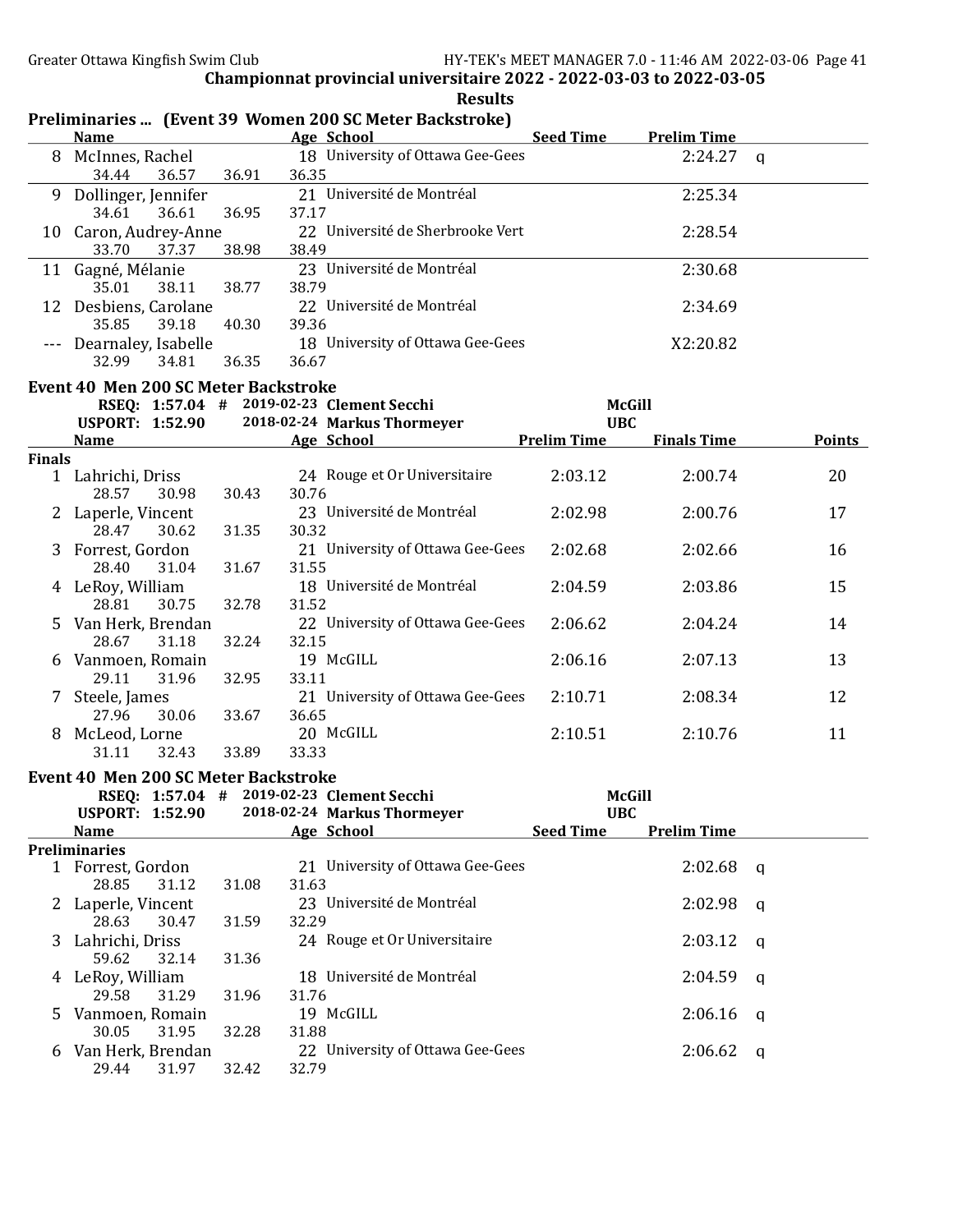**Championnat provincial universitaire 2022 - 2022-03-03 to 2022-03-05**

**Results**

## Preliminaries ... (Event 39 Women 200 SC Meter Backstroke)

| | Name | Age | School | Seed Time | Prelim Time | |
|---|---|---|---|---|---|---|
| 8 | McInnes, Rachel | 18 | University of Ottawa Gee-Gees | | 2:24.27 | q |
| | 34.44 36.57 36.91 36.35 | | | | | |
| 9 | Dollinger, Jennifer | 21 | Université de Montréal | | 2:25.34 | |
| | 34.61 36.61 36.95 37.17 | | | | | |
| 10 | Caron, Audrey-Anne | 22 | Université de Sherbrooke Vert | | 2:28.54 | |
| | 33.70 37.37 38.98 38.49 | | | | | |
| 11 | Gagné, Mélanie | 23 | Université de Montréal | | 2:30.68 | |
| | 35.01 38.11 38.77 38.79 | | | | | |
| 12 | Desbiens, Carolane | 22 | Université de Montréal | | 2:34.69 | |
| | 35.85 39.18 40.30 39.36 | | | | | |
| --- | Dearnaley, Isabelle | 18 | University of Ottawa Gee-Gees | | X2:20.82 | |
| | 32.99 34.81 36.35 36.67 | | | | | |

## Event 40 Men 200 SC Meter Backstroke

RSEQ: 1:57.04 # 2019-02-23 Clement Secchi McGill
USPORT: 1:52.90 2018-02-24 Markus Thormeyer UBC

**Finals**

| | Name | Age | School | Prelim Time | Finals Time | Points |
|---|---|---|---|---|---|---|
| 1 | Lahrichi, Driss | 24 | Rouge et Or Universitaire | 2:03.12 | 2:00.74 | 20 |
| | 28.57 30.98 30.43 30.76 | | | | | |
| 2 | Laperle, Vincent | 23 | Université de Montréal | 2:02.98 | 2:00.76 | 17 |
| | 28.47 30.62 31.35 30.32 | | | | | |
| 3 | Forrest, Gordon | 21 | University of Ottawa Gee-Gees | 2:02.68 | 2:02.66 | 16 |
| | 28.40 31.04 31.67 31.55 | | | | | |
| 4 | LeRoy, William | 18 | Université de Montréal | 2:04.59 | 2:03.86 | 15 |
| | 28.81 30.75 32.78 31.52 | | | | | |
| 5 | Van Herk, Brendan | 22 | University of Ottawa Gee-Gees | 2:06.62 | 2:04.24 | 14 |
| | 28.67 31.18 32.24 32.15 | | | | | |
| 6 | Vanmoen, Romain | 19 | McGILL | 2:06.16 | 2:07.13 | 13 |
| | 29.11 31.96 32.95 33.11 | | | | | |
| 7 | Steele, James | 21 | University of Ottawa Gee-Gees | 2:10.71 | 2:08.34 | 12 |
| | 27.96 30.06 33.67 36.65 | | | | | |
| 8 | McLeod, Lorne | 20 | McGILL | 2:10.51 | 2:10.76 | 11 |
| | 31.11 32.43 33.89 33.33 | | | | | |

## Event 40 Men 200 SC Meter Backstroke

RSEQ: 1:57.04 # 2019-02-23 Clement Secchi McGill
USPORT: 1:52.90 2018-02-24 Markus Thormeyer UBC

**Preliminaries**

| | Name | Age | School | Seed Time | Prelim Time | |
|---|---|---|---|---|---|---|
| 1 | Forrest, Gordon | 21 | University of Ottawa Gee-Gees | | 2:02.68 | q |
| | 28.85 31.12 31.08 31.63 | | | | | |
| 2 | Laperle, Vincent | 23 | Université de Montréal | | 2:02.98 | q |
| | 28.63 30.47 31.59 32.29 | | | | | |
| 3 | Lahrichi, Driss | 24 | Rouge et Or Universitaire | | 2:03.12 | q |
| | 59.62 32.14 31.36 | | | | | |
| 4 | LeRoy, William | 18 | Université de Montréal | | 2:04.59 | q |
| | 29.58 31.29 31.96 31.76 | | | | | |
| 5 | Vanmoen, Romain | 19 | McGILL | | 2:06.16 | q |
| | 30.05 31.95 32.28 31.88 | | | | | |
| 6 | Van Herk, Brendan | 22 | University of Ottawa Gee-Gees | | 2:06.62 | q |
| | 29.44 31.97 32.42 32.79 | | | | | |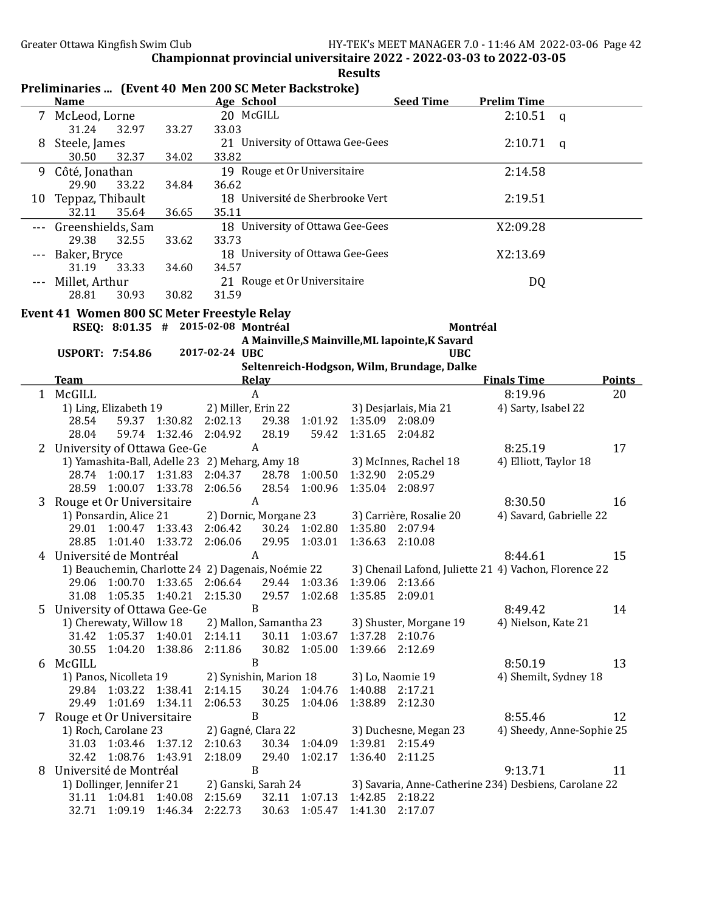Championnat provincial universitaire 2022 - 2022-03-03 to 2022-03-05

Results

## Preliminaries ... (Event 40 Men 200 SC Meter Backstroke)

| | Name | Age | School | Seed Time | Prelim Time | |
|---|---|---|---|---|---|---|
| 7 | McLeod, Lorne | 20 | McGILL | | 2:10.51 | q |
| | 31.24 32.97 33.27 33.03 | | | | | |
| 8 | Steele, James | 21 | University of Ottawa Gee-Gees | | 2:10.71 | q |
| | 30.50 32.37 34.02 33.82 | | | | | |
| 9 | Côté, Jonathan | 19 | Rouge et Or Universitaire | | 2:14.58 | |
| | 29.90 33.22 34.84 36.62 | | | | | |
| 10 | Teppaz, Thibault | 18 | Université de Sherbrooke Vert | | 2:19.51 | |
| | 32.11 35.64 36.65 35.11 | | | | | |
| --- | Greenshields, Sam | 18 | University of Ottawa Gee-Gees | | X2:09.28 | |
| | 29.38 32.55 33.62 33.73 | | | | | |
| --- | Baker, Bryce | 18 | University of Ottawa Gee-Gees | | X2:13.69 | |
| | 31.19 33.33 34.60 34.57 | | | | | |
| --- | Millet, Arthur | 21 | Rouge et Or Universitaire | | DQ | |
| | 28.81 30.93 30.82 31.59 | | | | | |

## Event 41 Women 800 SC Meter Freestyle Relay

RSEQ: 8:01.35 # 2015-02-08 Montréal — Montréal
A Mainville,S Mainville,ML lapointe,K Savard

USPORT: 7:54.86 2017-02-24 UBC — UBC
Seltenreich-Hodgson, Wilm, Brundage, Dalke

| | Team | Relay | Finals Time | Points |
|---|---|---|---|---|
| 1 | McGILL | A | 8:19.96 | 20 |
| | 1) Ling, Elizabeth 19; 2) Miller, Erin 22; 3) Desjarlais, Mia 21; 4) Sarty, Isabel 22 | | | |
| | 28.54 59.37 1:30.82 2:02.13 29.38 1:01.92 1:35.09 2:08.09 | | | |
| | 28.04 59.74 1:32.46 2:04.92 28.19 59.42 1:31.65 2:04.82 | | | |
| 2 | University of Ottawa Gee-Ge | A | 8:25.19 | 17 |
| | 1) Yamashita-Ball, Adelle 23; 2) Meharg, Amy 18; 3) McInnes, Rachel 18; 4) Elliott, Taylor 18 | | | |
| | 28.74 1:00.17 1:31.83 2:04.37 28.78 1:00.50 1:32.90 2:05.29 | | | |
| | 28.59 1:00.07 1:33.78 2:06.56 28.54 1:00.96 1:35.04 2:08.97 | | | |
| 3 | Rouge et Or Universitaire | A | 8:30.50 | 16 |
| | 1) Ponsardin, Alice 21; 2) Dornic, Morgane 23; 3) Carrière, Rosalie 20; 4) Savard, Gabrielle 22 | | | |
| | 29.01 1:00.47 1:33.43 2:06.42 30.24 1:02.80 1:35.80 2:07.94 | | | |
| | 28.85 1:01.40 1:33.72 2:06.06 29.95 1:03.01 1:36.63 2:10.08 | | | |
| 4 | Université de Montréal | A | 8:44.61 | 15 |
| | 1) Beauchemin, Charlotte 24; 2) Dagenais, Noémie 22; 3) Chenail Lafond, Juliette 21; 4) Vachon, Florence 22 | | | |
| | 29.06 1:00.70 1:33.65 2:06.64 29.44 1:03.36 1:39.06 2:13.66 | | | |
| | 31.08 1:05.35 1:40.21 2:15.30 29.57 1:02.68 1:35.85 2:09.01 | | | |
| 5 | University of Ottawa Gee-Ge | B | 8:49.42 | 14 |
| | 1) Cherewaty, Willow 18; 2) Mallon, Samantha 23; 3) Shuster, Morgane 19; 4) Nielson, Kate 21 | | | |
| | 31.42 1:05.37 1:40.01 2:14.11 30.11 1:03.67 1:37.28 2:10.76 | | | |
| | 30.55 1:04.20 1:38.86 2:11.86 30.82 1:05.00 1:39.66 2:12.69 | | | |
| 6 | McGILL | B | 8:50.19 | 13 |
| | 1) Panos, Nicolleta 19; 2) Synishin, Marion 18; 3) Lo, Naomie 19; 4) Shemilt, Sydney 18 | | | |
| | 29.84 1:03.22 1:38.41 2:14.15 30.24 1:04.76 1:40.88 2:17.21 | | | |
| | 29.49 1:01.69 1:34.11 2:06.53 30.25 1:04.06 1:38.89 2:12.30 | | | |
| 7 | Rouge et Or Universitaire | B | 8:55.46 | 12 |
| | 1) Roch, Carolane 23; 2) Gagné, Clara 22; 3) Duchesne, Megan 23; 4) Sheedy, Anne-Sophie 25 | | | |
| | 31.03 1:03.46 1:37.12 2:10.63 30.34 1:04.09 1:39.81 2:15.49 | | | |
| | 32.42 1:08.76 1:43.91 2:18.09 29.40 1:02.17 1:36.40 2:11.25 | | | |
| 8 | Université de Montréal | B | 9:13.71 | 11 |
| | 1) Dollinger, Jennifer 21; 2) Ganski, Sarah 24; 3) Savaria, Anne-Catherine 23; 4) Desbiens, Carolane 22 | | | |
| | 31.11 1:04.81 1:40.08 2:15.69 32.11 1:07.13 1:42.85 2:18.22 | | | |
| | 32.71 1:09.19 1:46.34 2:22.73 30.63 1:05.47 1:41.30 2:17.07 | | | |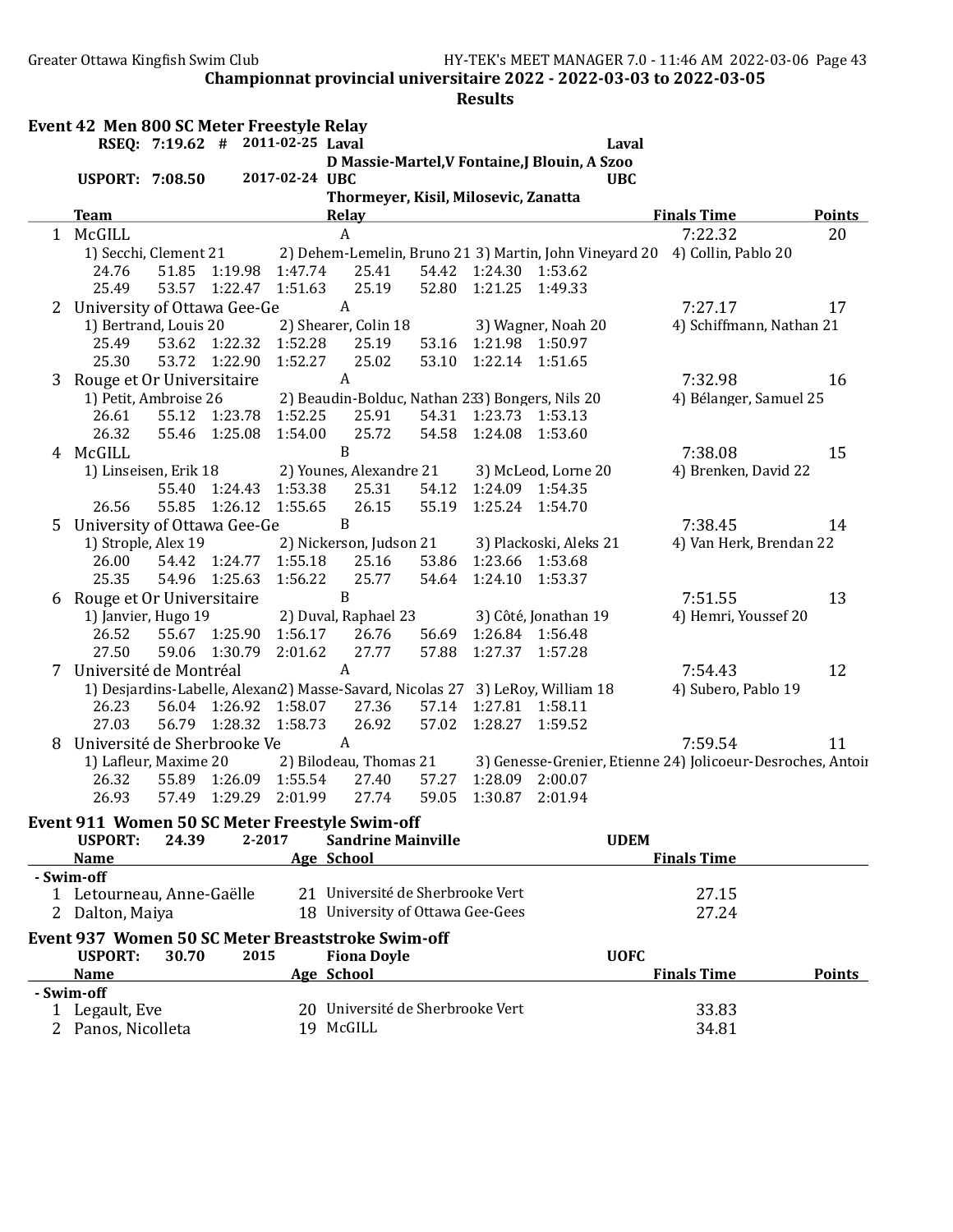## Championnat provincial universitaire 2022 - 2022-03-03 to 2022-03-05

### Results

### Event 42 Men 800 SC Meter Freestyle Relay

RSEQ: 7:19.62 # 2011-02-25 Laval — D Massie-Martel,V Fontaine,J Blouin, A Szoo — Laval

USPORT: 7:08.50 2017-02-24 UBC — Thormeyer, Kisil, Milosevic, Zanatta — UBC

| | Team | Relay | Finals Time | Points |
|---|---|---|---|---|
| 1 | McGILL | A | 7:22.32 | 20 |

1) Secchi, Clement 21 2) Dehem-Lemelin, Bruno 21 3) Martin, John Vineyard 20 4) Collin, Pablo 20

24.76 51.85 1:19.98 1:47.74 25.41 54.42 1:24.30 1:53.62
25.49 53.57 1:22.47 1:51.63 25.19 52.80 1:21.25 1:49.33

| | Team | Relay | Finals Time | Points |
|---|---|---|---|---|
| 2 | University of Ottawa Gee-Ge | A | 7:27.17 | 17 |

1) Bertrand, Louis 20 2) Shearer, Colin 18 3) Wagner, Noah 20 4) Schiffmann, Nathan 21

25.49 53.62 1:22.32 1:52.28 25.19 53.16 1:21.98 1:50.97
25.30 53.72 1:22.90 1:52.27 25.02 53.10 1:22.14 1:51.65

| | Team | Relay | Finals Time | Points |
|---|---|---|---|---|
| 3 | Rouge et Or Universitaire | A | 7:32.98 | 16 |

1) Petit, Ambroise 26 2) Beaudin-Bolduc, Nathan 23 3) Bongers, Nils 20 4) Bélanger, Samuel 25

26.61 55.12 1:23.78 1:52.25 25.91 54.31 1:23.73 1:53.13
26.32 55.46 1:25.08 1:54.00 25.72 54.58 1:24.08 1:53.60

| | Team | Relay | Finals Time | Points |
|---|---|---|---|---|
| 4 | McGILL | B | 7:38.08 | 15 |

1) Linseisen, Erik 18 2) Younes, Alexandre 21 3) McLeod, Lorne 20 4) Brenken, David 22

55.40 1:24.43 1:53.38 25.31 54.12 1:24.09 1:54.35
26.56 55.85 1:26.12 1:55.65 26.15 55.19 1:25.24 1:54.70

| | Team | Relay | Finals Time | Points |
|---|---|---|---|---|
| 5 | University of Ottawa Gee-Ge | B | 7:38.45 | 14 |

1) Strople, Alex 19 2) Nickerson, Judson 21 3) Plackoski, Aleks 21 4) Van Herk, Brendan 22

26.00 54.42 1:24.77 1:55.18 25.16 53.86 1:23.66 1:53.68
25.35 54.96 1:25.63 1:56.22 25.77 54.64 1:24.10 1:53.37

| | Team | Relay | Finals Time | Points |
|---|---|---|---|---|
| 6 | Rouge et Or Universitaire | B | 7:51.55 | 13 |

1) Janvier, Hugo 19 2) Duval, Raphael 23 3) Côté, Jonathan 19 4) Hemri, Youssef 20

26.52 55.67 1:25.90 1:56.17 26.76 56.69 1:26.84 1:56.48
27.50 59.06 1:30.79 2:01.62 27.77 57.88 1:27.37 1:57.28

| | Team | Relay | Finals Time | Points |
|---|---|---|---|---|
| 7 | Université de Montréal | A | 7:54.43 | 12 |

1) Desjardins-Labelle, Alexan 2) Masse-Savard, Nicolas 27 3) LeRoy, William 18 4) Subero, Pablo 19

26.23 56.04 1:26.92 1:58.07 27.36 57.14 1:27.81 1:58.11
27.03 56.79 1:28.32 1:58.73 26.92 57.02 1:28.27 1:59.52

| | Team | Relay | Finals Time | Points |
|---|---|---|---|---|
| 8 | Université de Sherbrooke Ve | A | 7:59.54 | 11 |

1) Lafleur, Maxime 20 2) Bilodeau, Thomas 21 3) Genesse-Grenier, Etienne 24 4) Jolicoeur-Desroches, Antoin

26.32 55.89 1:26.09 1:55.54 27.40 57.27 1:28.09 2:00.07
26.93 57.49 1:29.29 2:01.99 27.74 59.05 1:30.87 2:01.94

### Event 911 Women 50 SC Meter Freestyle Swim-off

USPORT: 24.39 2-2017 Sandrine Mainville UDEM

| | Name | Age | School | Finals Time |
|---|---|---|---|---|
| **- Swim-off** | | | | |
| 1 | Letourneau, Anne-Gaëlle | 21 | Université de Sherbrooke Vert | 27.15 |
| 2 | Dalton, Maiya | 18 | University of Ottawa Gee-Gees | 27.24 |

### Event 937 Women 50 SC Meter Breaststroke Swim-off

USPORT: 30.70 2015 Fiona Doyle UOFC

| | Name | Age | School | Finals Time | Points |
|---|---|---|---|---|---|
| **- Swim-off** | | | | | |
| 1 | Legault, Eve | 20 | Université de Sherbrooke Vert | 33.83 | |
| 2 | Panos, Nicolleta | 19 | McGILL | 34.81 | |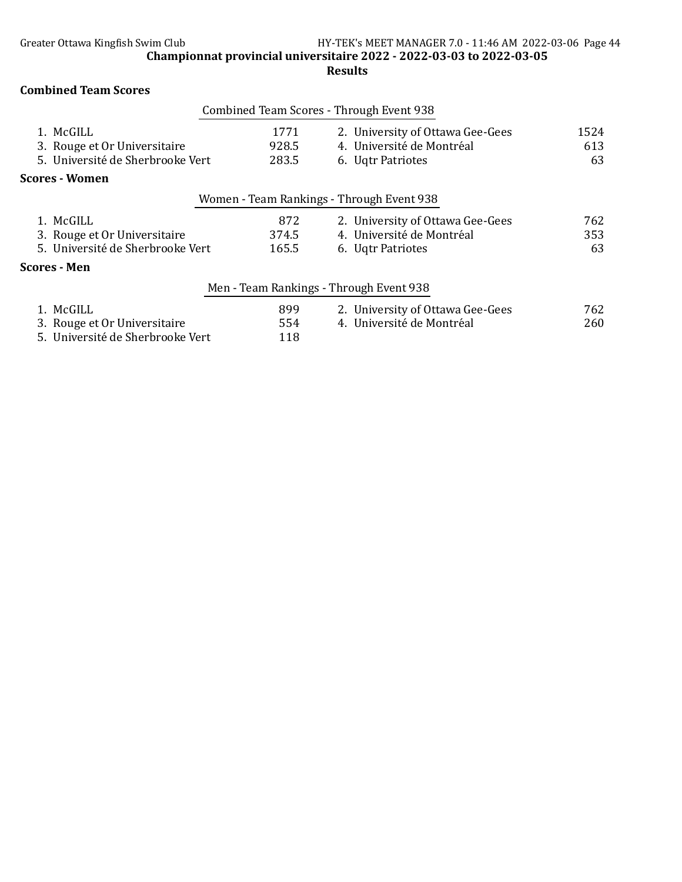## Combined Team Scores

Combined Team Scores - Through Event 938

| | | | |
|---|---|---|---|
| 1. McGILL | 1771 | 2. University of Ottawa Gee-Gees | 1524 |
| 3. Rouge et Or Universitaire | 928.5 | 4. Université de Montréal | 613 |
| 5. Université de Sherbrooke Vert | 283.5 | 6. Uqtr Patriotes | 63 |

## Scores - Women

Women - Team Rankings - Through Event 938

| | | | |
|---|---|---|---|
| 1. McGILL | 872 | 2. University of Ottawa Gee-Gees | 762 |
| 3. Rouge et Or Universitaire | 374.5 | 4. Université de Montréal | 353 |
| 5. Université de Sherbrooke Vert | 165.5 | 6. Uqtr Patriotes | 63 |

## Scores - Men

Men - Team Rankings - Through Event 938

| | | | |
|---|---|---|---|
| 1. McGILL | 899 | 2. University of Ottawa Gee-Gees | 762 |
| 3. Rouge et Or Universitaire | 554 | 4. Université de Montréal | 260 |
| 5. Université de Sherbrooke Vert | 118 | | |